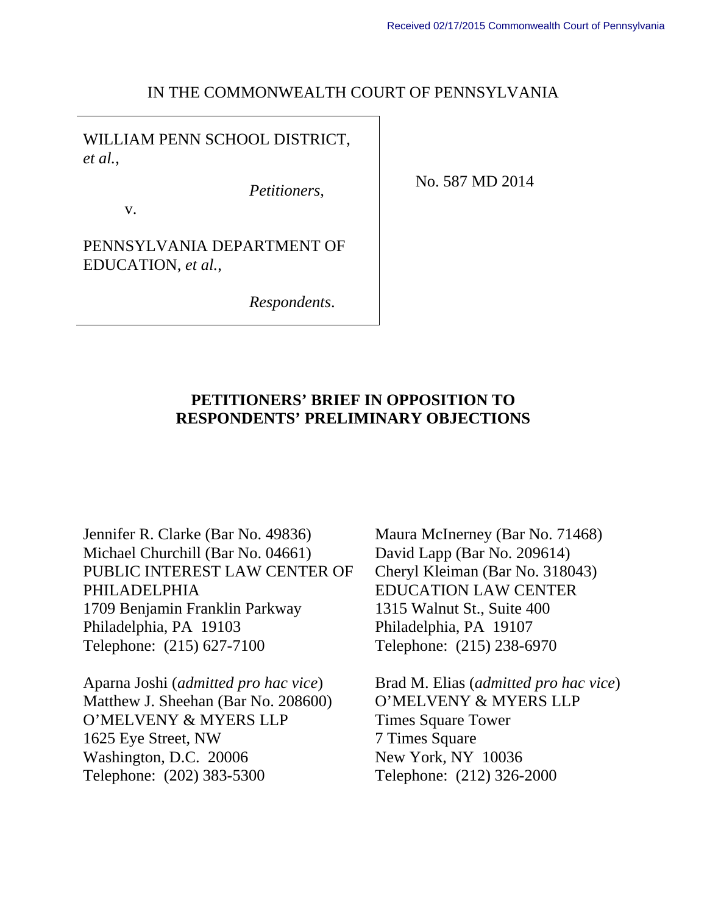Received 02/17/2015 Commonwealth Court of Pennsylvania

IN THE COMMONWEALTH COURT OF PENNSYLVANIA

| | |
|---|---|
| WILLIAM PENN SCHOOL DISTRICT, *et al.*,<br><br>*Petitioners,*<br><br>v.<br><br>PENNSYLVANIA DEPARTMENT OF EDUCATION, *et al.*,<br><br>*Respondents*. | No. 587 MD 2014 |

**PETITIONERS' BRIEF IN OPPOSITION TO RESPONDENTS' PRELIMINARY OBJECTIONS**

Jennifer R. Clarke (Bar No. 49836)
Michael Churchill (Bar No. 04661)
PUBLIC INTEREST LAW CENTER OF PHILADELPHIA
1709 Benjamin Franklin Parkway
Philadelphia, PA 19103
Telephone: (215) 627-7100

Maura McInerney (Bar No. 71468)
David Lapp (Bar No. 209614)
Cheryl Kleiman (Bar No. 318043)
EDUCATION LAW CENTER
1315 Walnut St., Suite 400
Philadelphia, PA 19107
Telephone: (215) 238-6970

Aparna Joshi (*admitted pro hac vice*)
Matthew J. Sheehan (Bar No. 208600)
O'MELVENY & MYERS LLP
1625 Eye Street, NW
Washington, D.C. 20006
Telephone: (202) 383-5300

Brad M. Elias (*admitted pro hac vice*)
O'MELVENY & MYERS LLP
Times Square Tower
7 Times Square
New York, NY 10036
Telephone: (212) 326-2000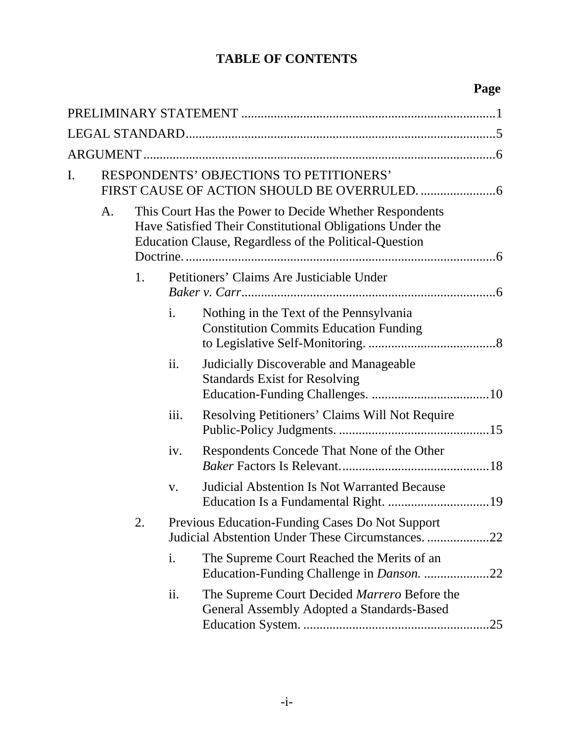# TABLE OF CONTENTS

**Page**

PRELIMINARY STATEMENT ............................................................................1

LEGAL STANDARD.............................................................................................5

ARGUMENT ..........................................................................................................6

I. RESPONDENTS' OBJECTIONS TO PETITIONERS' FIRST CAUSE OF ACTION SHOULD BE OVERRULED. ......................6

  A. This Court Has the Power to Decide Whether Respondents Have Satisfied Their Constitutional Obligations Under the Education Clause, Regardless of the Political-Question Doctrine. ..............................................................................................6

    1. Petitioners' Claims Are Justiciable Under *Baker v. Carr*..............................................................................6

      i. Nothing in the Text of the Pennsylvania Constitution Commits Education Funding to Legislative Self-Monitoring. .......................................8

      ii. Judicially Discoverable and Manageable Standards Exist for Resolving Education-Funding Challenges. ....................................10

      iii. Resolving Petitioners' Claims Will Not Require Public-Policy Judgments. ..............................................15

      iv. Respondents Concede That None of the Other *Baker* Factors Is Relevant.............................................18

      v. Judicial Abstention Is Not Warranted Because Education Is a Fundamental Right. ...............................19

    2. Previous Education-Funding Cases Do Not Support Judicial Abstention Under These Circumstances. ...................22

      i. The Supreme Court Reached the Merits of an Education-Funding Challenge in *Danson.* ....................22

      ii. The Supreme Court Decided *Marrero* Before the General Assembly Adopted a Standards-Based Education System. .........................................................25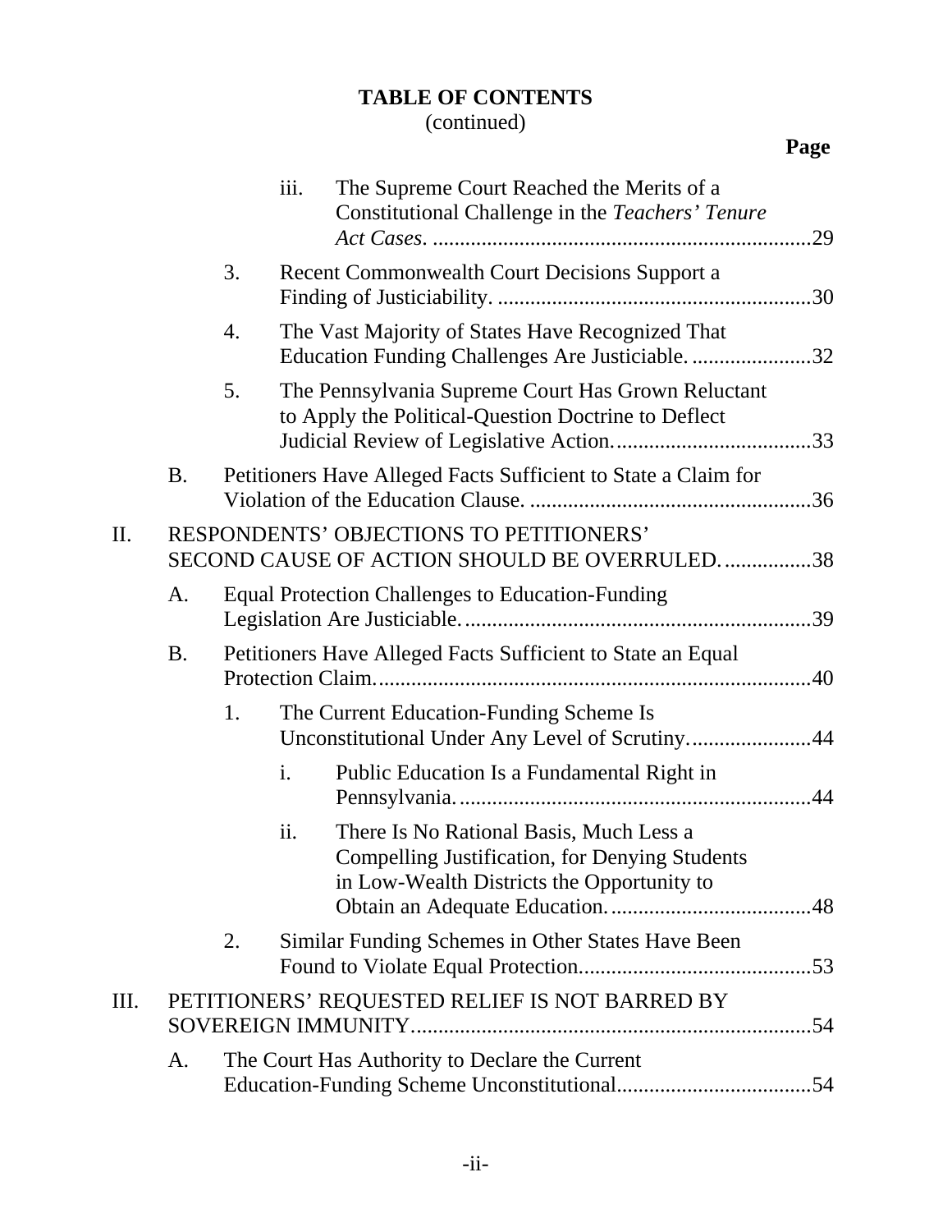**TABLE OF CONTENTS**
(continued)

**Page**

- iii. The Supreme Court Reached the Merits of a Constitutional Challenge in the *Teachers' Tenure Act Cases*. ....................29
- 3. Recent Commonwealth Court Decisions Support a Finding of Justiciability. ....................30
- 4. The Vast Majority of States Have Recognized That Education Funding Challenges Are Justiciable. ....................32
- 5. The Pennsylvania Supreme Court Has Grown Reluctant to Apply the Political-Question Doctrine to Deflect Judicial Review of Legislative Action. ....................33

B. Petitioners Have Alleged Facts Sufficient to State a Claim for Violation of the Education Clause. ....................36

II. RESPONDENTS' OBJECTIONS TO PETITIONERS' SECOND CAUSE OF ACTION SHOULD BE OVERRULED. ....................38

A. Equal Protection Challenges to Education-Funding Legislation Are Justiciable. ....................39

B. Petitioners Have Alleged Facts Sufficient to State an Equal Protection Claim. ....................40

- 1. The Current Education-Funding Scheme Is Unconstitutional Under Any Level of Scrutiny. ....................44
  - i. Public Education Is a Fundamental Right in Pennsylvania. ....................44
  - ii. There Is No Rational Basis, Much Less a Compelling Justification, for Denying Students in Low-Wealth Districts the Opportunity to Obtain an Adequate Education. ....................48
- 2. Similar Funding Schemes in Other States Have Been Found to Violate Equal Protection. ....................53

III. PETITIONERS' REQUESTED RELIEF IS NOT BARRED BY SOVEREIGN IMMUNITY ....................54

A. The Court Has Authority to Declare the Current Education-Funding Scheme Unconstitutional ....................54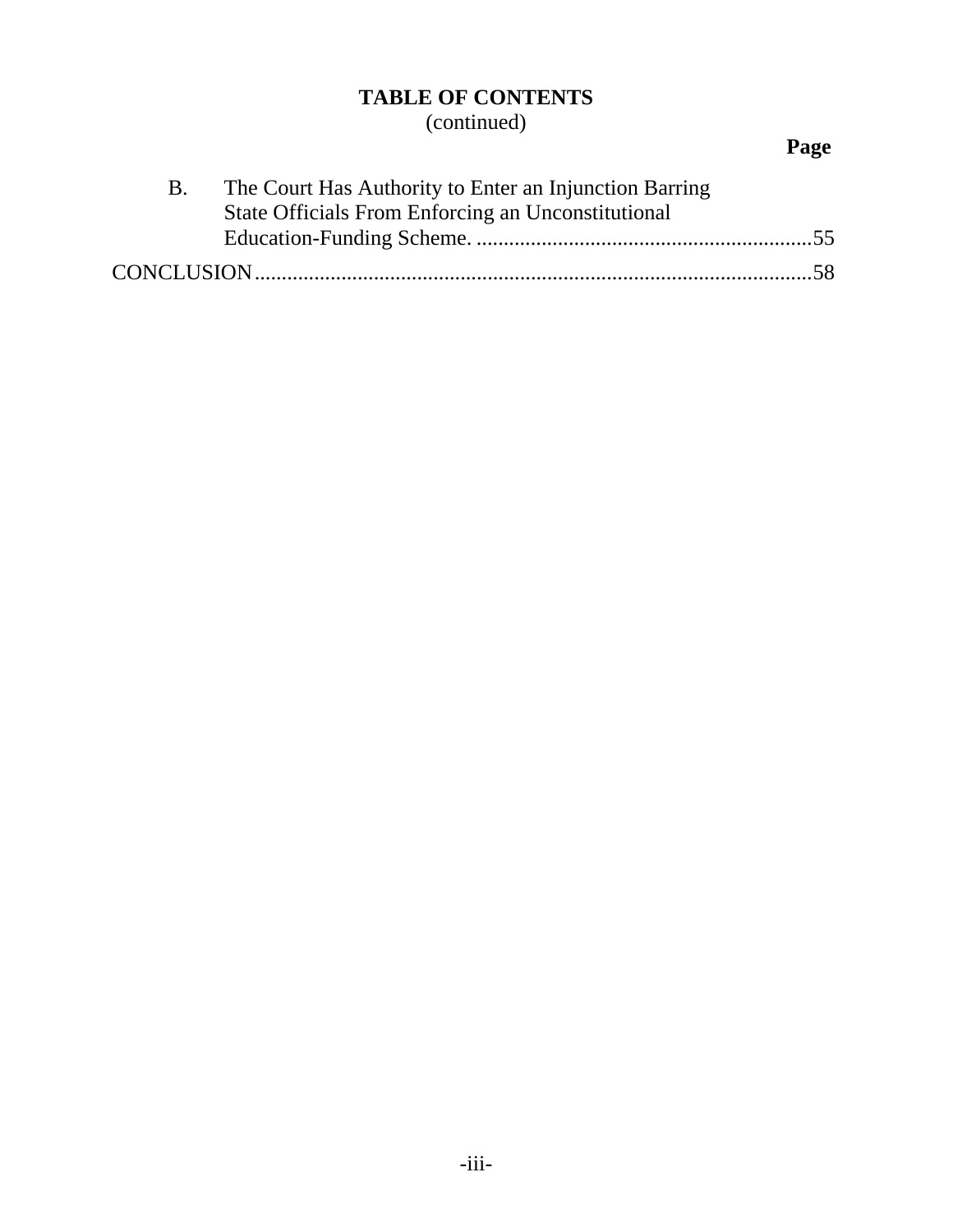## TABLE OF CONTENTS
(continued)

| | Page |
|---|---|
| B. The Court Has Authority to Enter an Injunction Barring State Officials From Enforcing an Unconstitutional Education-Funding Scheme. | 55 |
| CONCLUSION | 58 |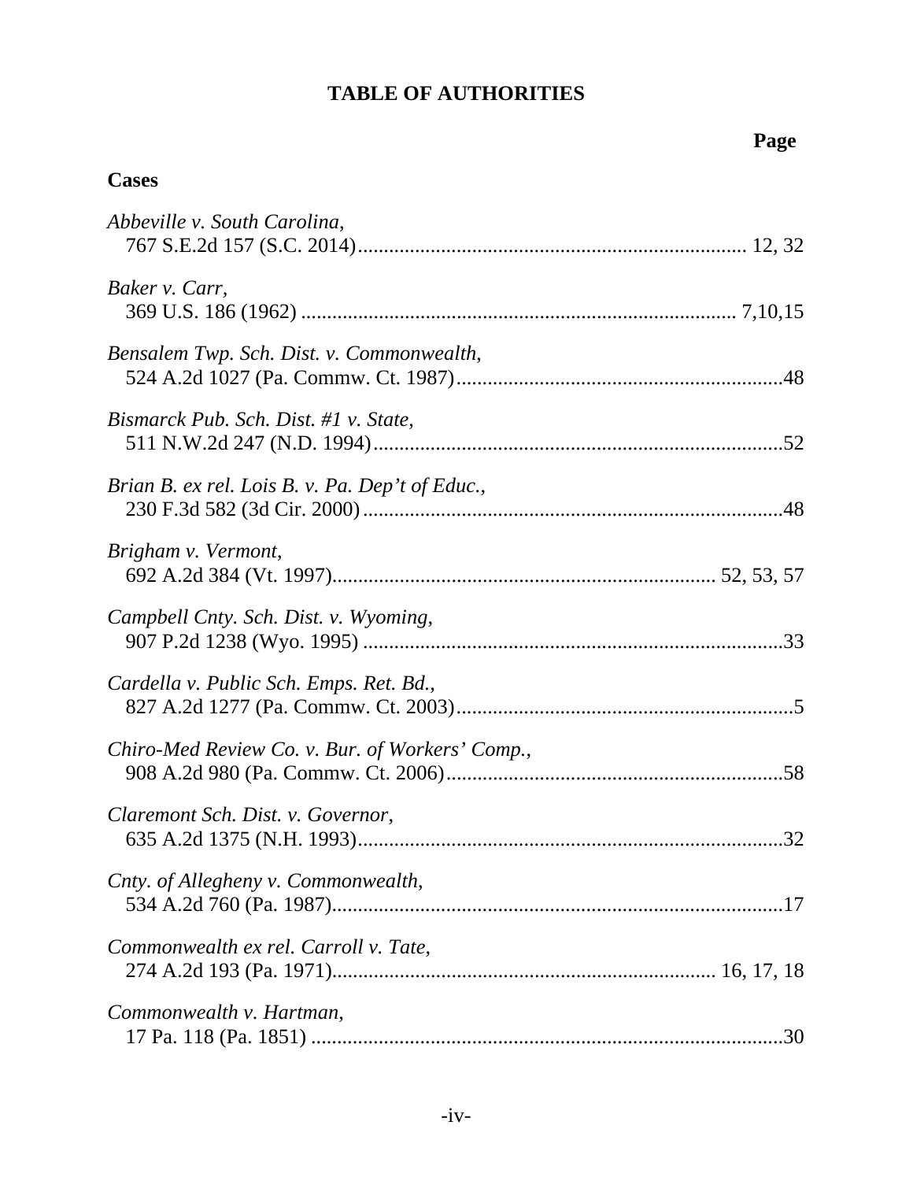# TABLE OF AUTHORITIES

**Page**

## Cases

*Abbeville v. South Carolina*,
767 S.E.2d 157 (S.C. 2014).......................................................................... 12, 32

*Baker v. Carr*,
369 U.S. 186 (1962) .................................................................................. 7,10,15

*Bensalem Twp. Sch. Dist. v. Commonwealth*,
524 A.2d 1027 (Pa. Commw. Ct. 1987)..............................................................48

*Bismarck Pub. Sch. Dist. #1 v. State*,
511 N.W.2d 247 (N.D. 1994)..............................................................................52

*Brian B. ex rel. Lois B. v. Pa. Dep't of Educ.*,
230 F.3d 582 (3d Cir. 2000)................................................................................48

*Brigham v. Vermont*,
692 A.2d 384 (Vt. 1997)........................................................................ 52, 53, 57

*Campbell Cnty. Sch. Dist. v. Wyoming*,
907 P.2d 1238 (Wyo. 1995) ................................................................................33

*Cardella v. Public Sch. Emps. Ret. Bd.*,
827 A.2d 1277 (Pa. Commw. Ct. 2003)................................................................5

*Chiro-Med Review Co. v. Bur. of Workers' Comp.*,
908 A.2d 980 (Pa. Commw. Ct. 2006)................................................................58

*Claremont Sch. Dist. v. Governor*,
635 A.2d 1375 (N.H. 1993).................................................................................32

*Cnty. of Allegheny v. Commonwealth*,
534 A.2d 760 (Pa. 1987)......................................................................................17

*Commonwealth ex rel. Carroll v. Tate*,
274 A.2d 193 (Pa. 1971)....................................................................... 16, 17, 18

*Commonwealth v. Hartman*,
17 Pa. 118 (Pa. 1851) ..........................................................................................30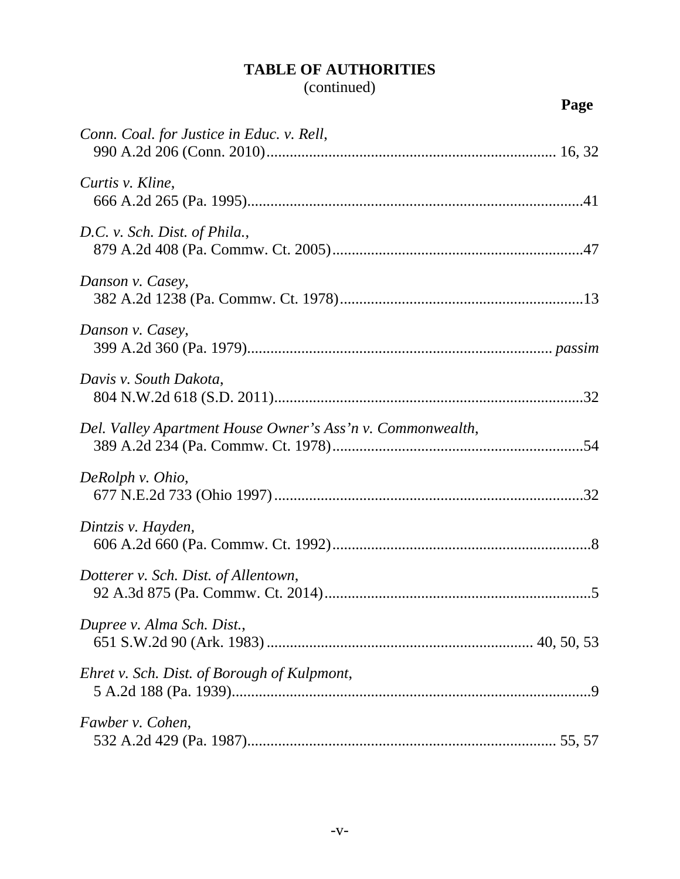# TABLE OF AUTHORITIES
(continued)

**Page**

*Conn. Coal. for Justice in Educ. v. Rell*,
990 A.2d 206 (Conn. 2010)........................................................................... 16, 32

*Curtis v. Kline*,
666 A.2d 265 (Pa. 1995).......................................................................................41

*D.C. v. Sch. Dist. of Phila.*,
879 A.2d 408 (Pa. Commw. Ct. 2005)................................................................47

*Danson v. Casey*,
382 A.2d 1238 (Pa. Commw. Ct. 1978)...............................................................13

*Danson v. Casey*,
399 A.2d 360 (Pa. 1979)............................................................................. *passim*

*Davis v. South Dakota*,
804 N.W.2d 618 (S.D. 2011)................................................................................32

*Del. Valley Apartment House Owner's Ass'n v. Commonwealth*,
389 A.2d 234 (Pa. Commw. Ct. 1978)................................................................54

*DeRolph v. Ohio*,
677 N.E.2d 733 (Ohio 1997)................................................................................32

*Dintzis v. Hayden*,
606 A.2d 660 (Pa. Commw. Ct. 1992)..................................................................8

*Dotterer v. Sch. Dist. of Allentown*,
92 A.3d 875 (Pa. Commw. Ct. 2014)....................................................................5

*Dupree v. Alma Sch. Dist.*,
651 S.W.2d 90 (Ark. 1983)................................................................... 40, 50, 53

*Ehret v. Sch. Dist. of Borough of Kulpmont*,
5 A.2d 188 (Pa. 1939).............................................................................................9

*Fawber v. Cohen*,
532 A.2d 429 (Pa. 1987)............................................................................... 55, 57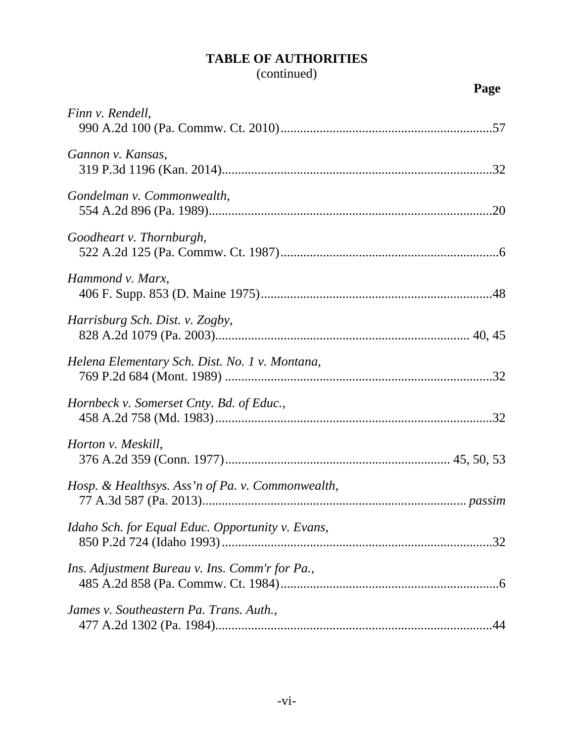**TABLE OF AUTHORITIES**
(continued)

**Page**

*Finn v. Rendell*,
990 A.2d 100 (Pa. Commw. Ct. 2010)....................57

*Gannon v. Kansas*,
319 P.3d 1196 (Kan. 2014)....................32

*Gondelman v. Commonwealth*,
554 A.2d 896 (Pa. 1989)....................20

*Goodheart v. Thornburgh*,
522 A.2d 125 (Pa. Commw. Ct. 1987)....................6

*Hammond v. Marx*,
406 F. Supp. 853 (D. Maine 1975)....................48

*Harrisburg Sch. Dist. v. Zogby*,
828 A.2d 1079 (Pa. 2003).................... 40, 45

*Helena Elementary Sch. Dist. No. 1 v. Montana*,
769 P.2d 684 (Mont. 1989) ....................32

*Hornbeck v. Somerset Cnty. Bd. of Educ.*,
458 A.2d 758 (Md. 1983)....................32

*Horton v. Meskill*,
376 A.2d 359 (Conn. 1977).................... 45, 50, 53

*Hosp. & Healthsys. Ass'n of Pa. v. Commonwealth*,
77 A.3d 587 (Pa. 2013).................... *passim*

*Idaho Sch. for Equal Educ. Opportunity v. Evans*,
850 P.2d 724 (Idaho 1993)....................32

*Ins. Adjustment Bureau v. Ins. Comm'r for Pa.*,
485 A.2d 858 (Pa. Commw. Ct. 1984)....................6

*James v. Southeastern Pa. Trans. Auth.*,
477 A.2d 1302 (Pa. 1984)....................44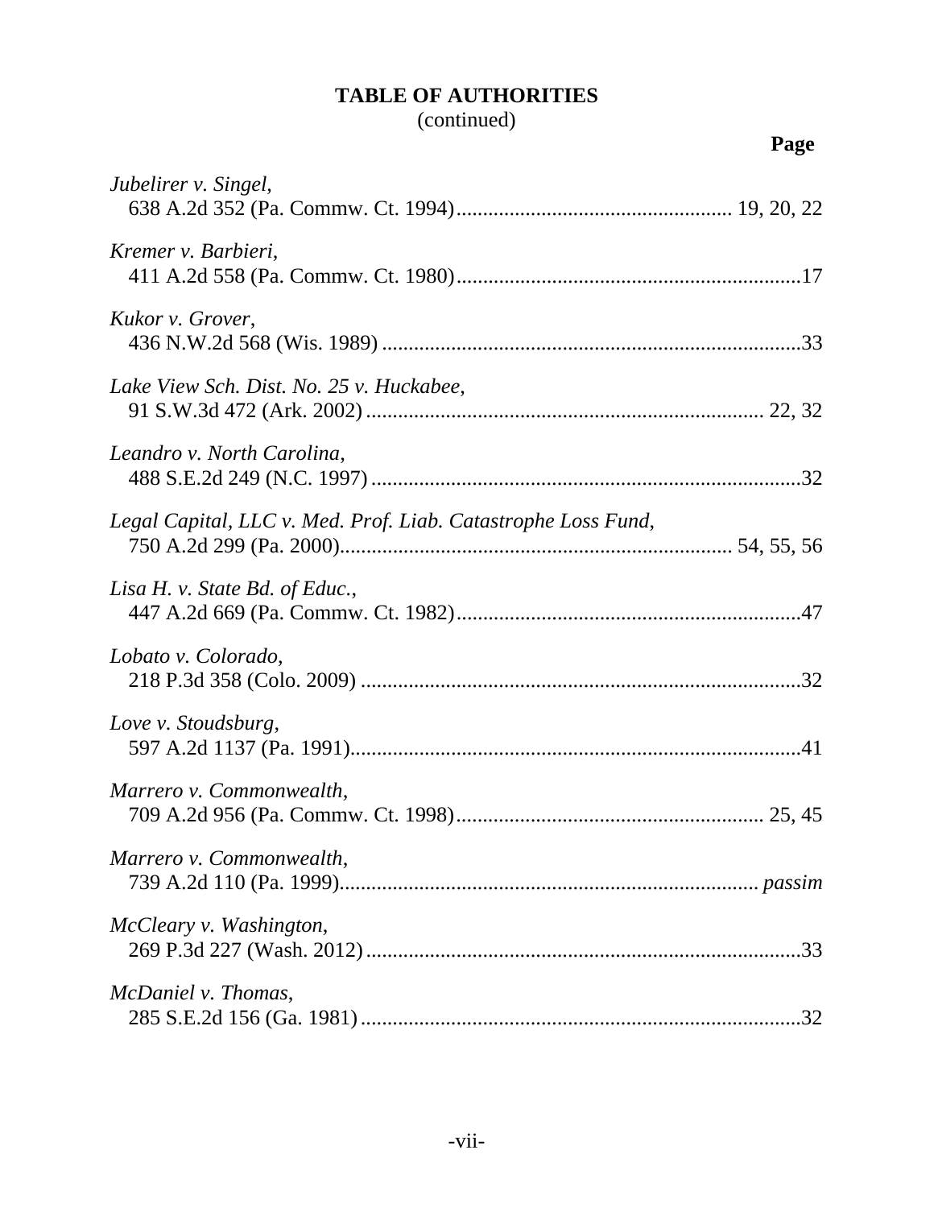## TABLE OF AUTHORITIES
(continued)

**Page**

*Jubelirer v. Singel*,
638 A.2d 352 (Pa. Commw. Ct. 1994)................................................... 19, 20, 22

*Kremer v. Barbieri*,
411 A.2d 558 (Pa. Commw. Ct. 1980)................................................................17

*Kukor v. Grover*,
436 N.W.2d 568 (Wis. 1989) ..............................................................................33

*Lake View Sch. Dist. No. 25 v. Huckabee*,
91 S.W.3d 472 (Ark. 2002) .......................................................................... 22, 32

*Leandro v. North Carolina*,
488 S.E.2d 249 (N.C. 1997) ................................................................................32

*Legal Capital, LLC v. Med. Prof. Liab. Catastrophe Loss Fund*,
750 A.2d 299 (Pa. 2000)......................................................................... 54, 55, 56

*Lisa H. v. State Bd. of Educ.*,
447 A.2d 669 (Pa. Commw. Ct. 1982)................................................................47

*Lobato v. Colorado*,
218 P.3d 358 (Colo. 2009) ..................................................................................32

*Love v. Stoudsburg*,
597 A.2d 1137 (Pa. 1991)....................................................................................41

*Marrero v. Commonwealth*,
709 A.2d 956 (Pa. Commw. Ct. 1998).......................................................... 25, 45

*Marrero v. Commonwealth*,
739 A.2d 110 (Pa. 1999)............................................................................. *passim*

*McCleary v. Washington*,
269 P.3d 227 (Wash. 2012) .................................................................................33

*McDaniel v. Thomas*,
285 S.E.2d 156 (Ga. 1981) ..................................................................................32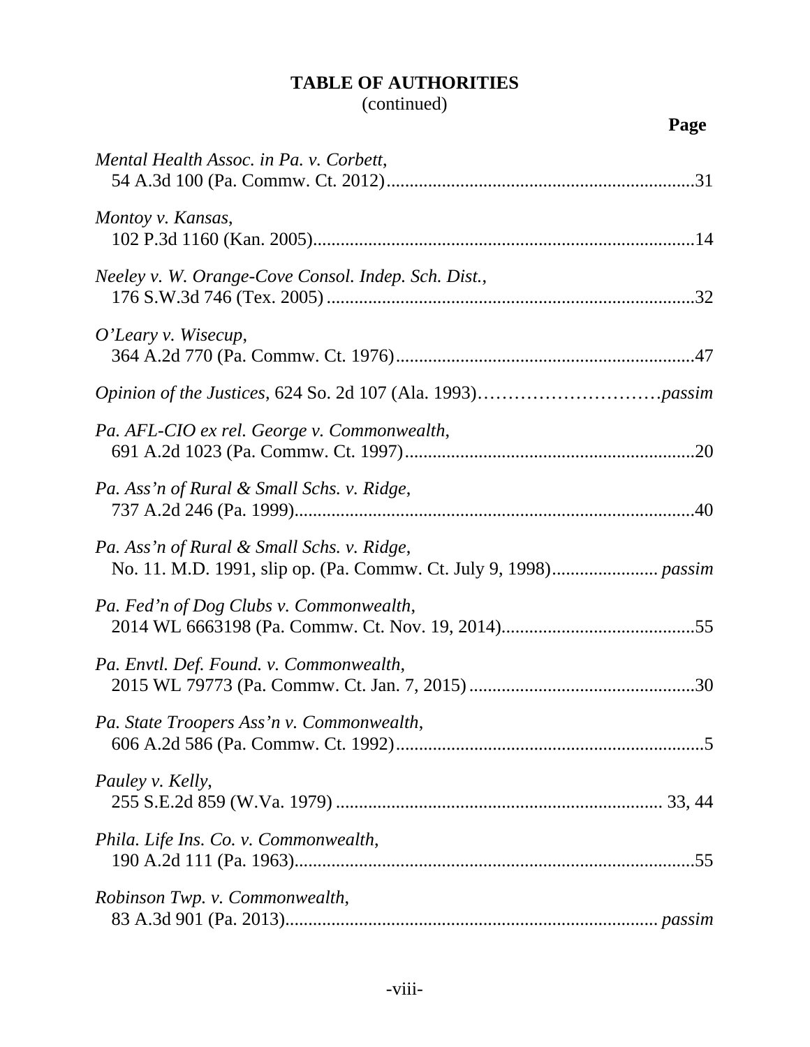# TABLE OF AUTHORITIES
(continued)

**Page**

*Mental Health Assoc. in Pa. v. Corbett*,
54 A.3d 100 (Pa. Commw. Ct. 2012)....................................................................31

*Montoy v. Kansas*,
102 P.3d 1160 (Kan. 2005)..................................................................................14

*Neeley v. W. Orange-Cove Consol. Indep. Sch. Dist.*,
176 S.W.3d 746 (Tex. 2005)................................................................................32

*O'Leary v. Wisecup*,
364 A.2d 770 (Pa. Commw. Ct. 1976)..................................................................47

*Opinion of the Justices*, 624 So. 2d 107 (Ala. 1993)……………………………*passim*

*Pa. AFL-CIO ex rel. George v. Commonwealth*,
691 A.2d 1023 (Pa. Commw. Ct. 1997)................................................................20

*Pa. Ass'n of Rural & Small Schs. v. Ridge*,
737 A.2d 246 (Pa. 1999)......................................................................................40

*Pa. Ass'n of Rural & Small Schs. v. Ridge*,
No. 11. M.D. 1991, slip op. (Pa. Commw. Ct. July 9, 1998)....................... *passim*

*Pa. Fed'n of Dog Clubs v. Commonwealth*,
2014 WL 6663198 (Pa. Commw. Ct. Nov. 19, 2014)..........................................55

*Pa. Envtl. Def. Found. v. Commonwealth*,
2015 WL 79773 (Pa. Commw. Ct. Jan. 7, 2015).................................................30

*Pa. State Troopers Ass'n v. Commonwealth*,
606 A.2d 586 (Pa. Commw. Ct. 1992)..................................................................5

*Pauley v. Kelly*,
255 S.E.2d 859 (W.Va. 1979)...................................................................... 33, 44

*Phila. Life Ins. Co. v. Commonwealth*,
190 A.2d 111 (Pa. 1963)......................................................................................55

*Robinson Twp. v. Commonwealth*,
83 A.3d 901 (Pa. 2013)................................................................................ *passim*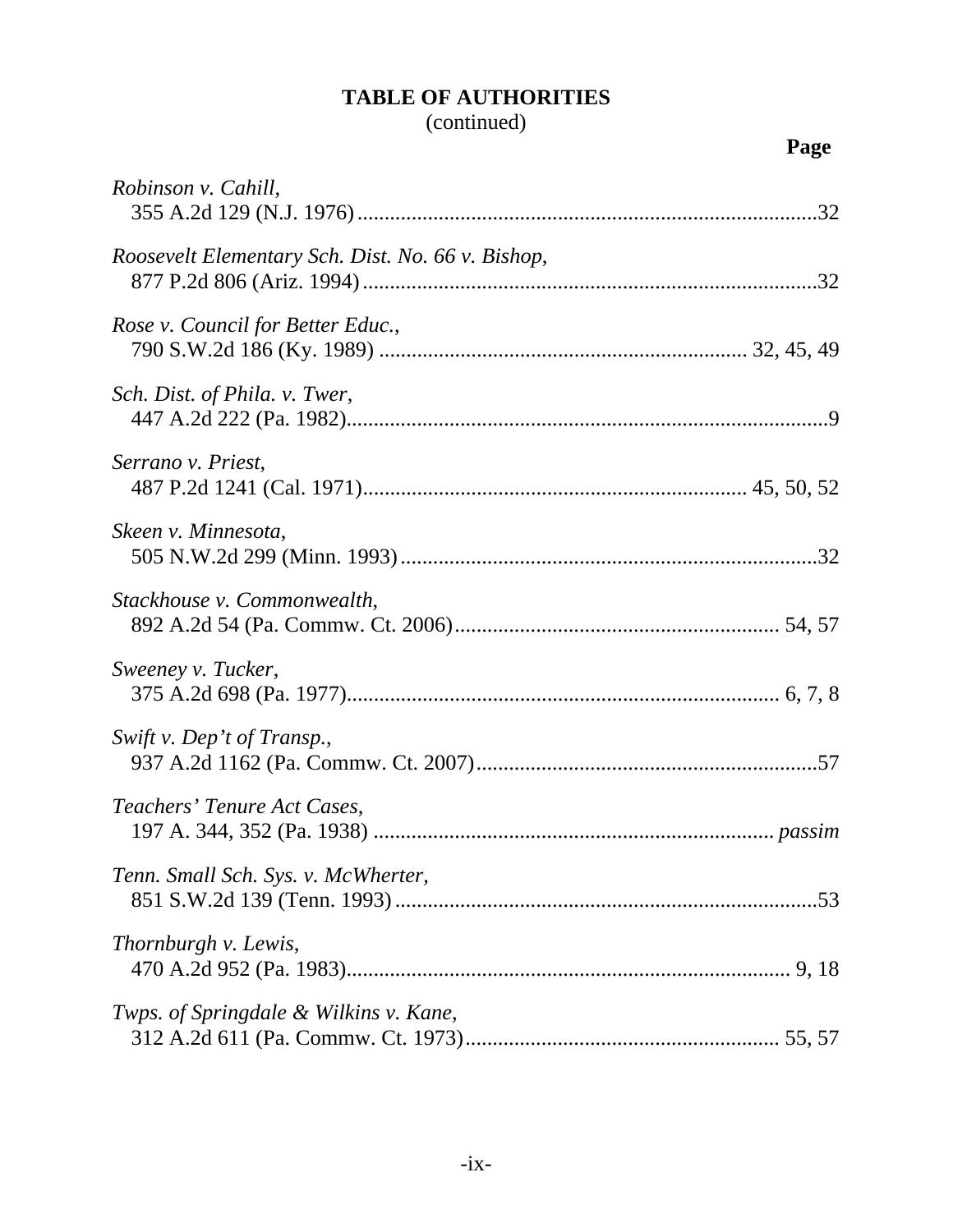**TABLE OF AUTHORITIES**
(continued)

**Page**

*Robinson v. Cahill*,
355 A.2d 129 (N.J. 1976) ....................................................................................32

*Roosevelt Elementary Sch. Dist. No. 66 v. Bishop*,
877 P.2d 806 (Ariz. 1994) ...................................................................................32

*Rose v. Council for Better Educ.*,
790 S.W.2d 186 (Ky. 1989) .................................................................. 32, 45, 49

*Sch. Dist. of Phila. v. Twer*,
447 A.2d 222 (Pa. 1982)........................................................................................9

*Serrano v. Priest*,
487 P.2d 1241 (Cal. 1971)..................................................................... 45, 50, 52

*Skeen v. Minnesota*,
505 N.W.2d 299 (Minn. 1993) ............................................................................32

*Stackhouse v. Commonwealth*,
892 A.2d 54 (Pa. Commw. Ct. 2006)........................................................... 54, 57

*Sweeney v. Tucker*,
375 A.2d 698 (Pa. 1977)............................................................................... 6, 7, 8

*Swift v. Dep't of Transp.*,
937 A.2d 1162 (Pa. Commw. Ct. 2007)..............................................................57

*Teachers' Tenure Act Cases*,
197 A. 344, 352 (Pa. 1938) ......................................................................... *passim*

*Tenn. Small Sch. Sys. v. McWherter*,
851 S.W.2d 139 (Tenn. 1993) .............................................................................53

*Thornburgh v. Lewis*,
470 A.2d 952 (Pa. 1983)................................................................................. 9, 18

*Twps. of Springdale & Wilkins v. Kane*,
312 A.2d 611 (Pa. Commw. Ct. 1973)......................................................... 55, 57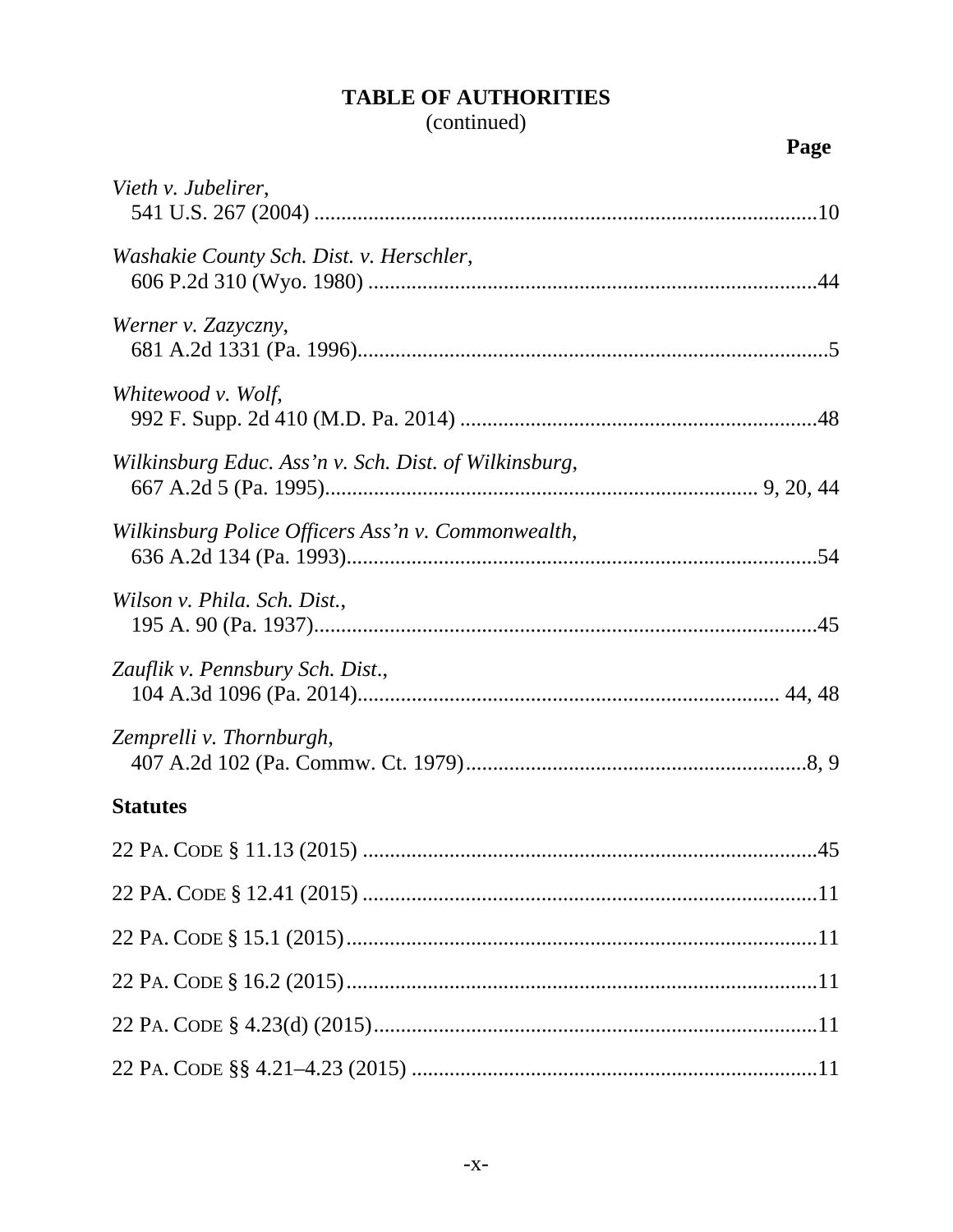**TABLE OF AUTHORITIES**
(continued)

**Page**

*Vieth v. Jubelirer*,
541 U.S. 267 (2004) ....................................................................................10

*Washakie County Sch. Dist. v. Herschler*,
606 P.2d 310 (Wyo. 1980) ..........................................................................44

*Werner v. Zazyczny*,
681 A.2d 1331 (Pa. 1996)..............................................................................5

*Whitewood v. Wolf*,
992 F. Supp. 2d 410 (M.D. Pa. 2014) .........................................................48

*Wilkinsburg Educ. Ass'n v. Sch. Dist. of Wilkinsburg*,
667 A.2d 5 (Pa. 1995)........................................................................ 9, 20, 44

*Wilkinsburg Police Officers Ass'n v. Commonwealth*,
636 A.2d 134 (Pa. 1993)..............................................................................54

*Wilson v. Phila. Sch. Dist.*,
195 A. 90 (Pa. 1937)....................................................................................45

*Zauflik v. Pennsbury Sch. Dist.*,
104 A.3d 1096 (Pa. 2014)...................................................................... 44, 48

*Zemprelli v. Thornburgh*,
407 A.2d 102 (Pa. Commw. Ct. 1979)......................................................8, 9

**Statutes**

22 PA. CODE § 11.13 (2015) ..........................................................................45

22 PA. CODE § 12.41 (2015) ..........................................................................11

22 PA. CODE § 15.1 (2015)............................................................................11

22 PA. CODE § 16.2 (2015)............................................................................11

22 PA. CODE § 4.23(d) (2015).......................................................................11

22 PA. CODE §§ 4.21–4.23 (2015) ................................................................11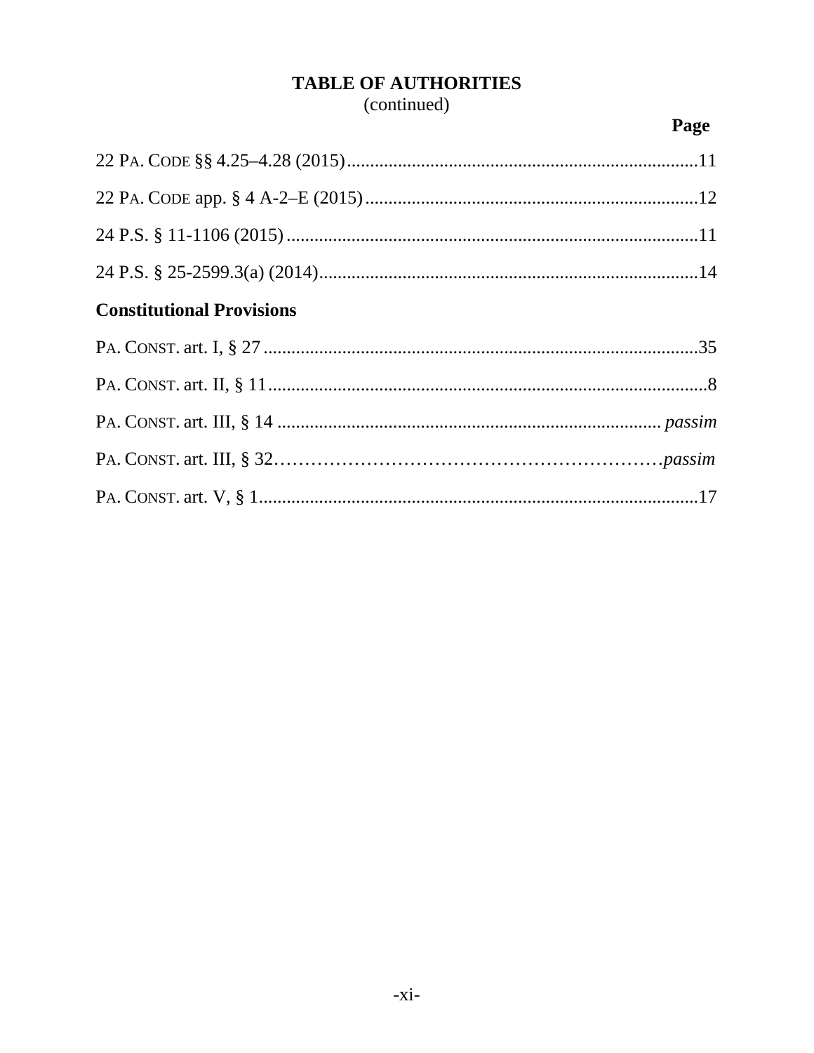# TABLE OF AUTHORITIES
(continued)

**Page**

22 PA. CODE §§ 4.25–4.28 (2015) ........................................ 11

22 PA. CODE app. § 4 A-2–E (2015) ........................................ 12

24 P.S. § 11-1106 (2015) ........................................ 11

24 P.S. § 25-2599.3(a) (2014) ........................................ 14

**Constitutional Provisions**

PA. CONST. art. I, § 27 ........................................ 35

PA. CONST. art. II, § 11 ........................................ 8

PA. CONST. art. III, § 14 ........................................ *passim*

PA. CONST. art. III, § 32 ........................................ *passim*

PA. CONST. art. V, § 1 ........................................ 17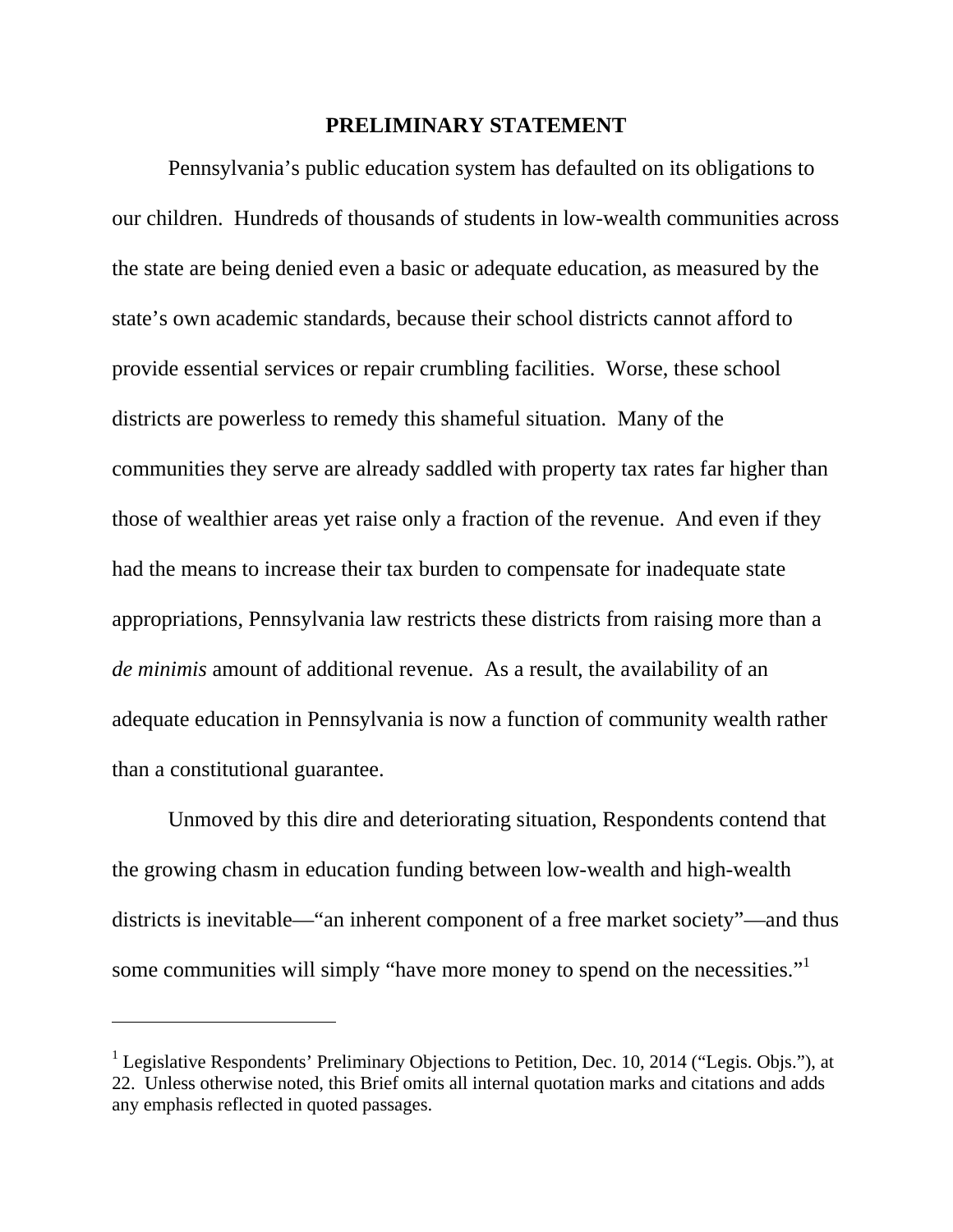## PRELIMINARY STATEMENT

Pennsylvania's public education system has defaulted on its obligations to our children. Hundreds of thousands of students in low-wealth communities across the state are being denied even a basic or adequate education, as measured by the state's own academic standards, because their school districts cannot afford to provide essential services or repair crumbling facilities. Worse, these school districts are powerless to remedy this shameful situation. Many of the communities they serve are already saddled with property tax rates far higher than those of wealthier areas yet raise only a fraction of the revenue. And even if they had the means to increase their tax burden to compensate for inadequate state appropriations, Pennsylvania law restricts these districts from raising more than a *de minimis* amount of additional revenue. As a result, the availability of an adequate education in Pennsylvania is now a function of community wealth rather than a constitutional guarantee.

Unmoved by this dire and deteriorating situation, Respondents contend that the growing chasm in education funding between low-wealth and high-wealth districts is inevitable—"an inherent component of a free market society"—and thus some communities will simply "have more money to spend on the necessities."[1]

---

[1] Legislative Respondents' Preliminary Objections to Petition, Dec. 10, 2014 ("Legis. Objs."), at 22. Unless otherwise noted, this Brief omits all internal quotation marks and citations and adds any emphasis reflected in quoted passages.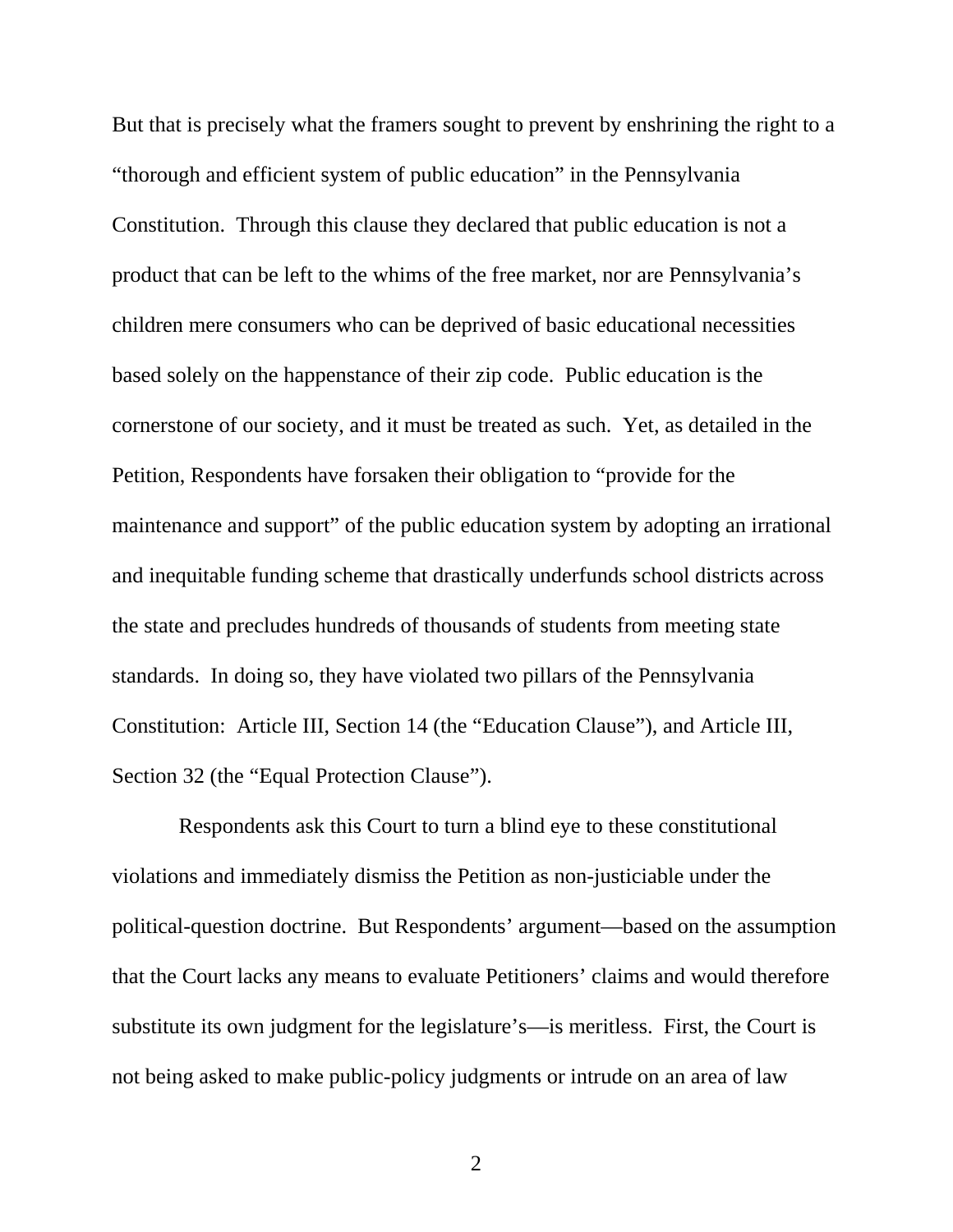But that is precisely what the framers sought to prevent by enshrining the right to a "thorough and efficient system of public education" in the Pennsylvania Constitution. Through this clause they declared that public education is not a product that can be left to the whims of the free market, nor are Pennsylvania's children mere consumers who can be deprived of basic educational necessities based solely on the happenstance of their zip code. Public education is the cornerstone of our society, and it must be treated as such. Yet, as detailed in the Petition, Respondents have forsaken their obligation to "provide for the maintenance and support" of the public education system by adopting an irrational and inequitable funding scheme that drastically underfunds school districts across the state and precludes hundreds of thousands of students from meeting state standards. In doing so, they have violated two pillars of the Pennsylvania Constitution: Article III, Section 14 (the "Education Clause"), and Article III, Section 32 (the "Equal Protection Clause").

Respondents ask this Court to turn a blind eye to these constitutional violations and immediately dismiss the Petition as non-justiciable under the political-question doctrine. But Respondents' argument—based on the assumption that the Court lacks any means to evaluate Petitioners' claims and would therefore substitute its own judgment for the legislature's—is meritless. First, the Court is not being asked to make public-policy judgments or intrude on an area of law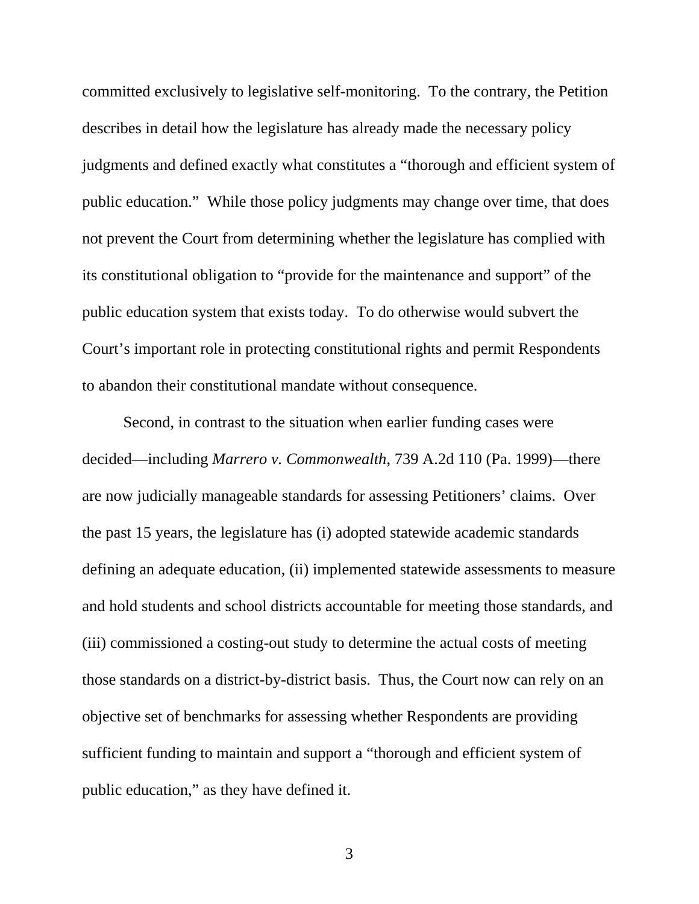committed exclusively to legislative self-monitoring. To the contrary, the Petition describes in detail how the legislature has already made the necessary policy judgments and defined exactly what constitutes a "thorough and efficient system of public education." While those policy judgments may change over time, that does not prevent the Court from determining whether the legislature has complied with its constitutional obligation to "provide for the maintenance and support" of the public education system that exists today. To do otherwise would subvert the Court's important role in protecting constitutional rights and permit Respondents to abandon their constitutional mandate without consequence.

Second, in contrast to the situation when earlier funding cases were decided—including *Marrero v. Commonwealth*, 739 A.2d 110 (Pa. 1999)—there are now judicially manageable standards for assessing Petitioners' claims. Over the past 15 years, the legislature has (i) adopted statewide academic standards defining an adequate education, (ii) implemented statewide assessments to measure and hold students and school districts accountable for meeting those standards, and (iii) commissioned a costing-out study to determine the actual costs of meeting those standards on a district-by-district basis. Thus, the Court now can rely on an objective set of benchmarks for assessing whether Respondents are providing sufficient funding to maintain and support a "thorough and efficient system of public education," as they have defined it.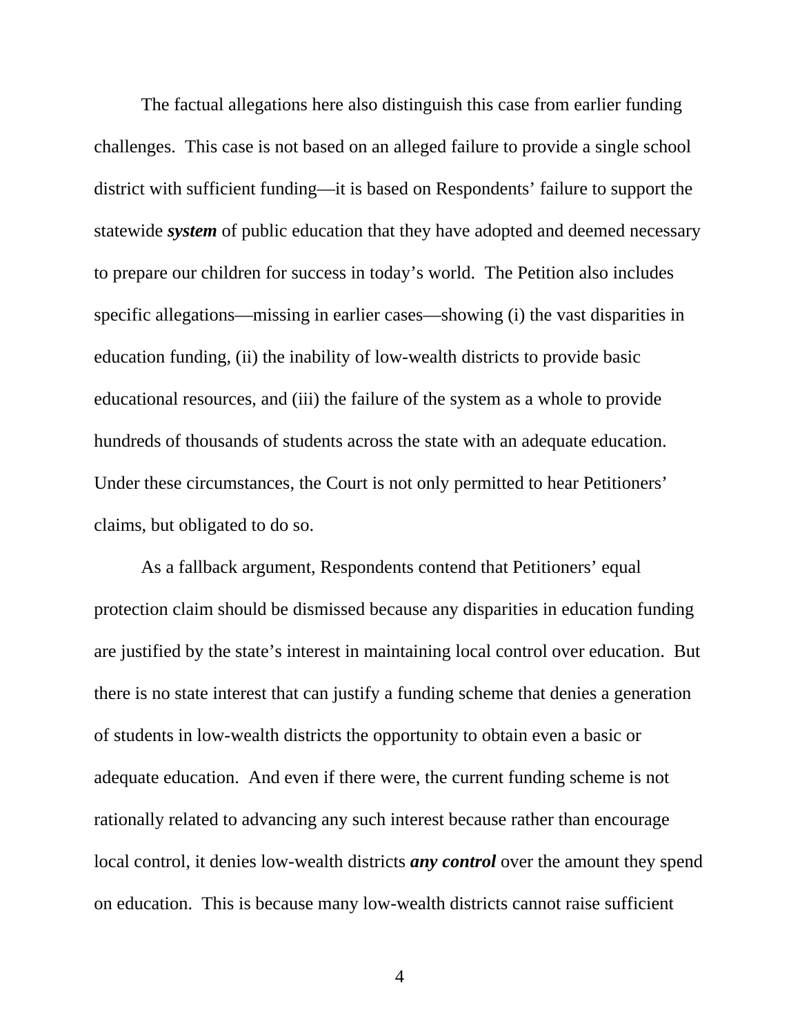The factual allegations here also distinguish this case from earlier funding challenges. This case is not based on an alleged failure to provide a single school district with sufficient funding—it is based on Respondents' failure to support the statewide ***system*** of public education that they have adopted and deemed necessary to prepare our children for success in today's world. The Petition also includes specific allegations—missing in earlier cases—showing (i) the vast disparities in education funding, (ii) the inability of low-wealth districts to provide basic educational resources, and (iii) the failure of the system as a whole to provide hundreds of thousands of students across the state with an adequate education. Under these circumstances, the Court is not only permitted to hear Petitioners' claims, but obligated to do so.

As a fallback argument, Respondents contend that Petitioners' equal protection claim should be dismissed because any disparities in education funding are justified by the state's interest in maintaining local control over education. But there is no state interest that can justify a funding scheme that denies a generation of students in low-wealth districts the opportunity to obtain even a basic or adequate education. And even if there were, the current funding scheme is not rationally related to advancing any such interest because rather than encourage local control, it denies low-wealth districts ***any control*** over the amount they spend on education. This is because many low-wealth districts cannot raise sufficient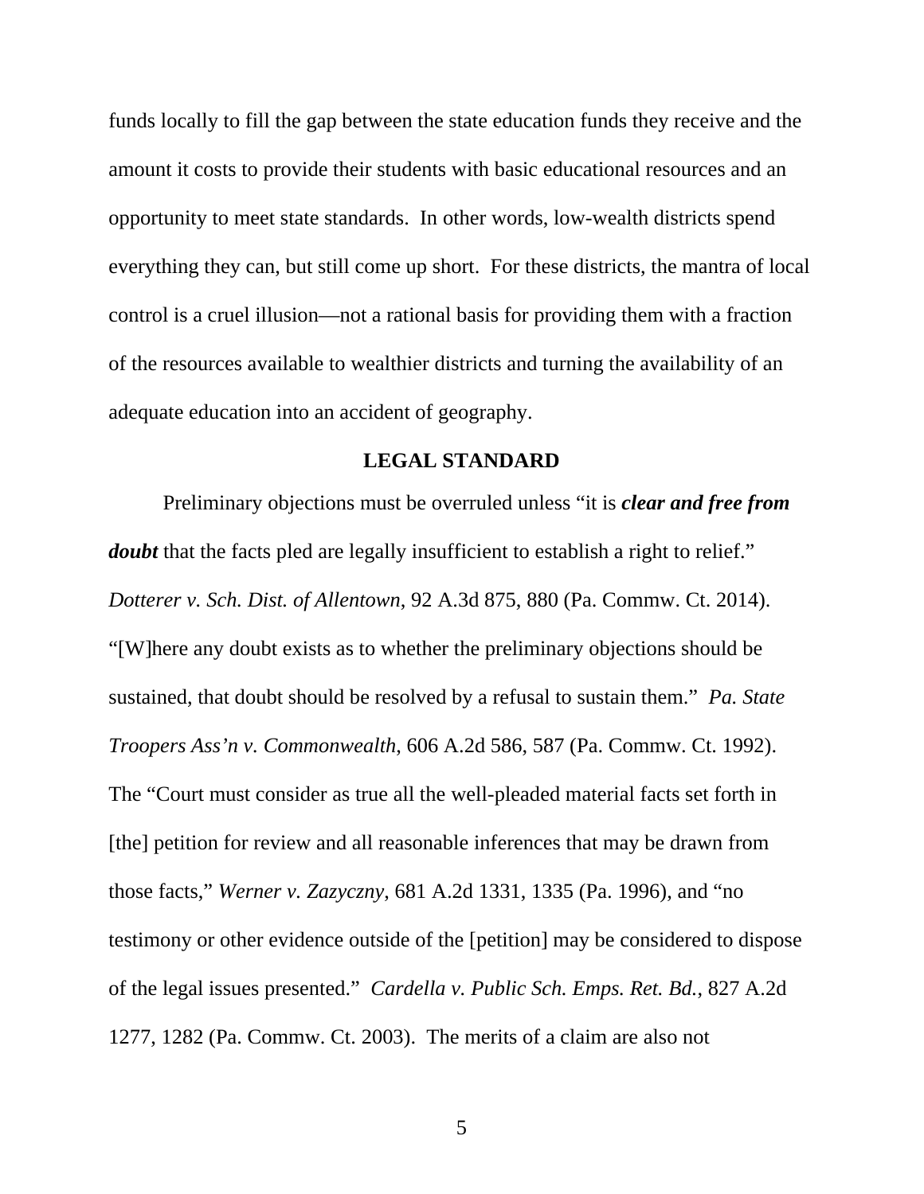funds locally to fill the gap between the state education funds they receive and the amount it costs to provide their students with basic educational resources and an opportunity to meet state standards. In other words, low-wealth districts spend everything they can, but still come up short. For these districts, the mantra of local control is a cruel illusion—not a rational basis for providing them with a fraction of the resources available to wealthier districts and turning the availability of an adequate education into an accident of geography.

## LEGAL STANDARD

Preliminary objections must be overruled unless "it is ***clear and free from doubt*** that the facts pled are legally insufficient to establish a right to relief." *Dotterer v. Sch. Dist. of Allentown*, 92 A.3d 875, 880 (Pa. Commw. Ct. 2014). "[W]here any doubt exists as to whether the preliminary objections should be sustained, that doubt should be resolved by a refusal to sustain them." *Pa. State Troopers Ass'n v. Commonwealth*, 606 A.2d 586, 587 (Pa. Commw. Ct. 1992). The "Court must consider as true all the well-pleaded material facts set forth in [the] petition for review and all reasonable inferences that may be drawn from those facts," *Werner v. Zazyczny*, 681 A.2d 1331, 1335 (Pa. 1996), and "no testimony or other evidence outside of the [petition] may be considered to dispose of the legal issues presented." *Cardella v. Public Sch. Emps. Ret. Bd.*, 827 A.2d 1277, 1282 (Pa. Commw. Ct. 2003). The merits of a claim are also not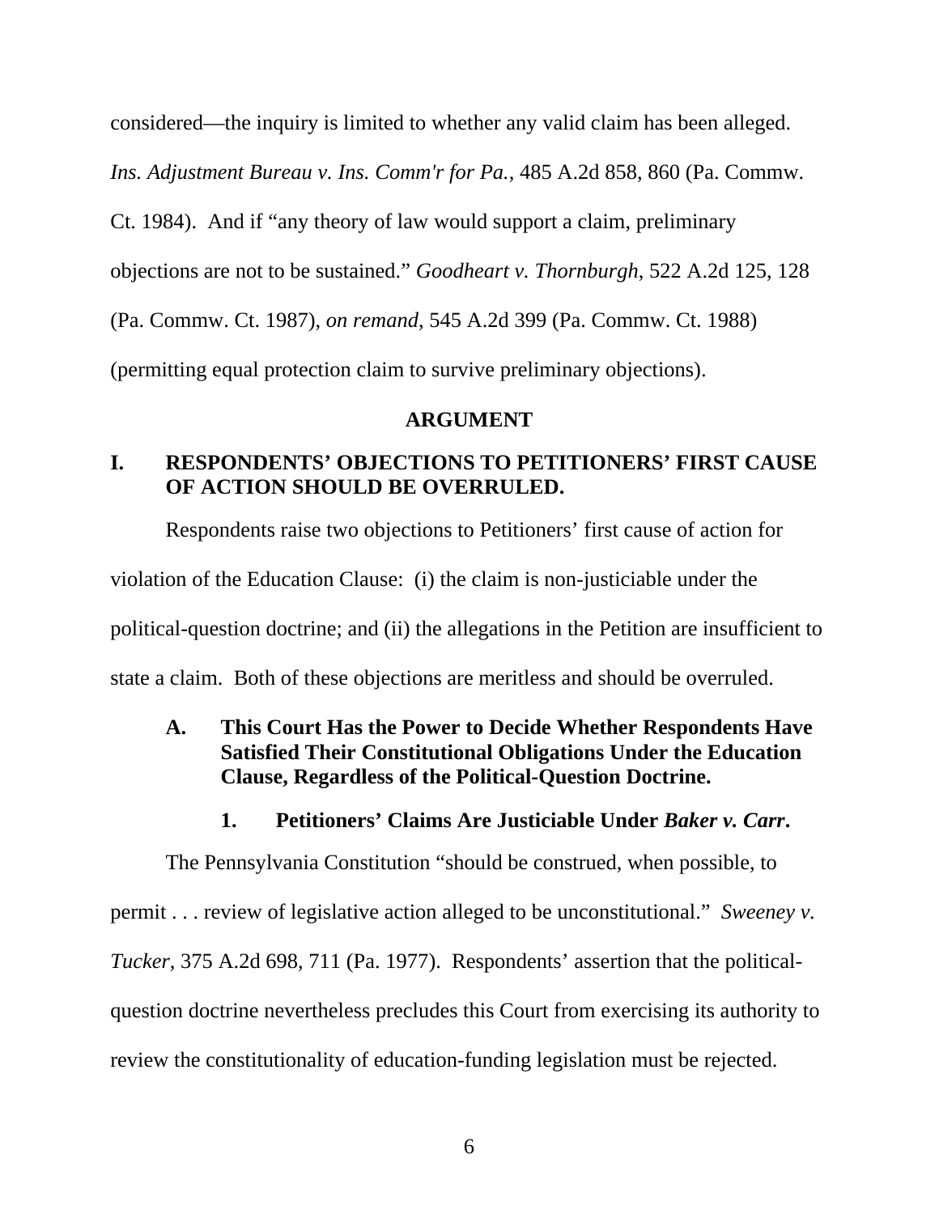considered—the inquiry is limited to whether any valid claim has been alleged. *Ins. Adjustment Bureau v. Ins. Comm'r for Pa.*, 485 A.2d 858, 860 (Pa. Commw. Ct. 1984). And if "any theory of law would support a claim, preliminary objections are not to be sustained." *Goodheart v. Thornburgh*, 522 A.2d 125, 128 (Pa. Commw. Ct. 1987), *on remand*, 545 A.2d 399 (Pa. Commw. Ct. 1988) (permitting equal protection claim to survive preliminary objections).

## ARGUMENT

### I. RESPONDENTS' OBJECTIONS TO PETITIONERS' FIRST CAUSE OF ACTION SHOULD BE OVERRULED.

Respondents raise two objections to Petitioners' first cause of action for violation of the Education Clause: (i) the claim is non-justiciable under the political-question doctrine; and (ii) the allegations in the Petition are insufficient to state a claim. Both of these objections are meritless and should be overruled.

#### A. This Court Has the Power to Decide Whether Respondents Have Satisfied Their Constitutional Obligations Under the Education Clause, Regardless of the Political-Question Doctrine.

##### 1. Petitioners' Claims Are Justiciable Under *Baker v. Carr*.

The Pennsylvania Constitution "should be construed, when possible, to permit . . . review of legislative action alleged to be unconstitutional." *Sweeney v. Tucker*, 375 A.2d 698, 711 (Pa. 1977). Respondents' assertion that the political-question doctrine nevertheless precludes this Court from exercising its authority to review the constitutionality of education-funding legislation must be rejected.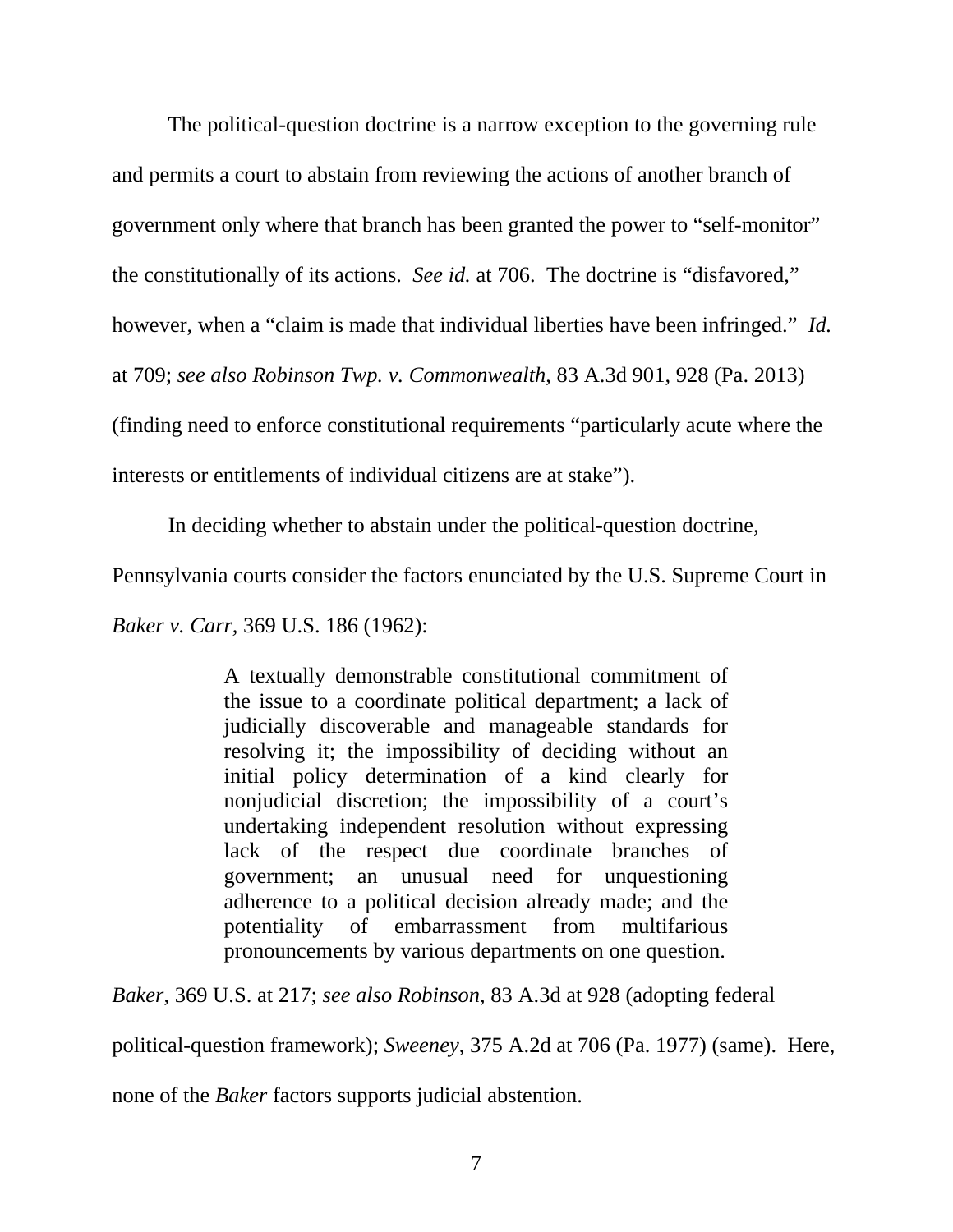The political-question doctrine is a narrow exception to the governing rule and permits a court to abstain from reviewing the actions of another branch of government only where that branch has been granted the power to "self-monitor" the constitutionally of its actions. *See id.* at 706. The doctrine is "disfavored," however, when a "claim is made that individual liberties have been infringed." *Id.* at 709; *see also Robinson Twp. v. Commonwealth*, 83 A.3d 901, 928 (Pa. 2013) (finding need to enforce constitutional requirements "particularly acute where the interests or entitlements of individual citizens are at stake").

In deciding whether to abstain under the political-question doctrine, Pennsylvania courts consider the factors enunciated by the U.S. Supreme Court in *Baker v. Carr*, 369 U.S. 186 (1962):

> A textually demonstrable constitutional commitment of the issue to a coordinate political department; a lack of judicially discoverable and manageable standards for resolving it; the impossibility of deciding without an initial policy determination of a kind clearly for nonjudicial discretion; the impossibility of a court's undertaking independent resolution without expressing lack of the respect due coordinate branches of government; an unusual need for unquestioning adherence to a political decision already made; and the potentiality of embarrassment from multifarious pronouncements by various departments on one question.

*Baker*, 369 U.S. at 217; *see also Robinson*, 83 A.3d at 928 (adopting federal political-question framework); *Sweeney*, 375 A.2d at 706 (Pa. 1977) (same). Here, none of the *Baker* factors supports judicial abstention.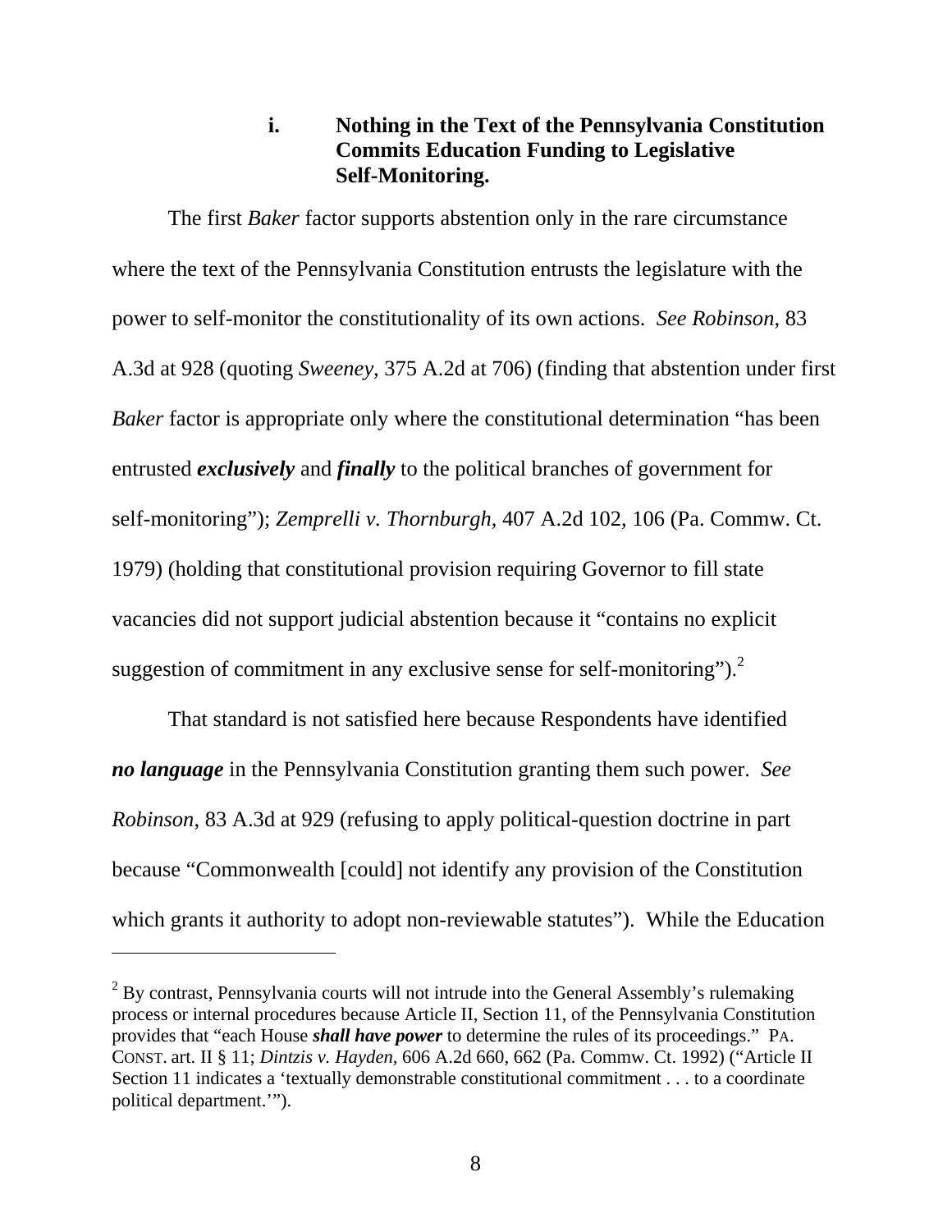#### i. Nothing in the Text of the Pennsylvania Constitution Commits Education Funding to Legislative Self-Monitoring.

The first *Baker* factor supports abstention only in the rare circumstance where the text of the Pennsylvania Constitution entrusts the legislature with the power to self-monitor the constitutionality of its own actions. *See Robinson*, 83 A.3d at 928 (quoting *Sweeney*, 375 A.2d at 706) (finding that abstention under first *Baker* factor is appropriate only where the constitutional determination "has been entrusted ***exclusively*** and ***finally*** to the political branches of government for self-monitoring"); *Zemprelli v. Thornburgh*, 407 A.2d 102, 106 (Pa. Commw. Ct. 1979) (holding that constitutional provision requiring Governor to fill state vacancies did not support judicial abstention because it "contains no explicit suggestion of commitment in any exclusive sense for self-monitoring").[2]

That standard is not satisfied here because Respondents have identified ***no language*** in the Pennsylvania Constitution granting them such power. *See Robinson*, 83 A.3d at 929 (refusing to apply political-question doctrine in part because "Commonwealth [could] not identify any provision of the Constitution which grants it authority to adopt non-reviewable statutes"). While the Education

---

[2] By contrast, Pennsylvania courts will not intrude into the General Assembly's rulemaking process or internal procedures because Article II, Section 11, of the Pennsylvania Constitution provides that "each House ***shall have power*** to determine the rules of its proceedings." PA. CONST. art. II § 11; *Dintzis v. Hayden*, 606 A.2d 660, 662 (Pa. Commw. Ct. 1992) ("Article II Section 11 indicates a 'textually demonstrable constitutional commitment . . . to a coordinate political department.'").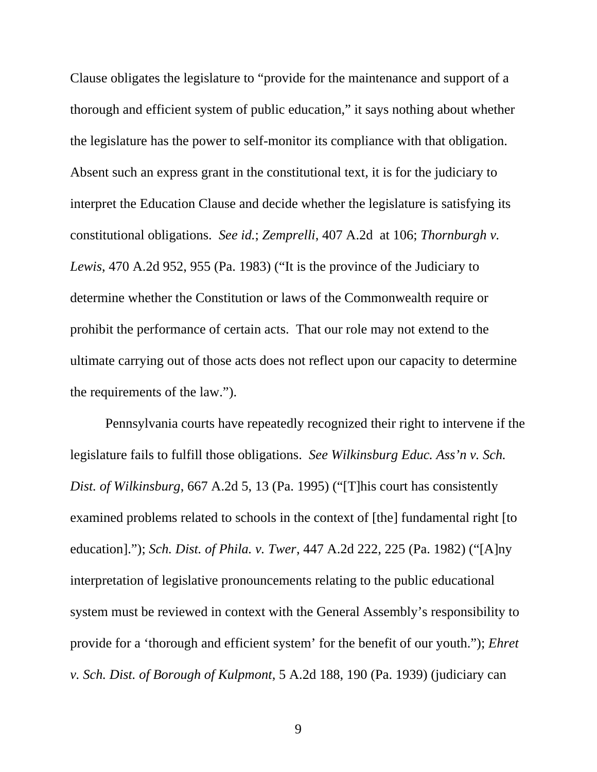Clause obligates the legislature to "provide for the maintenance and support of a thorough and efficient system of public education," it says nothing about whether the legislature has the power to self-monitor its compliance with that obligation. Absent such an express grant in the constitutional text, it is for the judiciary to interpret the Education Clause and decide whether the legislature is satisfying its constitutional obligations. *See id.*; *Zemprelli*, 407 A.2d at 106; *Thornburgh v. Lewis*, 470 A.2d 952, 955 (Pa. 1983) ("It is the province of the Judiciary to determine whether the Constitution or laws of the Commonwealth require or prohibit the performance of certain acts. That our role may not extend to the ultimate carrying out of those acts does not reflect upon our capacity to determine the requirements of the law.").

Pennsylvania courts have repeatedly recognized their right to intervene if the legislature fails to fulfill those obligations. *See Wilkinsburg Educ. Ass'n v. Sch. Dist. of Wilkinsburg*, 667 A.2d 5, 13 (Pa. 1995) ("[T]his court has consistently examined problems related to schools in the context of [the] fundamental right [to education]."); *Sch. Dist. of Phila. v. Twer*, 447 A.2d 222, 225 (Pa. 1982) ("[A]ny interpretation of legislative pronouncements relating to the public educational system must be reviewed in context with the General Assembly's responsibility to provide for a 'thorough and efficient system' for the benefit of our youth."); *Ehret v. Sch. Dist. of Borough of Kulpmont*, 5 A.2d 188, 190 (Pa. 1939) (judiciary can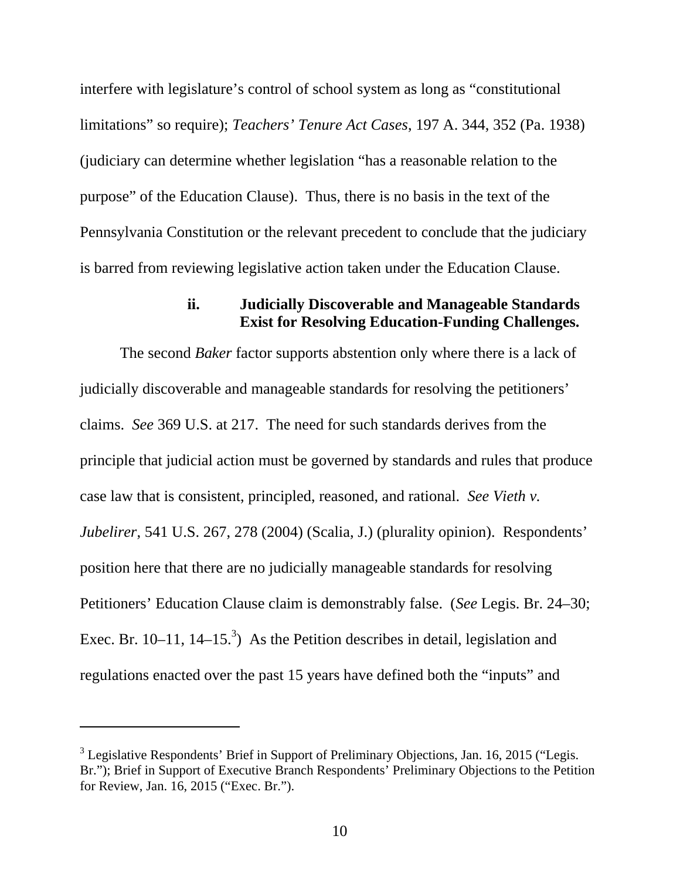interfere with legislature's control of school system as long as "constitutional limitations" so require); *Teachers' Tenure Act Cases*, 197 A. 344, 352 (Pa. 1938) (judiciary can determine whether legislation "has a reasonable relation to the purpose" of the Education Clause). Thus, there is no basis in the text of the Pennsylvania Constitution or the relevant precedent to conclude that the judiciary is barred from reviewing legislative action taken under the Education Clause.

#### ii. Judicially Discoverable and Manageable Standards Exist for Resolving Education-Funding Challenges.

The second *Baker* factor supports abstention only where there is a lack of judicially discoverable and manageable standards for resolving the petitioners' claims. *See* 369 U.S. at 217. The need for such standards derives from the principle that judicial action must be governed by standards and rules that produce case law that is consistent, principled, reasoned, and rational. *See Vieth v. Jubelirer*, 541 U.S. 267, 278 (2004) (Scalia, J.) (plurality opinion). Respondents' position here that there are no judicially manageable standards for resolving Petitioners' Education Clause claim is demonstrably false. (*See* Legis. Br. 24–30; Exec. Br. 10–11, 14–15.[3]) As the Petition describes in detail, legislation and regulations enacted over the past 15 years have defined both the "inputs" and

---

[3] Legislative Respondents' Brief in Support of Preliminary Objections, Jan. 16, 2015 ("Legis. Br."); Brief in Support of Executive Branch Respondents' Preliminary Objections to the Petition for Review, Jan. 16, 2015 ("Exec. Br.").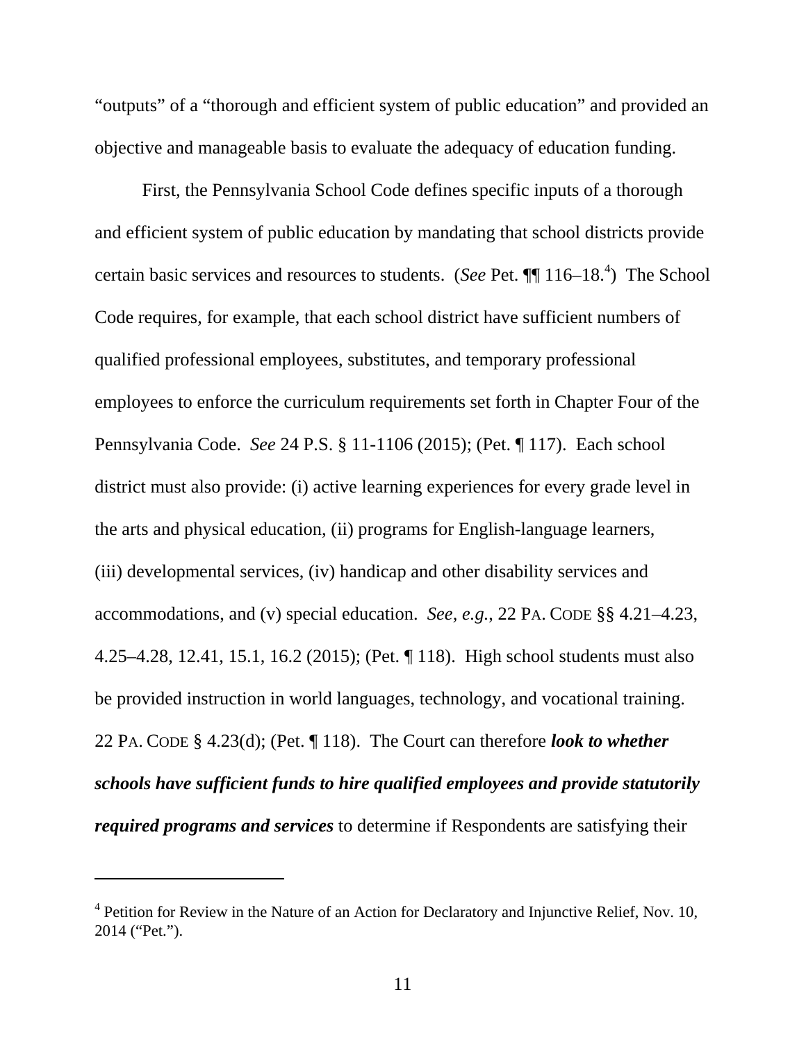"outputs" of a "thorough and efficient system of public education" and provided an objective and manageable basis to evaluate the adequacy of education funding.

First, the Pennsylvania School Code defines specific inputs of a thorough and efficient system of public education by mandating that school districts provide certain basic services and resources to students. (*See* Pet. ¶¶ 116–18.[4]) The School Code requires, for example, that each school district have sufficient numbers of qualified professional employees, substitutes, and temporary professional employees to enforce the curriculum requirements set forth in Chapter Four of the Pennsylvania Code. *See* 24 P.S. § 11-1106 (2015); (Pet. ¶ 117). Each school district must also provide: (i) active learning experiences for every grade level in the arts and physical education, (ii) programs for English-language learners, (iii) developmental services, (iv) handicap and other disability services and accommodations, and (v) special education. *See, e.g.*, 22 PA. CODE §§ 4.21–4.23, 4.25–4.28, 12.41, 15.1, 16.2 (2015); (Pet. ¶ 118). High school students must also be provided instruction in world languages, technology, and vocational training. 22 PA. CODE § 4.23(d); (Pet. ¶ 118). The Court can therefore ***look to whether schools have sufficient funds to hire qualified employees and provide statutorily required programs and services*** to determine if Respondents are satisfying their

---

[4] Petition for Review in the Nature of an Action for Declaratory and Injunctive Relief, Nov. 10, 2014 ("Pet.").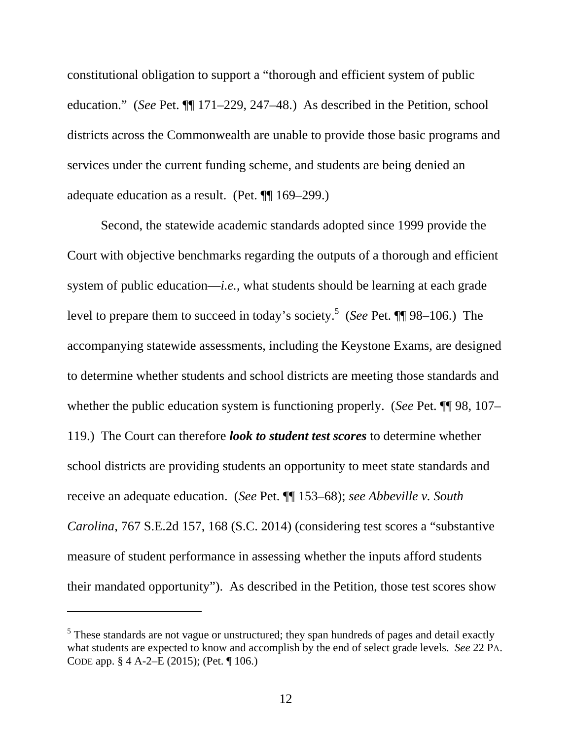constitutional obligation to support a "thorough and efficient system of public education." (*See* Pet. ¶¶ 171–229, 247–48.) As described in the Petition, school districts across the Commonwealth are unable to provide those basic programs and services under the current funding scheme, and students are being denied an adequate education as a result. (Pet. ¶¶ 169–299.)

Second, the statewide academic standards adopted since 1999 provide the Court with objective benchmarks regarding the outputs of a thorough and efficient system of public education—*i.e.*, what students should be learning at each grade level to prepare them to succeed in today's society.[5] (*See* Pet. ¶¶ 98–106.) The accompanying statewide assessments, including the Keystone Exams, are designed to determine whether students and school districts are meeting those standards and whether the public education system is functioning properly. (*See* Pet. ¶¶ 98, 107–119.) The Court can therefore ***look to student test scores*** to determine whether school districts are providing students an opportunity to meet state standards and receive an adequate education. (*See* Pet. ¶¶ 153–68); *see Abbeville v. South Carolina*, 767 S.E.2d 157, 168 (S.C. 2014) (considering test scores a "substantive measure of student performance in assessing whether the inputs afford students their mandated opportunity"). As described in the Petition, those test scores show

---

[5] These standards are not vague or unstructured; they span hundreds of pages and detail exactly what students are expected to know and accomplish by the end of select grade levels. *See* 22 PA. CODE app. § 4 A-2–E (2015); (Pet. ¶ 106.)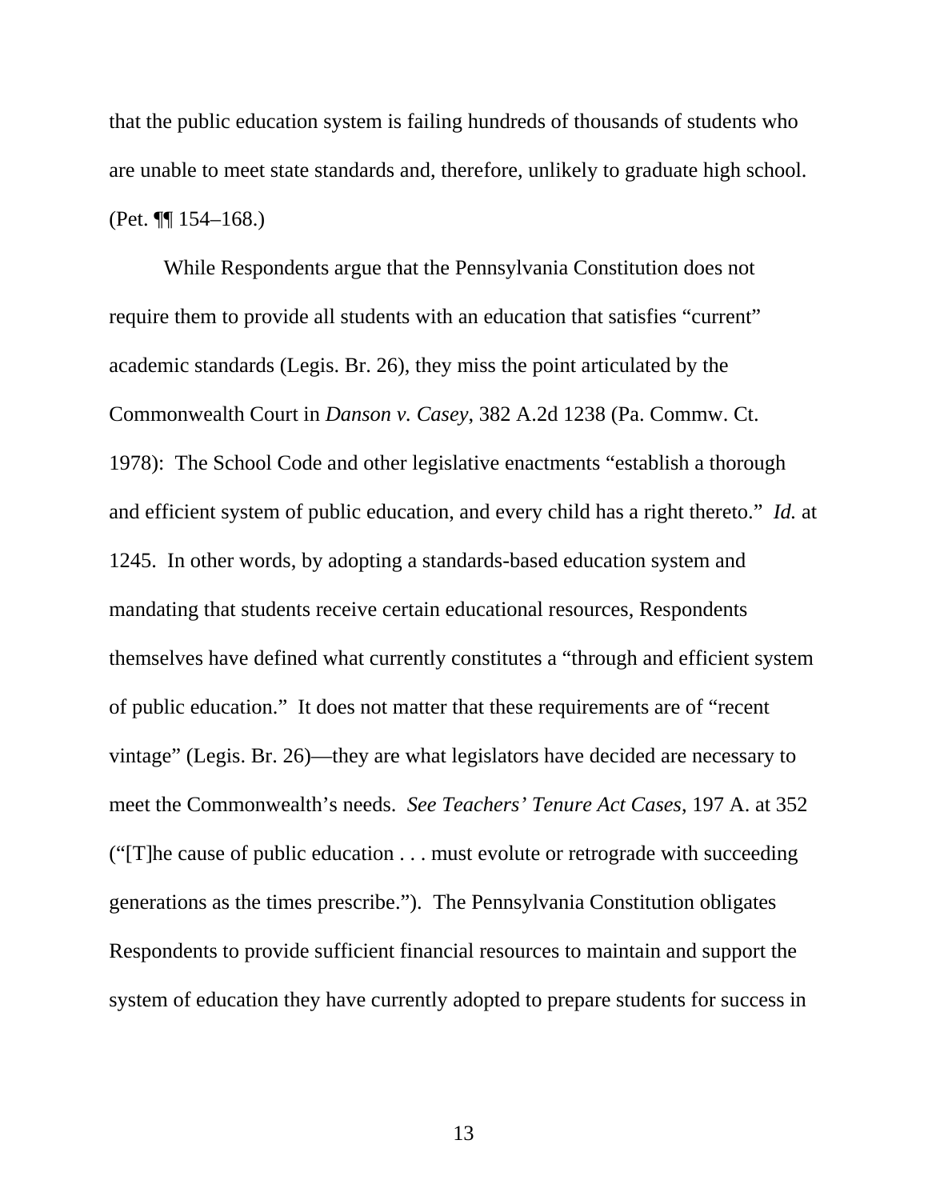that the public education system is failing hundreds of thousands of students who are unable to meet state standards and, therefore, unlikely to graduate high school. (Pet. ¶¶ 154–168.)

While Respondents argue that the Pennsylvania Constitution does not require them to provide all students with an education that satisfies "current" academic standards (Legis. Br. 26), they miss the point articulated by the Commonwealth Court in *Danson v. Casey*, 382 A.2d 1238 (Pa. Commw. Ct. 1978): The School Code and other legislative enactments "establish a thorough and efficient system of public education, and every child has a right thereto." *Id.* at 1245. In other words, by adopting a standards-based education system and mandating that students receive certain educational resources, Respondents themselves have defined what currently constitutes a "through and efficient system of public education." It does not matter that these requirements are of "recent vintage" (Legis. Br. 26)—they are what legislators have decided are necessary to meet the Commonwealth's needs. *See Teachers' Tenure Act Cases*, 197 A. at 352 ("[T]he cause of public education . . . must evolute or retrograde with succeeding generations as the times prescribe."). The Pennsylvania Constitution obligates Respondents to provide sufficient financial resources to maintain and support the system of education they have currently adopted to prepare students for success in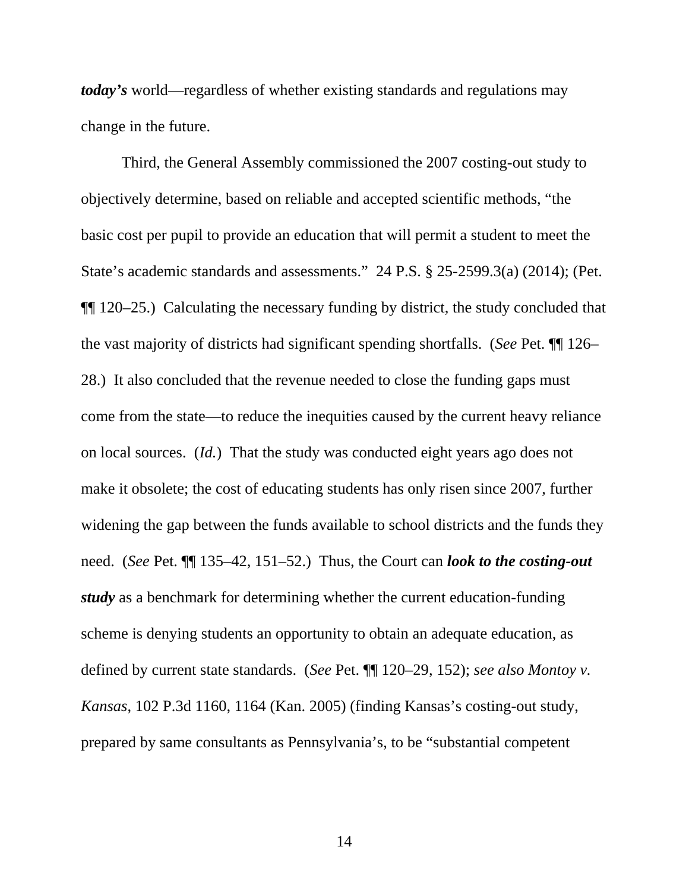***today's*** world—regardless of whether existing standards and regulations may change in the future.

Third, the General Assembly commissioned the 2007 costing-out study to objectively determine, based on reliable and accepted scientific methods, "the basic cost per pupil to provide an education that will permit a student to meet the State's academic standards and assessments." 24 P.S. § 25-2599.3(a) (2014); (Pet. ¶¶ 120–25.) Calculating the necessary funding by district, the study concluded that the vast majority of districts had significant spending shortfalls. (*See* Pet. ¶¶ 126–28.) It also concluded that the revenue needed to close the funding gaps must come from the state—to reduce the inequities caused by the current heavy reliance on local sources. (*Id.*) That the study was conducted eight years ago does not make it obsolete; the cost of educating students has only risen since 2007, further widening the gap between the funds available to school districts and the funds they need. (*See* Pet. ¶¶ 135–42, 151–52.) Thus, the Court can ***look to the costing-out study*** as a benchmark for determining whether the current education-funding scheme is denying students an opportunity to obtain an adequate education, as defined by current state standards. (*See* Pet. ¶¶ 120–29, 152); *see also Montoy v. Kansas*, 102 P.3d 1160, 1164 (Kan. 2005) (finding Kansas's costing-out study, prepared by same consultants as Pennsylvania's, to be "substantial competent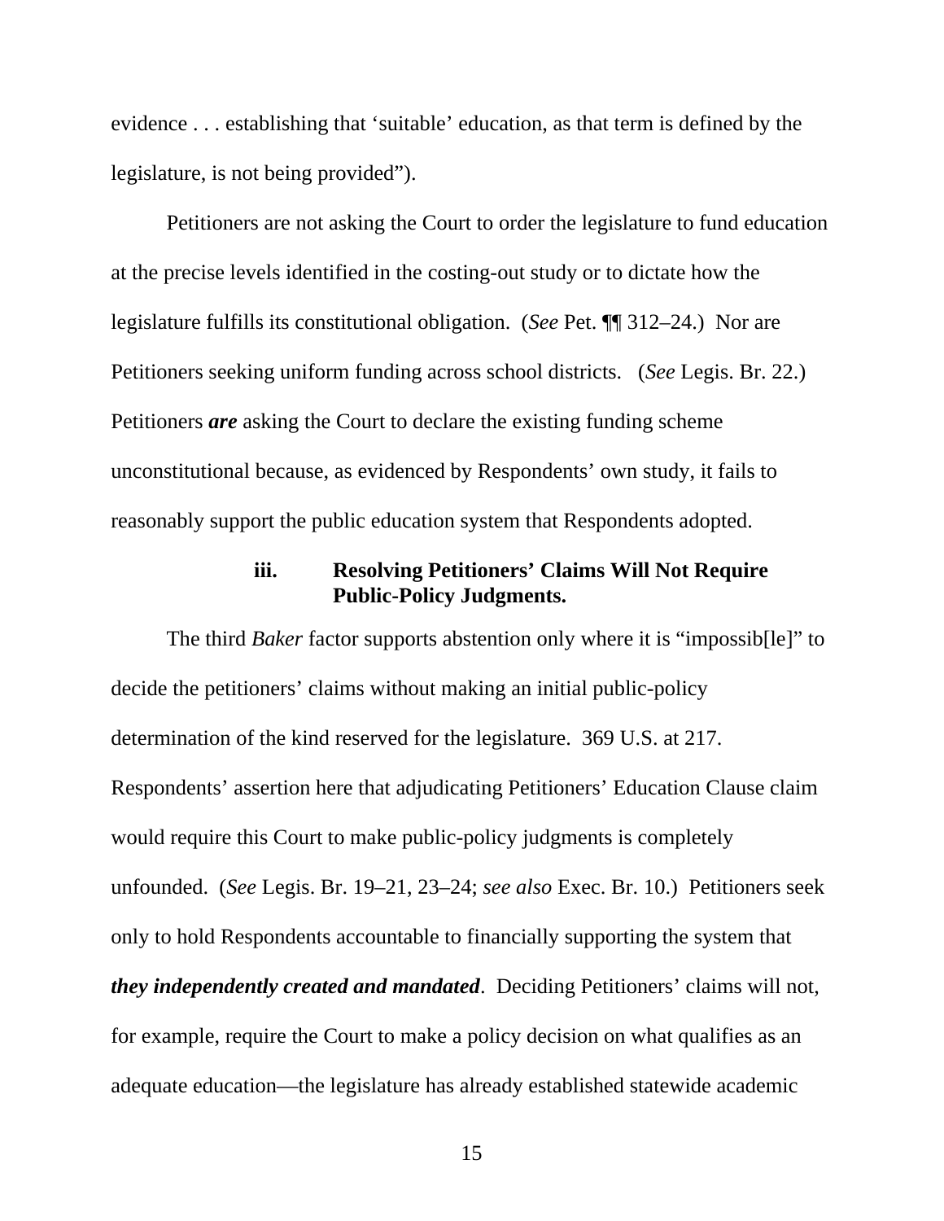evidence . . . establishing that 'suitable' education, as that term is defined by the legislature, is not being provided").

Petitioners are not asking the Court to order the legislature to fund education at the precise levels identified in the costing-out study or to dictate how the legislature fulfills its constitutional obligation. (*See* Pet. ¶¶ 312–24.) Nor are Petitioners seeking uniform funding across school districts. (*See* Legis. Br. 22.) Petitioners ***are*** asking the Court to declare the existing funding scheme unconstitutional because, as evidenced by Respondents' own study, it fails to reasonably support the public education system that Respondents adopted.

#### iii. Resolving Petitioners' Claims Will Not Require Public-Policy Judgments.

The third *Baker* factor supports abstention only where it is "impossib[le]" to decide the petitioners' claims without making an initial public-policy determination of the kind reserved for the legislature. 369 U.S. at 217. Respondents' assertion here that adjudicating Petitioners' Education Clause claim would require this Court to make public-policy judgments is completely unfounded. (*See* Legis. Br. 19–21, 23–24; *see also* Exec. Br. 10.) Petitioners seek only to hold Respondents accountable to financially supporting the system that ***they independently created and mandated***. Deciding Petitioners' claims will not, for example, require the Court to make a policy decision on what qualifies as an adequate education—the legislature has already established statewide academic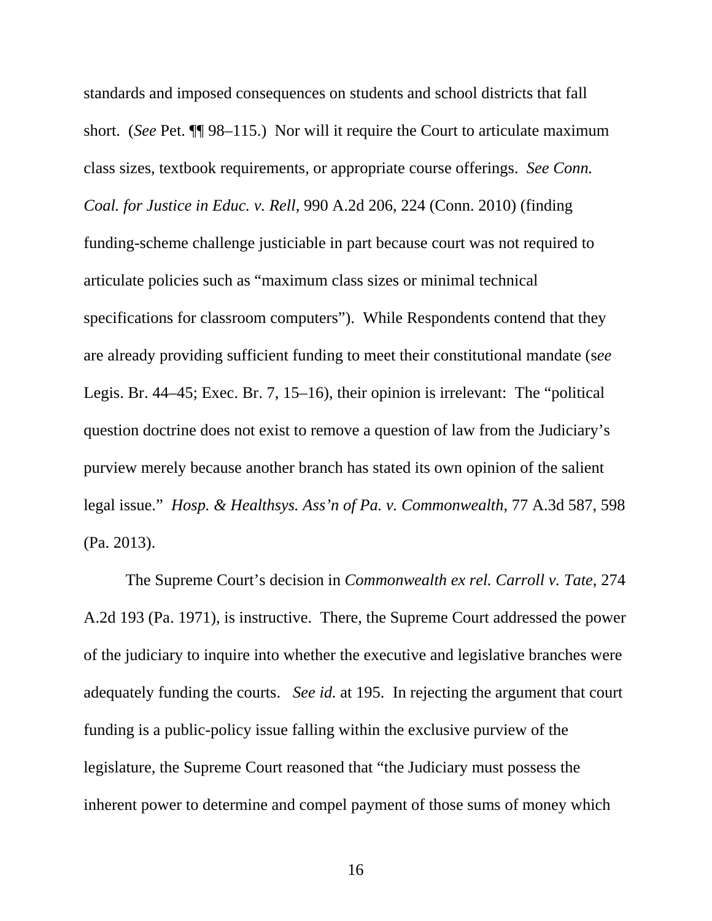standards and imposed consequences on students and school districts that fall short. (*See* Pet. ¶¶ 98–115.) Nor will it require the Court to articulate maximum class sizes, textbook requirements, or appropriate course offerings. *See Conn. Coal. for Justice in Educ. v. Rell*, 990 A.2d 206, 224 (Conn. 2010) (finding funding-scheme challenge justiciable in part because court was not required to articulate policies such as "maximum class sizes or minimal technical specifications for classroom computers"). While Respondents contend that they are already providing sufficient funding to meet their constitutional mandate (*see* Legis. Br. 44–45; Exec. Br. 7, 15–16), their opinion is irrelevant: The "political question doctrine does not exist to remove a question of law from the Judiciary's purview merely because another branch has stated its own opinion of the salient legal issue." *Hosp. & Healthsys. Ass'n of Pa. v. Commonwealth*, 77 A.3d 587, 598 (Pa. 2013).

The Supreme Court's decision in *Commonwealth ex rel. Carroll v. Tate*, 274 A.2d 193 (Pa. 1971), is instructive. There, the Supreme Court addressed the power of the judiciary to inquire into whether the executive and legislative branches were adequately funding the courts. *See id.* at 195. In rejecting the argument that court funding is a public-policy issue falling within the exclusive purview of the legislature, the Supreme Court reasoned that "the Judiciary must possess the inherent power to determine and compel payment of those sums of money which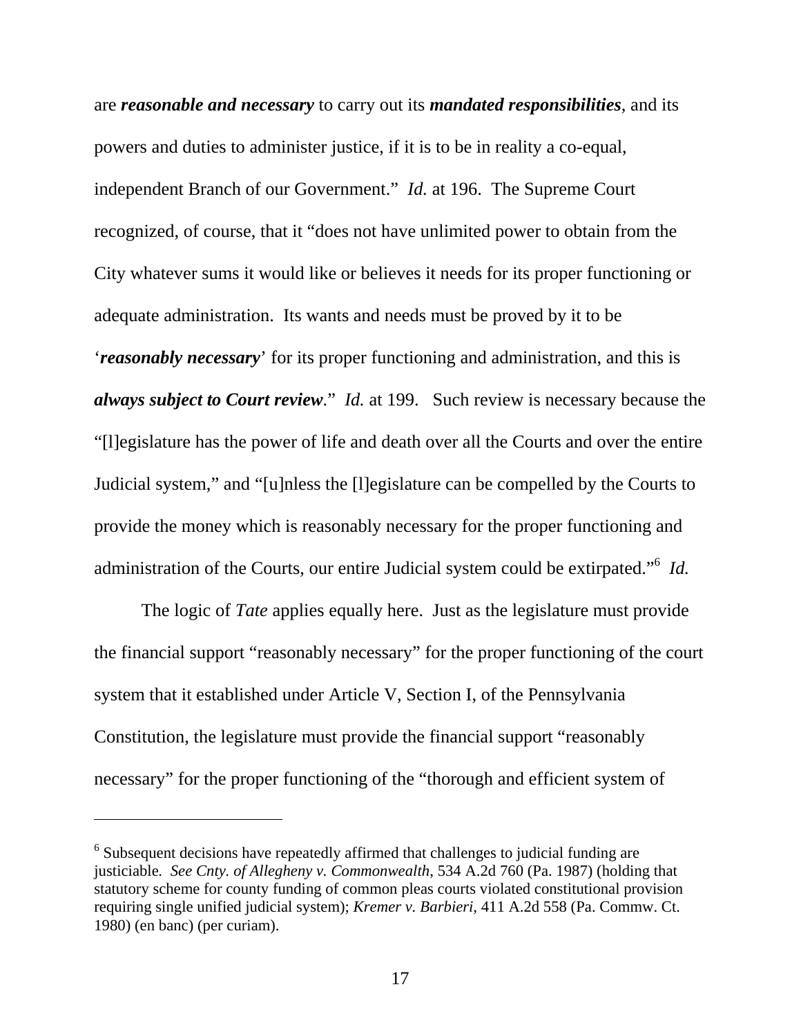are ***reasonable and necessary*** to carry out its ***mandated responsibilities***, and its powers and duties to administer justice, if it is to be in reality a co-equal, independent Branch of our Government." *Id.* at 196. The Supreme Court recognized, of course, that it "does not have unlimited power to obtain from the City whatever sums it would like or believes it needs for its proper functioning or adequate administration. Its wants and needs must be proved by it to be '***reasonably necessary***' for its proper functioning and administration, and this is ***always subject to Court review***." *Id.* at 199. Such review is necessary because the "[l]egislature has the power of life and death over all the Courts and over the entire Judicial system," and "[u]nless the [l]egislature can be compelled by the Courts to provide the money which is reasonably necessary for the proper functioning and administration of the Courts, our entire Judicial system could be extirpated."[6] *Id.*

The logic of *Tate* applies equally here. Just as the legislature must provide the financial support "reasonably necessary" for the proper functioning of the court system that it established under Article V, Section I, of the Pennsylvania Constitution, the legislature must provide the financial support "reasonably necessary" for the proper functioning of the "thorough and efficient system of

---

[6] Subsequent decisions have repeatedly affirmed that challenges to judicial funding are justiciable. *See Cnty. of Allegheny v. Commonwealth*, 534 A.2d 760 (Pa. 1987) (holding that statutory scheme for county funding of common pleas courts violated constitutional provision requiring single unified judicial system); *Kremer v. Barbieri*, 411 A.2d 558 (Pa. Commw. Ct. 1980) (en banc) (per curiam).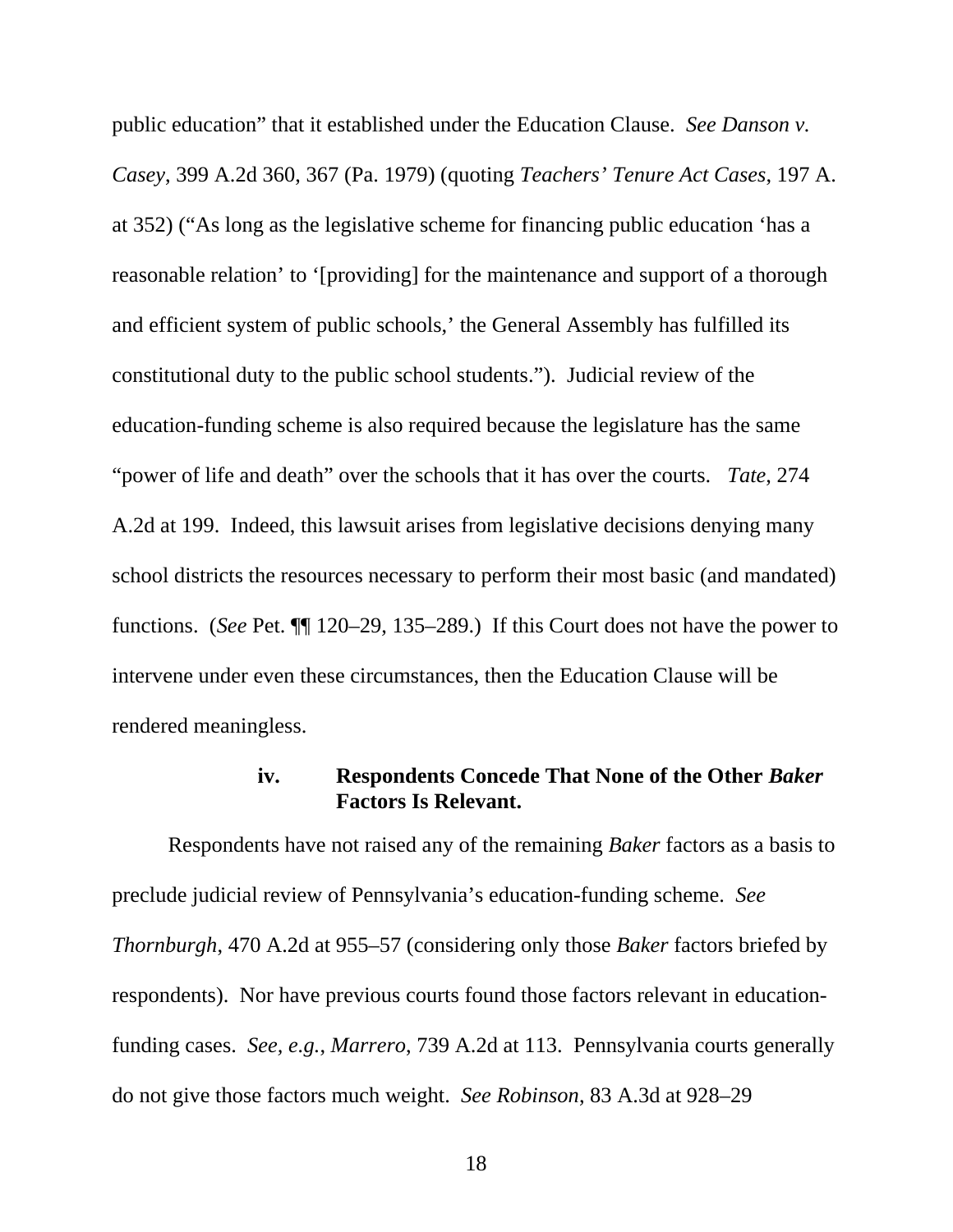public education" that it established under the Education Clause. *See Danson v. Casey*, 399 A.2d 360, 367 (Pa. 1979) (quoting *Teachers' Tenure Act Cases*, 197 A. at 352) ("As long as the legislative scheme for financing public education 'has a reasonable relation' to '[providing] for the maintenance and support of a thorough and efficient system of public schools,' the General Assembly has fulfilled its constitutional duty to the public school students."). Judicial review of the education-funding scheme is also required because the legislature has the same "power of life and death" over the schools that it has over the courts. *Tate*, 274 A.2d at 199. Indeed, this lawsuit arises from legislative decisions denying many school districts the resources necessary to perform their most basic (and mandated) functions. (*See* Pet. ¶¶ 120–29, 135–289.) If this Court does not have the power to intervene under even these circumstances, then the Education Clause will be rendered meaningless.

#### iv. Respondents Concede That None of the Other *Baker* Factors Is Relevant.

Respondents have not raised any of the remaining *Baker* factors as a basis to preclude judicial review of Pennsylvania's education-funding scheme. *See Thornburgh*, 470 A.2d at 955–57 (considering only those *Baker* factors briefed by respondents). Nor have previous courts found those factors relevant in education-funding cases. *See, e.g.*, *Marrero*, 739 A.2d at 113. Pennsylvania courts generally do not give those factors much weight. *See Robinson*, 83 A.3d at 928–29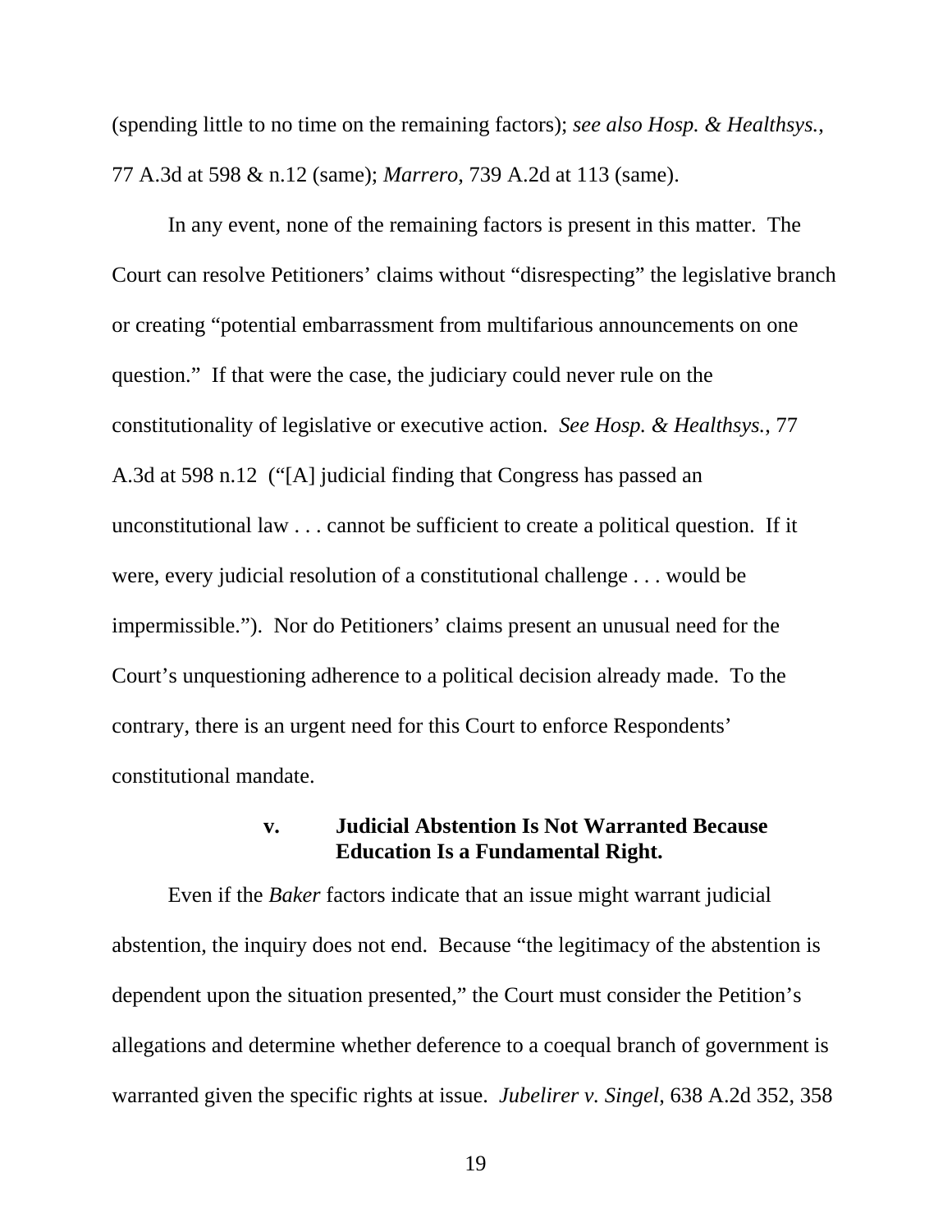(spending little to no time on the remaining factors); *see also Hosp. & Healthsys.*, 77 A.3d at 598 & n.12 (same); *Marrero*, 739 A.2d at 113 (same).

In any event, none of the remaining factors is present in this matter. The Court can resolve Petitioners' claims without "disrespecting" the legislative branch or creating "potential embarrassment from multifarious announcements on one question." If that were the case, the judiciary could never rule on the constitutionality of legislative or executive action. *See Hosp. & Healthsys.*, 77 A.3d at 598 n.12 ("[A] judicial finding that Congress has passed an unconstitutional law . . . cannot be sufficient to create a political question. If it were, every judicial resolution of a constitutional challenge . . . would be impermissible."). Nor do Petitioners' claims present an unusual need for the Court's unquestioning adherence to a political decision already made. To the contrary, there is an urgent need for this Court to enforce Respondents' constitutional mandate.

#### v. Judicial Abstention Is Not Warranted Because Education Is a Fundamental Right.

Even if the *Baker* factors indicate that an issue might warrant judicial abstention, the inquiry does not end. Because "the legitimacy of the abstention is dependent upon the situation presented," the Court must consider the Petition's allegations and determine whether deference to a coequal branch of government is warranted given the specific rights at issue. *Jubelirer v. Singel*, 638 A.2d 352, 358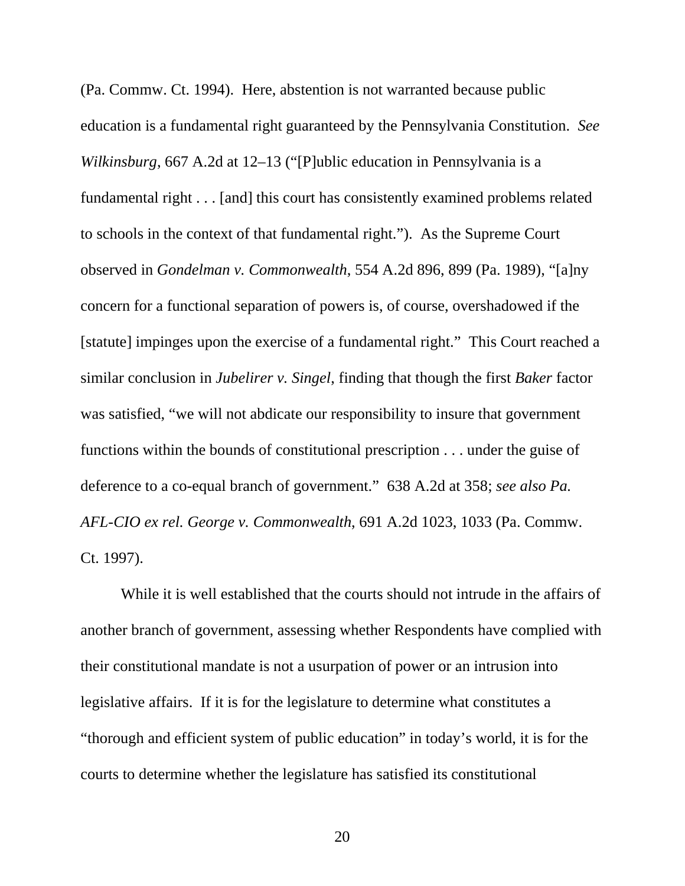(Pa. Commw. Ct. 1994). Here, abstention is not warranted because public education is a fundamental right guaranteed by the Pennsylvania Constitution. *See Wilkinsburg*, 667 A.2d at 12–13 ("[P]ublic education in Pennsylvania is a fundamental right . . . [and] this court has consistently examined problems related to schools in the context of that fundamental right."). As the Supreme Court observed in *Gondelman v. Commonwealth*, 554 A.2d 896, 899 (Pa. 1989), "[a]ny concern for a functional separation of powers is, of course, overshadowed if the [statute] impinges upon the exercise of a fundamental right." This Court reached a similar conclusion in *Jubelirer v. Singel*, finding that though the first *Baker* factor was satisfied, "we will not abdicate our responsibility to insure that government functions within the bounds of constitutional prescription . . . under the guise of deference to a co-equal branch of government." 638 A.2d at 358; *see also Pa. AFL-CIO ex rel. George v. Commonwealth*, 691 A.2d 1023, 1033 (Pa. Commw. Ct. 1997).

While it is well established that the courts should not intrude in the affairs of another branch of government, assessing whether Respondents have complied with their constitutional mandate is not a usurpation of power or an intrusion into legislative affairs. If it is for the legislature to determine what constitutes a "thorough and efficient system of public education" in today's world, it is for the courts to determine whether the legislature has satisfied its constitutional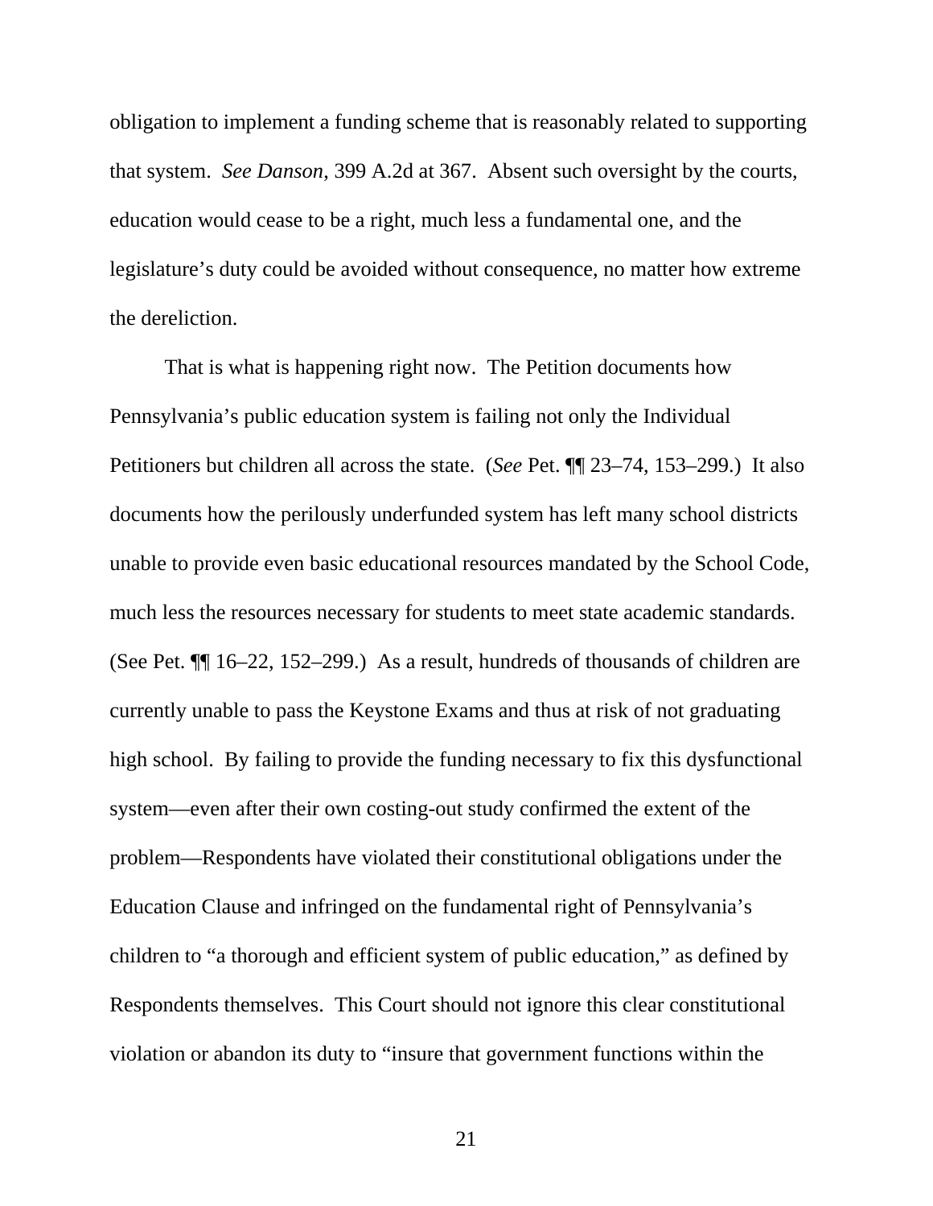obligation to implement a funding scheme that is reasonably related to supporting that system. *See Danson*, 399 A.2d at 367. Absent such oversight by the courts, education would cease to be a right, much less a fundamental one, and the legislature's duty could be avoided without consequence, no matter how extreme the dereliction.

That is what is happening right now. The Petition documents how Pennsylvania's public education system is failing not only the Individual Petitioners but children all across the state. (*See* Pet. ¶¶ 23–74, 153–299.) It also documents how the perilously underfunded system has left many school districts unable to provide even basic educational resources mandated by the School Code, much less the resources necessary for students to meet state academic standards. (See Pet. ¶¶ 16–22, 152–299.) As a result, hundreds of thousands of children are currently unable to pass the Keystone Exams and thus at risk of not graduating high school. By failing to provide the funding necessary to fix this dysfunctional system—even after their own costing-out study confirmed the extent of the problem—Respondents have violated their constitutional obligations under the Education Clause and infringed on the fundamental right of Pennsylvania's children to "a thorough and efficient system of public education," as defined by Respondents themselves. This Court should not ignore this clear constitutional violation or abandon its duty to "insure that government functions within the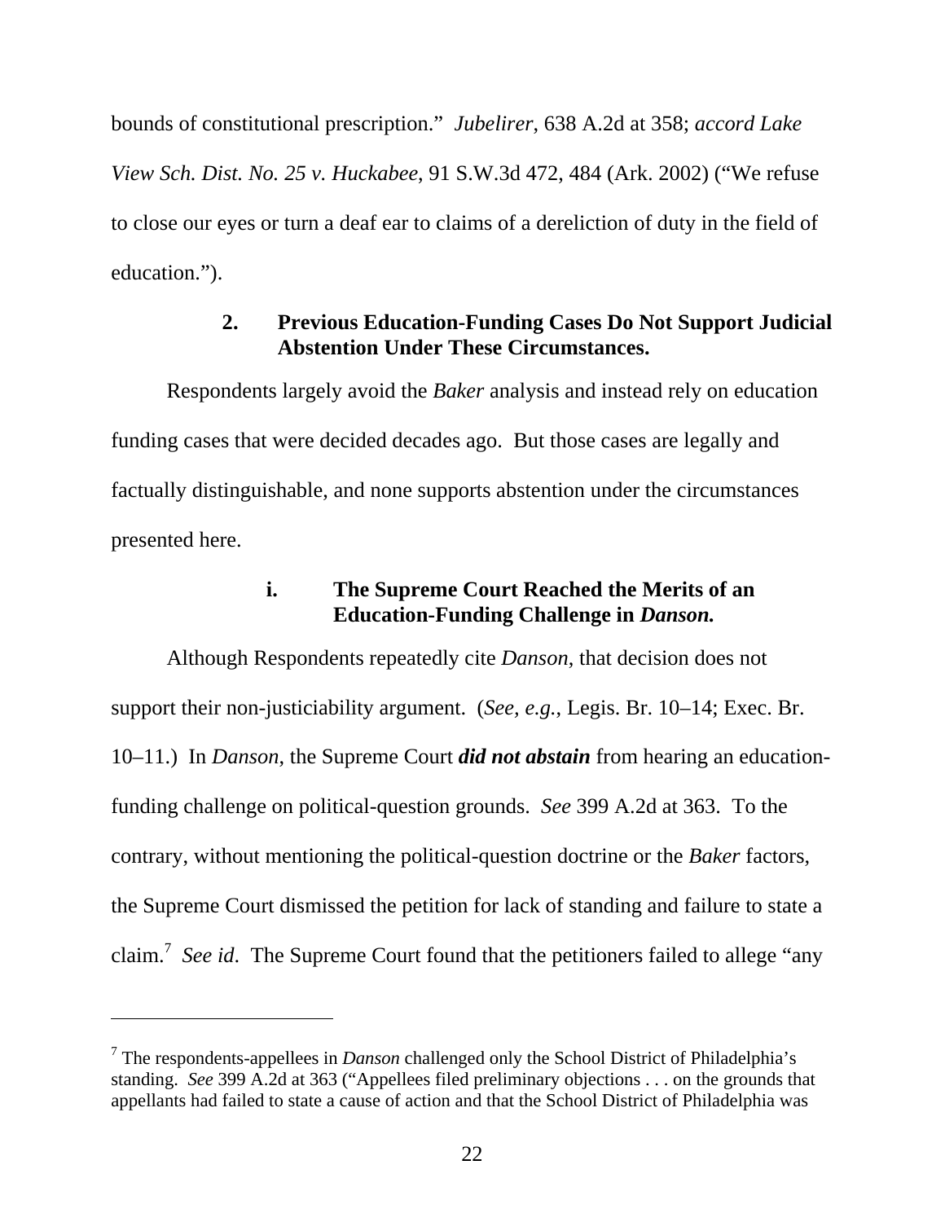bounds of constitutional prescription." *Jubelirer*, 638 A.2d at 358; *accord Lake View Sch. Dist. No. 25 v. Huckabee*, 91 S.W.3d 472, 484 (Ark. 2002) ("We refuse to close our eyes or turn a deaf ear to claims of a dereliction of duty in the field of education.").

### 2. Previous Education-Funding Cases Do Not Support Judicial Abstention Under These Circumstances.

Respondents largely avoid the *Baker* analysis and instead rely on education funding cases that were decided decades ago. But those cases are legally and factually distinguishable, and none supports abstention under the circumstances presented here.

#### i. The Supreme Court Reached the Merits of an Education-Funding Challenge in *Danson.*

Although Respondents repeatedly cite *Danson*, that decision does not support their non-justiciability argument. (*See*, *e.g.*, Legis. Br. 10–14; Exec. Br. 10–11.) In *Danson*, the Supreme Court ***did not abstain*** from hearing an education-funding challenge on political-question grounds. *See* 399 A.2d at 363. To the contrary, without mentioning the political-question doctrine or the *Baker* factors, the Supreme Court dismissed the petition for lack of standing and failure to state a claim.[7] *See id*. The Supreme Court found that the petitioners failed to allege "any

---

[7] The respondents-appellees in *Danson* challenged only the School District of Philadelphia's standing. *See* 399 A.2d at 363 ("Appellees filed preliminary objections . . . on the grounds that appellants had failed to state a cause of action and that the School District of Philadelphia was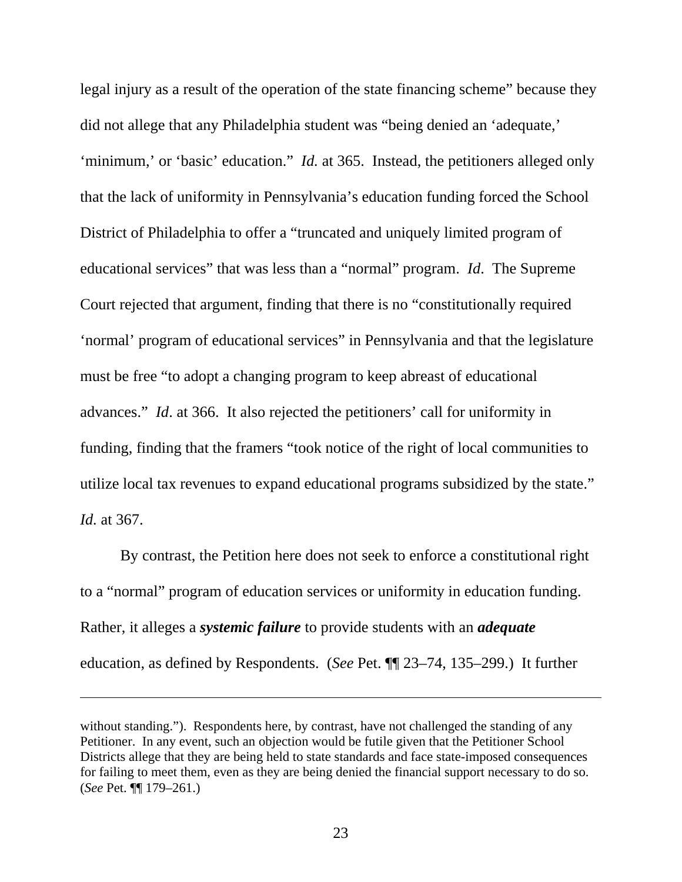legal injury as a result of the operation of the state financing scheme" because they did not allege that any Philadelphia student was "being denied an 'adequate,' 'minimum,' or 'basic' education." *Id.* at 365. Instead, the petitioners alleged only that the lack of uniformity in Pennsylvania's education funding forced the School District of Philadelphia to offer a "truncated and uniquely limited program of educational services" that was less than a "normal" program. *Id*. The Supreme Court rejected that argument, finding that there is no "constitutionally required 'normal' program of educational services" in Pennsylvania and that the legislature must be free "to adopt a changing program to keep abreast of educational advances." *Id*. at 366. It also rejected the petitioners' call for uniformity in funding, finding that the framers "took notice of the right of local communities to utilize local tax revenues to expand educational programs subsidized by the state." *Id.* at 367.

By contrast, the Petition here does not seek to enforce a constitutional right to a "normal" program of education services or uniformity in education funding. Rather, it alleges a ***systemic failure*** to provide students with an ***adequate*** education, as defined by Respondents. (*See* Pet. ¶¶ 23–74, 135–299.) It further

---

without standing."). Respondents here, by contrast, have not challenged the standing of any Petitioner. In any event, such an objection would be futile given that the Petitioner School Districts allege that they are being held to state standards and face state-imposed consequences for failing to meet them, even as they are being denied the financial support necessary to do so. (*See* Pet. ¶¶ 179–261.)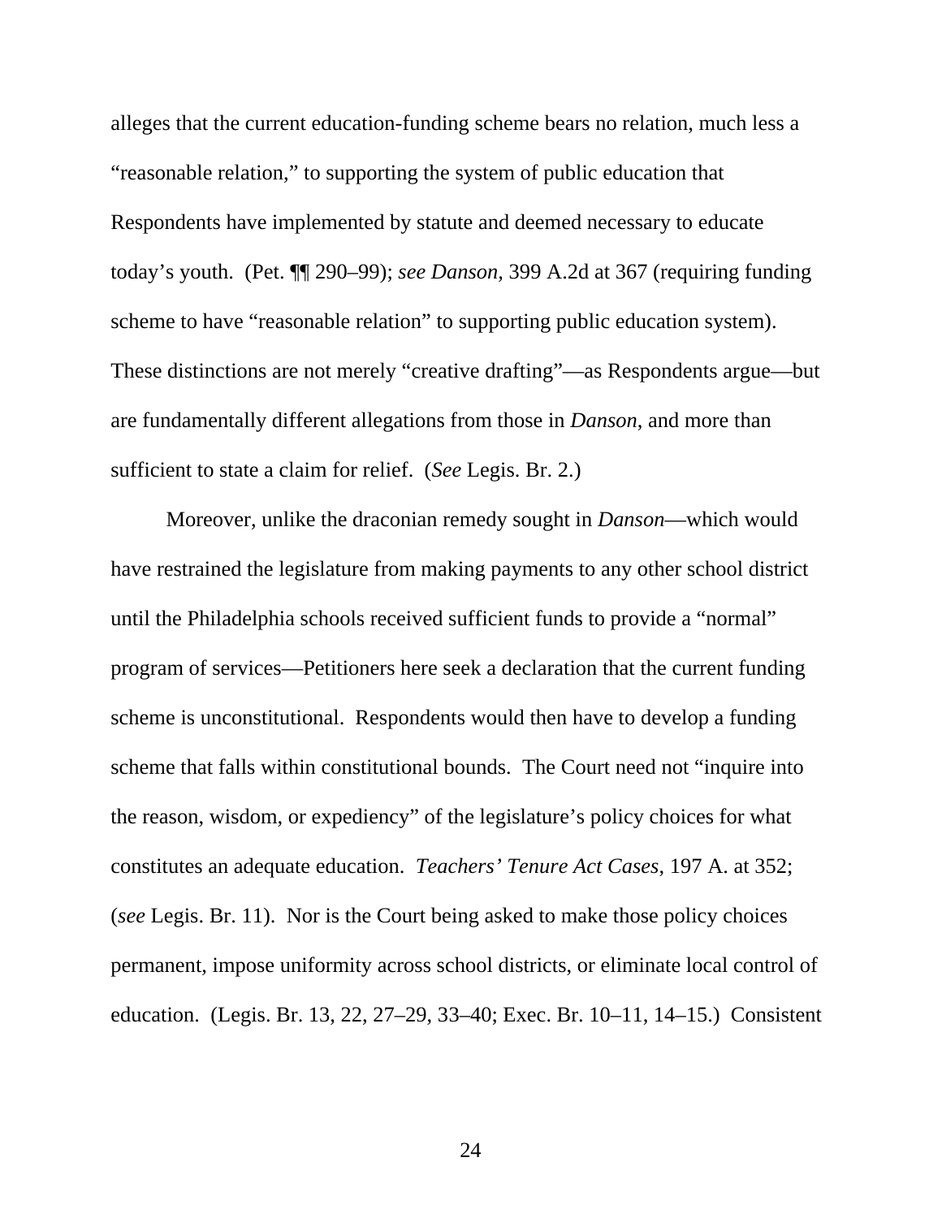alleges that the current education-funding scheme bears no relation, much less a "reasonable relation," to supporting the system of public education that Respondents have implemented by statute and deemed necessary to educate today's youth. (Pet. ¶¶ 290–99); *see Danson*, 399 A.2d at 367 (requiring funding scheme to have "reasonable relation" to supporting public education system). These distinctions are not merely "creative drafting"—as Respondents argue—but are fundamentally different allegations from those in *Danson*, and more than sufficient to state a claim for relief. (*See* Legis. Br. 2.)

Moreover, unlike the draconian remedy sought in *Danson*—which would have restrained the legislature from making payments to any other school district until the Philadelphia schools received sufficient funds to provide a "normal" program of services—Petitioners here seek a declaration that the current funding scheme is unconstitutional. Respondents would then have to develop a funding scheme that falls within constitutional bounds. The Court need not "inquire into the reason, wisdom, or expediency" of the legislature's policy choices for what constitutes an adequate education. *Teachers' Tenure Act Cases*, 197 A. at 352; (*see* Legis. Br. 11). Nor is the Court being asked to make those policy choices permanent, impose uniformity across school districts, or eliminate local control of education. (Legis. Br. 13, 22, 27–29, 33–40; Exec. Br. 10–11, 14–15.) Consistent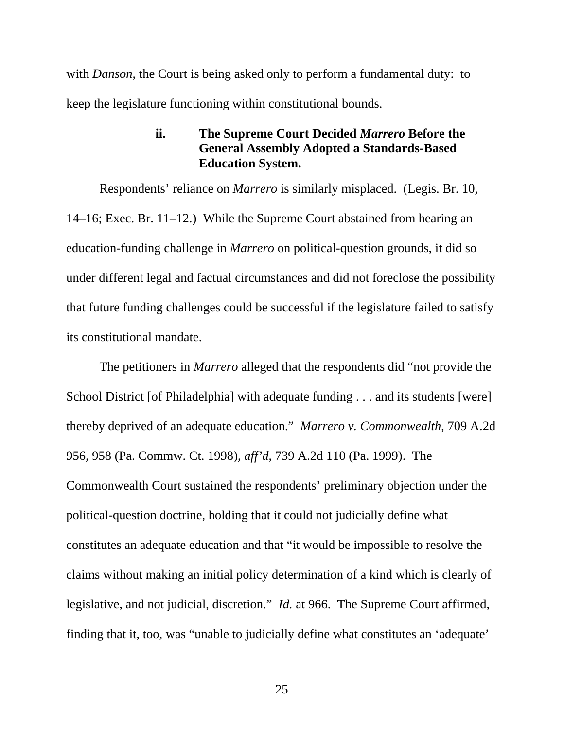with *Danson*, the Court is being asked only to perform a fundamental duty: to keep the legislature functioning within constitutional bounds.

#### ii. The Supreme Court Decided *Marrero* Before the General Assembly Adopted a Standards-Based Education System.

Respondents' reliance on *Marrero* is similarly misplaced. (Legis. Br. 10, 14–16; Exec. Br. 11–12.) While the Supreme Court abstained from hearing an education-funding challenge in *Marrero* on political-question grounds, it did so under different legal and factual circumstances and did not foreclose the possibility that future funding challenges could be successful if the legislature failed to satisfy its constitutional mandate.

The petitioners in *Marrero* alleged that the respondents did "not provide the School District [of Philadelphia] with adequate funding . . . and its students [were] thereby deprived of an adequate education." *Marrero v. Commonwealth*, 709 A.2d 956, 958 (Pa. Commw. Ct. 1998), *aff'd*, 739 A.2d 110 (Pa. 1999). The Commonwealth Court sustained the respondents' preliminary objection under the political-question doctrine, holding that it could not judicially define what constitutes an adequate education and that "it would be impossible to resolve the claims without making an initial policy determination of a kind which is clearly of legislative, and not judicial, discretion." *Id.* at 966. The Supreme Court affirmed, finding that it, too, was "unable to judicially define what constitutes an 'adequate'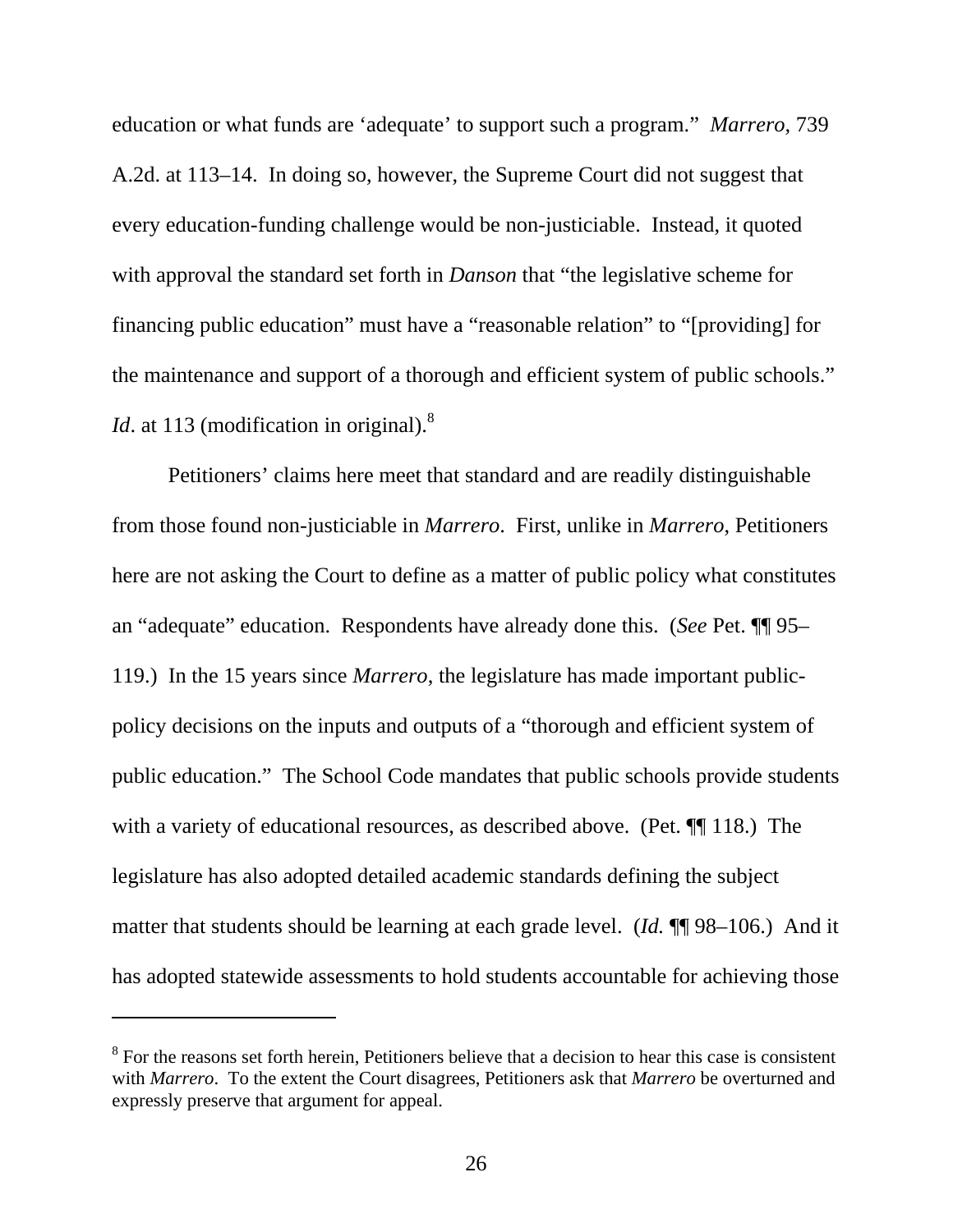education or what funds are 'adequate' to support such a program." *Marrero,* 739 A.2d. at 113–14. In doing so, however, the Supreme Court did not suggest that every education-funding challenge would be non-justiciable. Instead, it quoted with approval the standard set forth in *Danson* that "the legislative scheme for financing public education" must have a "reasonable relation" to "[providing] for the maintenance and support of a thorough and efficient system of public schools." *Id*. at 113 (modification in original).[8]

Petitioners' claims here meet that standard and are readily distinguishable from those found non-justiciable in *Marrero*. First, unlike in *Marrero*, Petitioners here are not asking the Court to define as a matter of public policy what constitutes an "adequate" education. Respondents have already done this. (*See* Pet. ¶¶ 95–119.) In the 15 years since *Marrero,* the legislature has made important public-policy decisions on the inputs and outputs of a "thorough and efficient system of public education." The School Code mandates that public schools provide students with a variety of educational resources, as described above. (Pet. ¶¶ 118.) The legislature has also adopted detailed academic standards defining the subject matter that students should be learning at each grade level. (*Id.* ¶¶ 98–106.) And it has adopted statewide assessments to hold students accountable for achieving those

---

[8] For the reasons set forth herein, Petitioners believe that a decision to hear this case is consistent with *Marrero*. To the extent the Court disagrees, Petitioners ask that *Marrero* be overturned and expressly preserve that argument for appeal.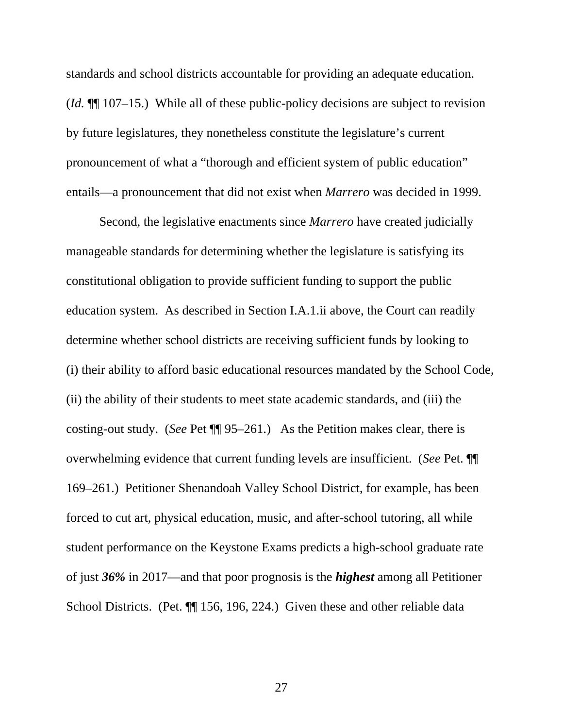standards and school districts accountable for providing an adequate education. (*Id.* ¶¶ 107–15.) While all of these public-policy decisions are subject to revision by future legislatures, they nonetheless constitute the legislature's current pronouncement of what a "thorough and efficient system of public education" entails—a pronouncement that did not exist when *Marrero* was decided in 1999.

Second, the legislative enactments since *Marrero* have created judicially manageable standards for determining whether the legislature is satisfying its constitutional obligation to provide sufficient funding to support the public education system. As described in Section I.A.1.ii above, the Court can readily determine whether school districts are receiving sufficient funds by looking to (i) their ability to afford basic educational resources mandated by the School Code, (ii) the ability of their students to meet state academic standards, and (iii) the costing-out study. (*See* Pet ¶¶ 95–261.) As the Petition makes clear, there is overwhelming evidence that current funding levels are insufficient. (*See* Pet. ¶¶ 169–261.) Petitioner Shenandoah Valley School District, for example, has been forced to cut art, physical education, music, and after-school tutoring, all while student performance on the Keystone Exams predicts a high-school graduate rate of just ***36%*** in 2017—and that poor prognosis is the ***highest*** among all Petitioner School Districts. (Pet. ¶¶ 156, 196, 224.) Given these and other reliable data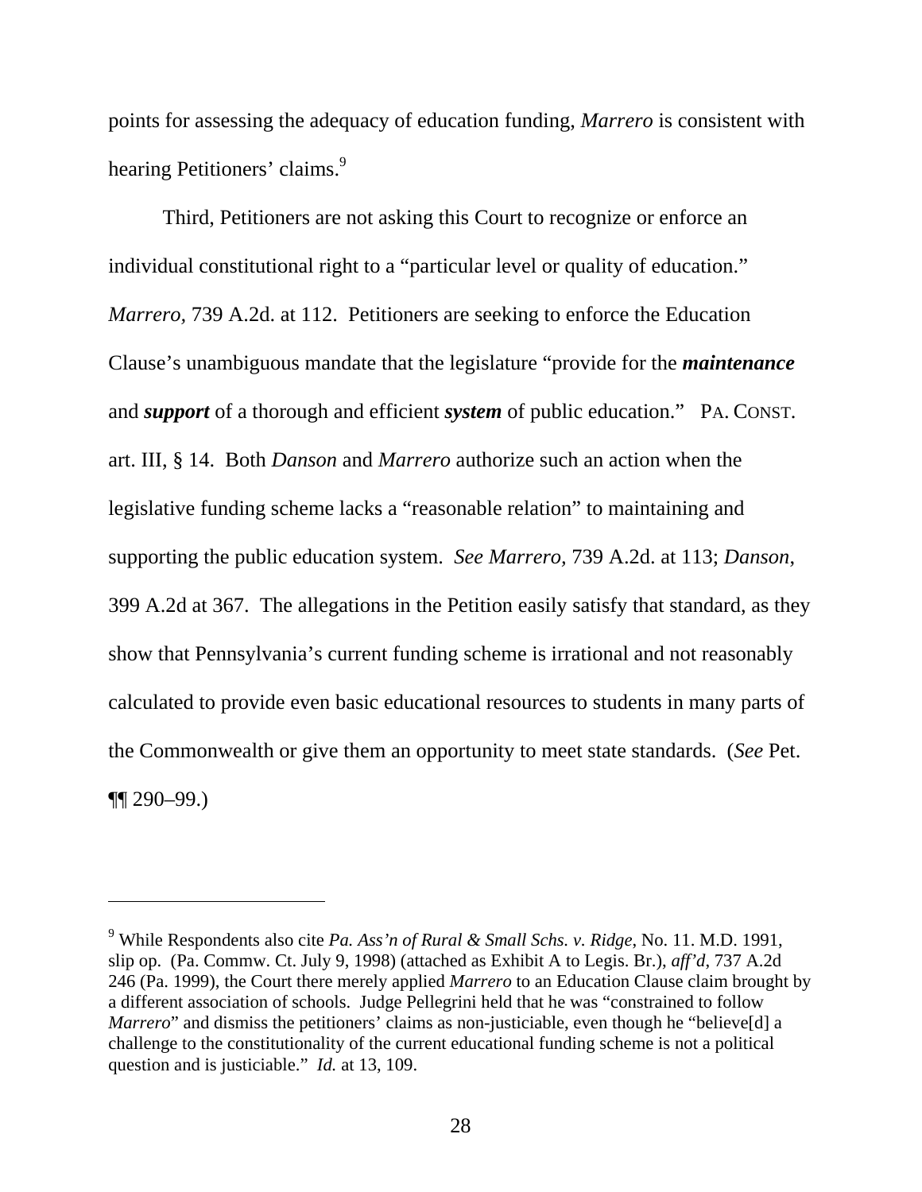points for assessing the adequacy of education funding, *Marrero* is consistent with hearing Petitioners' claims.[9]

Third, Petitioners are not asking this Court to recognize or enforce an individual constitutional right to a "particular level or quality of education." *Marrero*, 739 A.2d. at 112. Petitioners are seeking to enforce the Education Clause's unambiguous mandate that the legislature "provide for the ***maintenance*** and ***support*** of a thorough and efficient ***system*** of public education." PA. CONST. art. III, § 14. Both *Danson* and *Marrero* authorize such an action when the legislative funding scheme lacks a "reasonable relation" to maintaining and supporting the public education system. *See Marrero,* 739 A.2d. at 113; *Danson*, 399 A.2d at 367. The allegations in the Petition easily satisfy that standard, as they show that Pennsylvania's current funding scheme is irrational and not reasonably calculated to provide even basic educational resources to students in many parts of the Commonwealth or give them an opportunity to meet state standards. (*See* Pet. ¶¶ 290–99.)

---

[9] While Respondents also cite *Pa. Ass'n of Rural & Small Schs. v. Ridge*, No. 11. M.D. 1991, slip op. (Pa. Commw. Ct. July 9, 1998) (attached as Exhibit A to Legis. Br.), *aff'd*, 737 A.2d 246 (Pa. 1999), the Court there merely applied *Marrero* to an Education Clause claim brought by a different association of schools. Judge Pellegrini held that he was "constrained to follow *Marrero*" and dismiss the petitioners' claims as non-justiciable, even though he "believe[d] a challenge to the constitutionality of the current educational funding scheme is not a political question and is justiciable." *Id.* at 13, 109.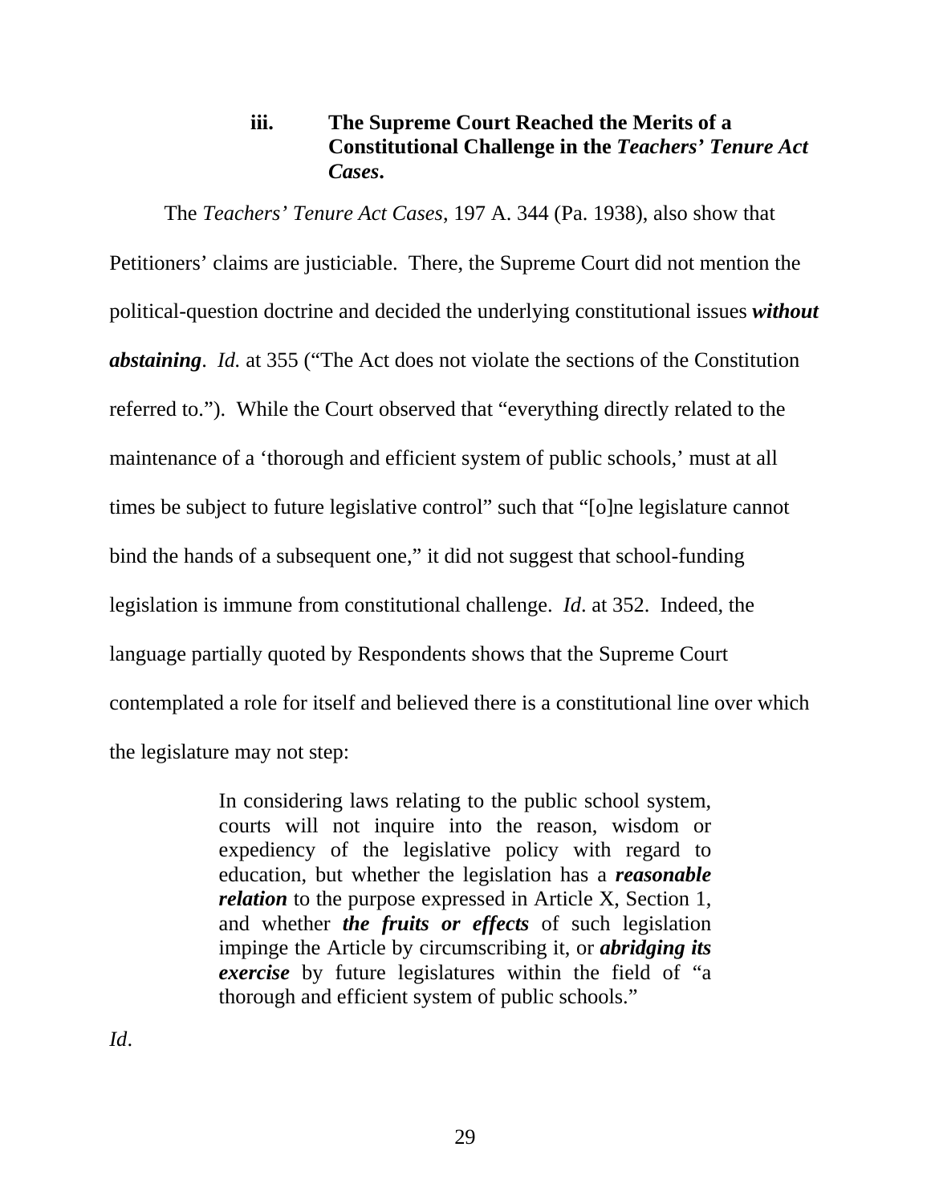### iii. The Supreme Court Reached the Merits of a Constitutional Challenge in the *Teachers' Tenure Act Cases*.

The *Teachers' Tenure Act Cases*, 197 A. 344 (Pa. 1938), also show that Petitioners' claims are justiciable. There, the Supreme Court did not mention the political-question doctrine and decided the underlying constitutional issues ***without abstaining***. *Id.* at 355 ("The Act does not violate the sections of the Constitution referred to."). While the Court observed that "everything directly related to the maintenance of a 'thorough and efficient system of public schools,' must at all times be subject to future legislative control" such that "[o]ne legislature cannot bind the hands of a subsequent one," it did not suggest that school-funding legislation is immune from constitutional challenge. *Id*. at 352. Indeed, the language partially quoted by Respondents shows that the Supreme Court contemplated a role for itself and believed there is a constitutional line over which the legislature may not step:

> In considering laws relating to the public school system, courts will not inquire into the reason, wisdom or expediency of the legislative policy with regard to education, but whether the legislation has a ***reasonable relation*** to the purpose expressed in Article X, Section 1, and whether ***the fruits or effects*** of such legislation impinge the Article by circumscribing it, or ***abridging its exercise*** by future legislatures within the field of "a thorough and efficient system of public schools."

*Id*.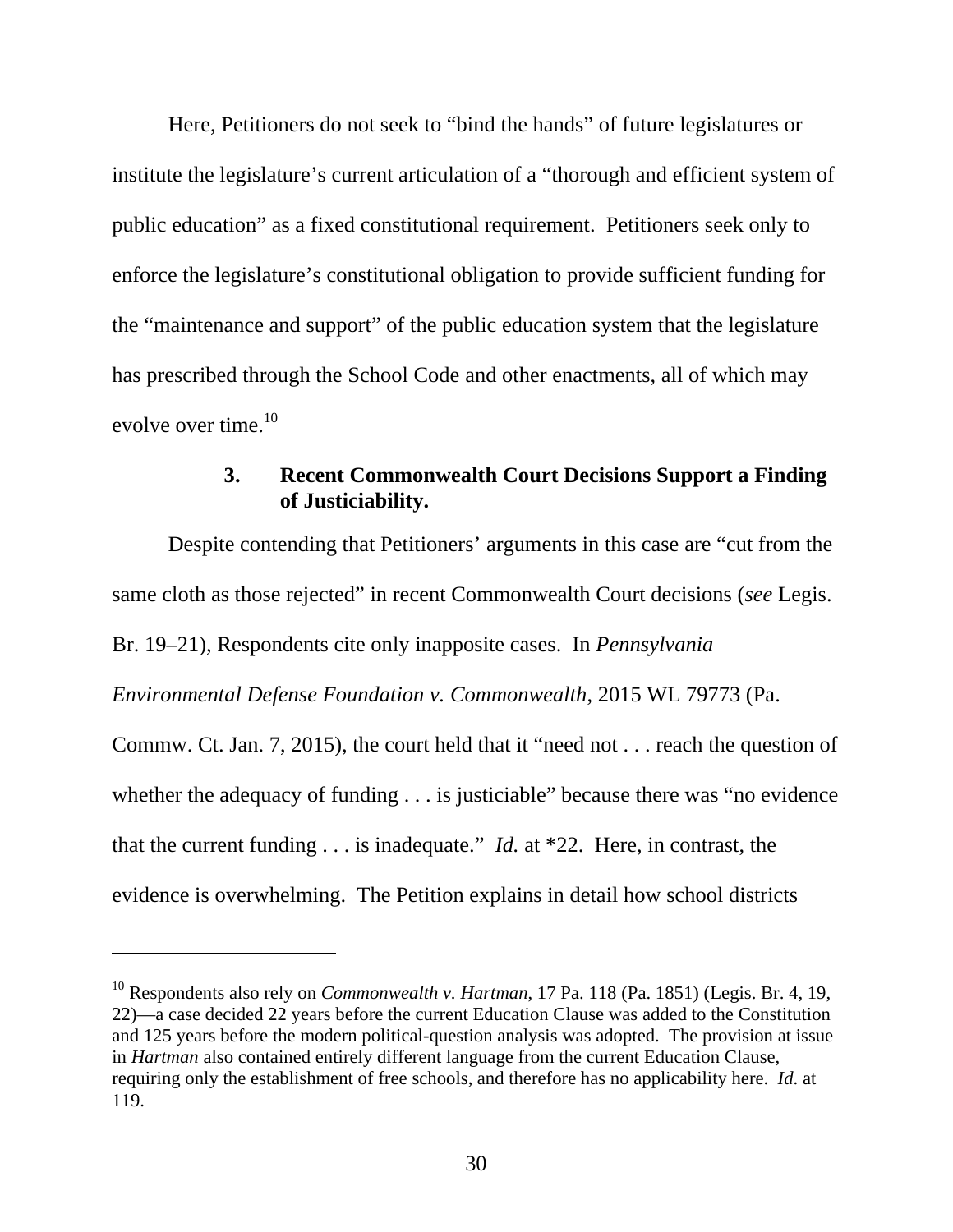Here, Petitioners do not seek to "bind the hands" of future legislatures or institute the legislature's current articulation of a "thorough and efficient system of public education" as a fixed constitutional requirement. Petitioners seek only to enforce the legislature's constitutional obligation to provide sufficient funding for the "maintenance and support" of the public education system that the legislature has prescribed through the School Code and other enactments, all of which may evolve over time.[10]

### 3. Recent Commonwealth Court Decisions Support a Finding of Justiciability.

Despite contending that Petitioners' arguments in this case are "cut from the same cloth as those rejected" in recent Commonwealth Court decisions (*see* Legis. Br. 19–21), Respondents cite only inapposite cases. In *Pennsylvania Environmental Defense Foundation v. Commonwealth*, 2015 WL 79773 (Pa. Commw. Ct. Jan. 7, 2015), the court held that it "need not . . . reach the question of whether the adequacy of funding . . . is justiciable" because there was "no evidence that the current funding . . . is inadequate." *Id.* at *22. Here, in contrast, the evidence is overwhelming. The Petition explains in detail how school districts

---

[10] Respondents also rely on *Commonwealth v. Hartman*, 17 Pa. 118 (Pa. 1851) (Legis. Br. 4, 19, 22)—a case decided 22 years before the current Education Clause was added to the Constitution and 125 years before the modern political-question analysis was adopted. The provision at issue in *Hartman* also contained entirely different language from the current Education Clause, requiring only the establishment of free schools, and therefore has no applicability here. *Id*. at 119.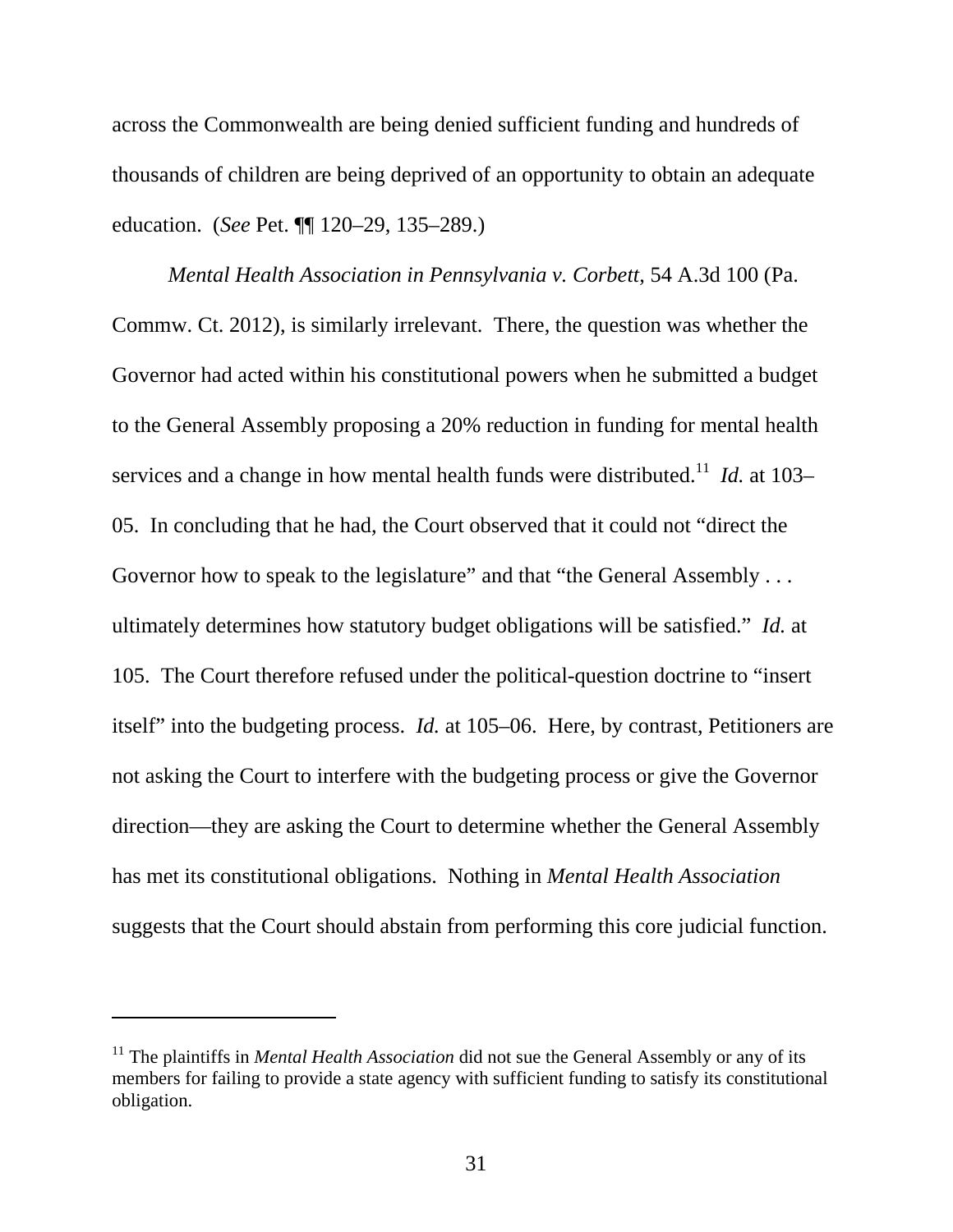across the Commonwealth are being denied sufficient funding and hundreds of thousands of children are being deprived of an opportunity to obtain an adequate education. (*See* Pet. ¶¶ 120–29, 135–289.)

*Mental Health Association in Pennsylvania v. Corbett*, 54 A.3d 100 (Pa. Commw. Ct. 2012), is similarly irrelevant. There, the question was whether the Governor had acted within his constitutional powers when he submitted a budget to the General Assembly proposing a 20% reduction in funding for mental health services and a change in how mental health funds were distributed.[11] *Id.* at 103–05. In concluding that he had, the Court observed that it could not "direct the Governor how to speak to the legislature" and that "the General Assembly . . . ultimately determines how statutory budget obligations will be satisfied." *Id.* at 105. The Court therefore refused under the political-question doctrine to "insert itself" into the budgeting process. *Id.* at 105–06. Here, by contrast, Petitioners are not asking the Court to interfere with the budgeting process or give the Governor direction—they are asking the Court to determine whether the General Assembly has met its constitutional obligations. Nothing in *Mental Health Association* suggests that the Court should abstain from performing this core judicial function.

---

[11] The plaintiffs in *Mental Health Association* did not sue the General Assembly or any of its members for failing to provide a state agency with sufficient funding to satisfy its constitutional obligation.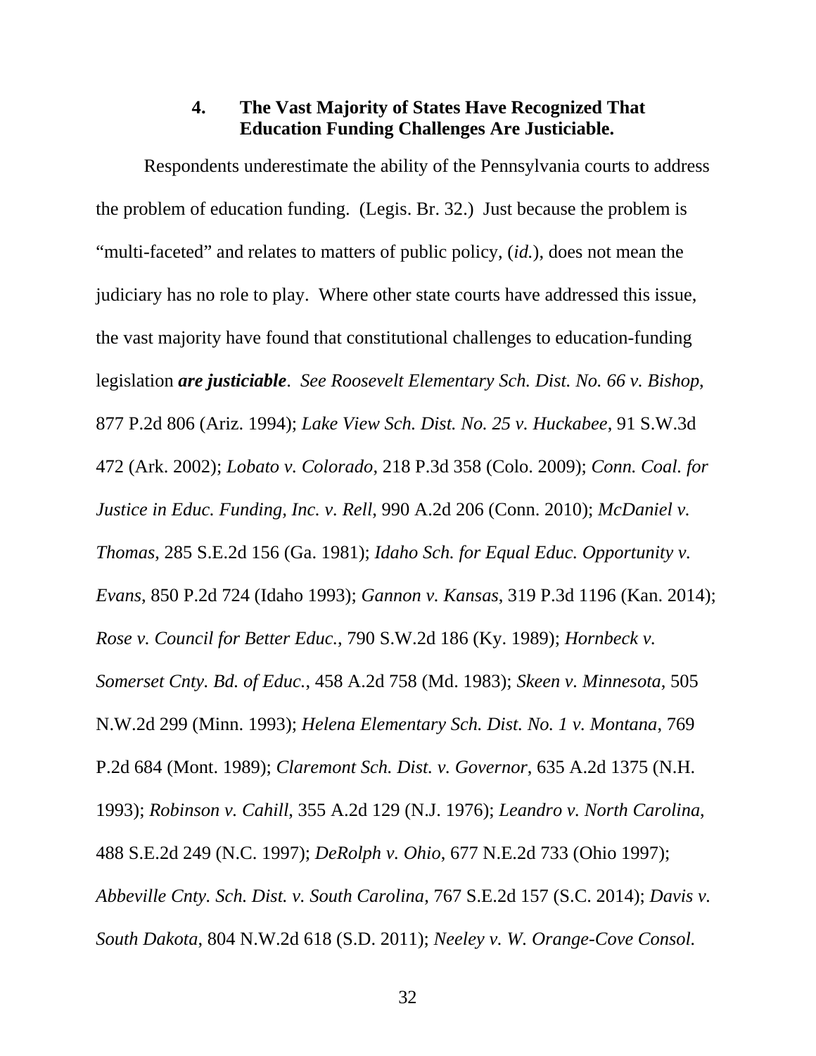### 4. The Vast Majority of States Have Recognized That Education Funding Challenges Are Justiciable.

Respondents underestimate the ability of the Pennsylvania courts to address the problem of education funding. (Legis. Br. 32.) Just because the problem is "multi-faceted" and relates to matters of public policy, (*id.*), does not mean the judiciary has no role to play. Where other state courts have addressed this issue, the vast majority have found that constitutional challenges to education-funding legislation ***are justiciable***. *See Roosevelt Elementary Sch. Dist. No. 66 v. Bishop*, 877 P.2d 806 (Ariz. 1994); *Lake View Sch. Dist. No. 25 v. Huckabee*, 91 S.W.3d 472 (Ark. 2002); *Lobato v. Colorado*, 218 P.3d 358 (Colo. 2009); *Conn. Coal. for Justice in Educ. Funding, Inc. v. Rell*, 990 A.2d 206 (Conn. 2010); *McDaniel v. Thomas*, 285 S.E.2d 156 (Ga. 1981); *Idaho Sch. for Equal Educ. Opportunity v. Evans*, 850 P.2d 724 (Idaho 1993); *Gannon v. Kansas*, 319 P.3d 1196 (Kan. 2014); *Rose v. Council for Better Educ.*, 790 S.W.2d 186 (Ky. 1989); *Hornbeck v. Somerset Cnty. Bd. of Educ.*, 458 A.2d 758 (Md. 1983); *Skeen v. Minnesota*, 505 N.W.2d 299 (Minn. 1993); *Helena Elementary Sch. Dist. No. 1 v. Montana*, 769 P.2d 684 (Mont. 1989); *Claremont Sch. Dist. v. Governor*, 635 A.2d 1375 (N.H. 1993); *Robinson v. Cahill*, 355 A.2d 129 (N.J. 1976); *Leandro v. North Carolina*, 488 S.E.2d 249 (N.C. 1997); *DeRolph v. Ohio*, 677 N.E.2d 733 (Ohio 1997); *Abbeville Cnty. Sch. Dist. v. South Carolina*, 767 S.E.2d 157 (S.C. 2014); *Davis v. South Dakota*, 804 N.W.2d 618 (S.D. 2011); *Neeley v. W. Orange-Cove Consol.*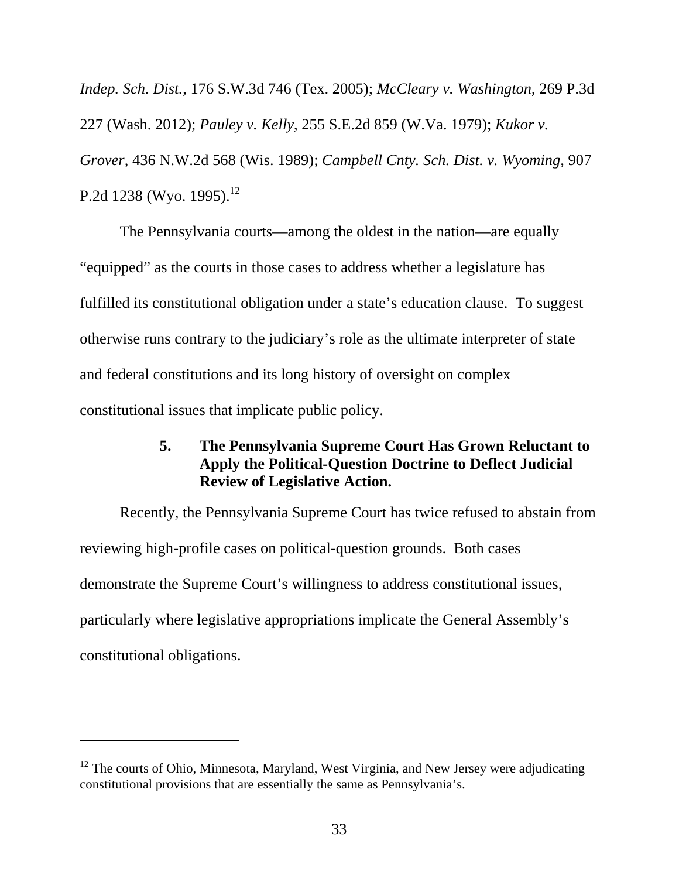*Indep. Sch. Dist.*, 176 S.W.3d 746 (Tex. 2005); *McCleary v. Washington*, 269 P.3d 227 (Wash. 2012); *Pauley v. Kelly*, 255 S.E.2d 859 (W.Va. 1979); *Kukor v. Grover*, 436 N.W.2d 568 (Wis. 1989); *Campbell Cnty. Sch. Dist. v. Wyoming*, 907 P.2d 1238 (Wyo. 1995).[12]

The Pennsylvania courts—among the oldest in the nation—are equally "equipped" as the courts in those cases to address whether a legislature has fulfilled its constitutional obligation under a state's education clause. To suggest otherwise runs contrary to the judiciary's role as the ultimate interpreter of state and federal constitutions and its long history of oversight on complex constitutional issues that implicate public policy.

#### 5. The Pennsylvania Supreme Court Has Grown Reluctant to Apply the Political-Question Doctrine to Deflect Judicial Review of Legislative Action.

Recently, the Pennsylvania Supreme Court has twice refused to abstain from reviewing high-profile cases on political-question grounds. Both cases demonstrate the Supreme Court's willingness to address constitutional issues, particularly where legislative appropriations implicate the General Assembly's constitutional obligations.

---

[12] The courts of Ohio, Minnesota, Maryland, West Virginia, and New Jersey were adjudicating constitutional provisions that are essentially the same as Pennsylvania's.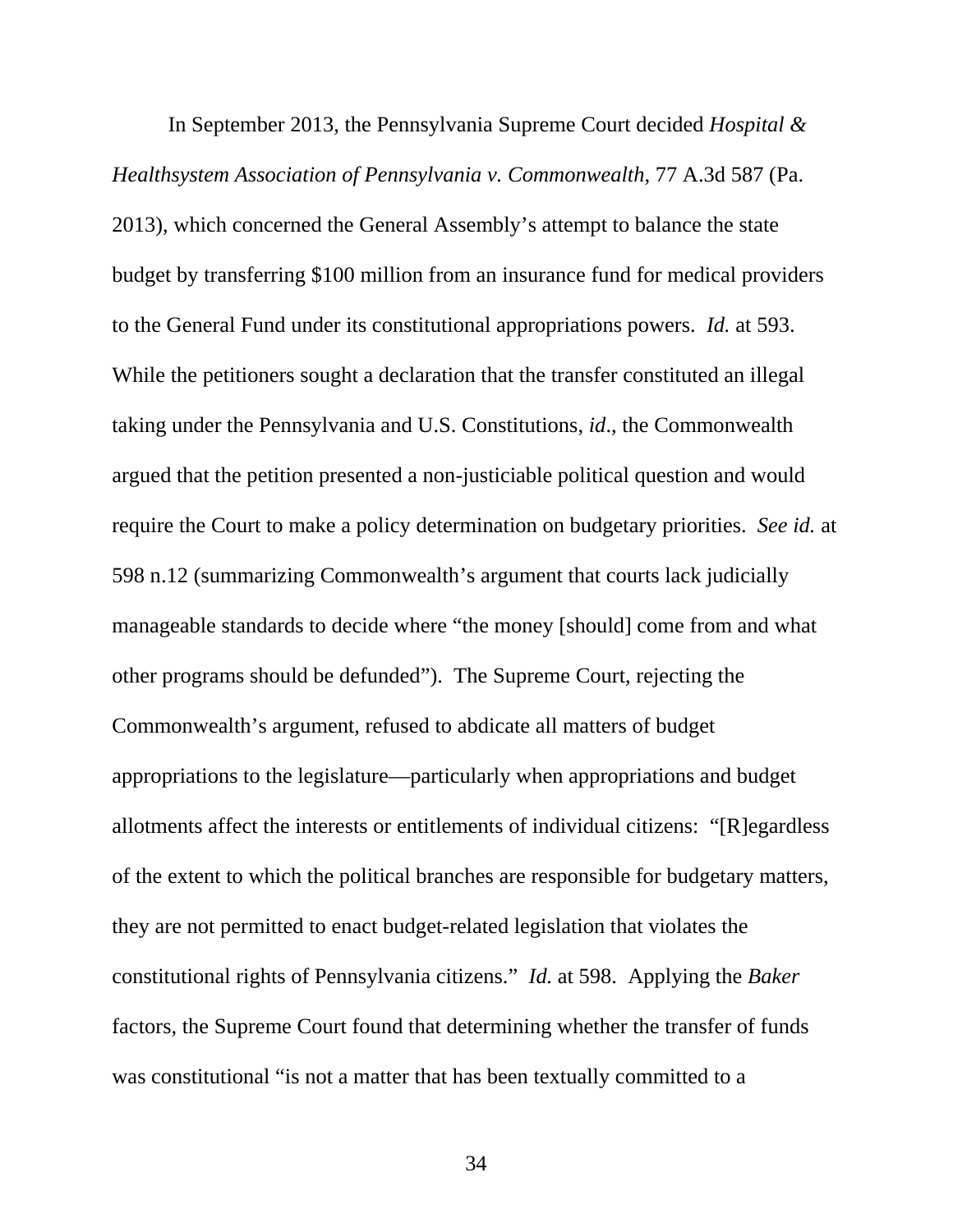In September 2013, the Pennsylvania Supreme Court decided *Hospital & Healthsystem Association of Pennsylvania v. Commonwealth*, 77 A.3d 587 (Pa. 2013), which concerned the General Assembly's attempt to balance the state budget by transferring $100 million from an insurance fund for medical providers to the General Fund under its constitutional appropriations powers. *Id.* at 593. While the petitioners sought a declaration that the transfer constituted an illegal taking under the Pennsylvania and U.S. Constitutions, *id*., the Commonwealth argued that the petition presented a non-justiciable political question and would require the Court to make a policy determination on budgetary priorities. *See id.* at 598 n.12 (summarizing Commonwealth's argument that courts lack judicially manageable standards to decide where "the money [should] come from and what other programs should be defunded"). The Supreme Court, rejecting the Commonwealth's argument, refused to abdicate all matters of budget appropriations to the legislature—particularly when appropriations and budget allotments affect the interests or entitlements of individual citizens: "[R]egardless of the extent to which the political branches are responsible for budgetary matters, they are not permitted to enact budget-related legislation that violates the constitutional rights of Pennsylvania citizens." *Id.* at 598. Applying the *Baker* factors, the Supreme Court found that determining whether the transfer of funds was constitutional "is not a matter that has been textually committed to a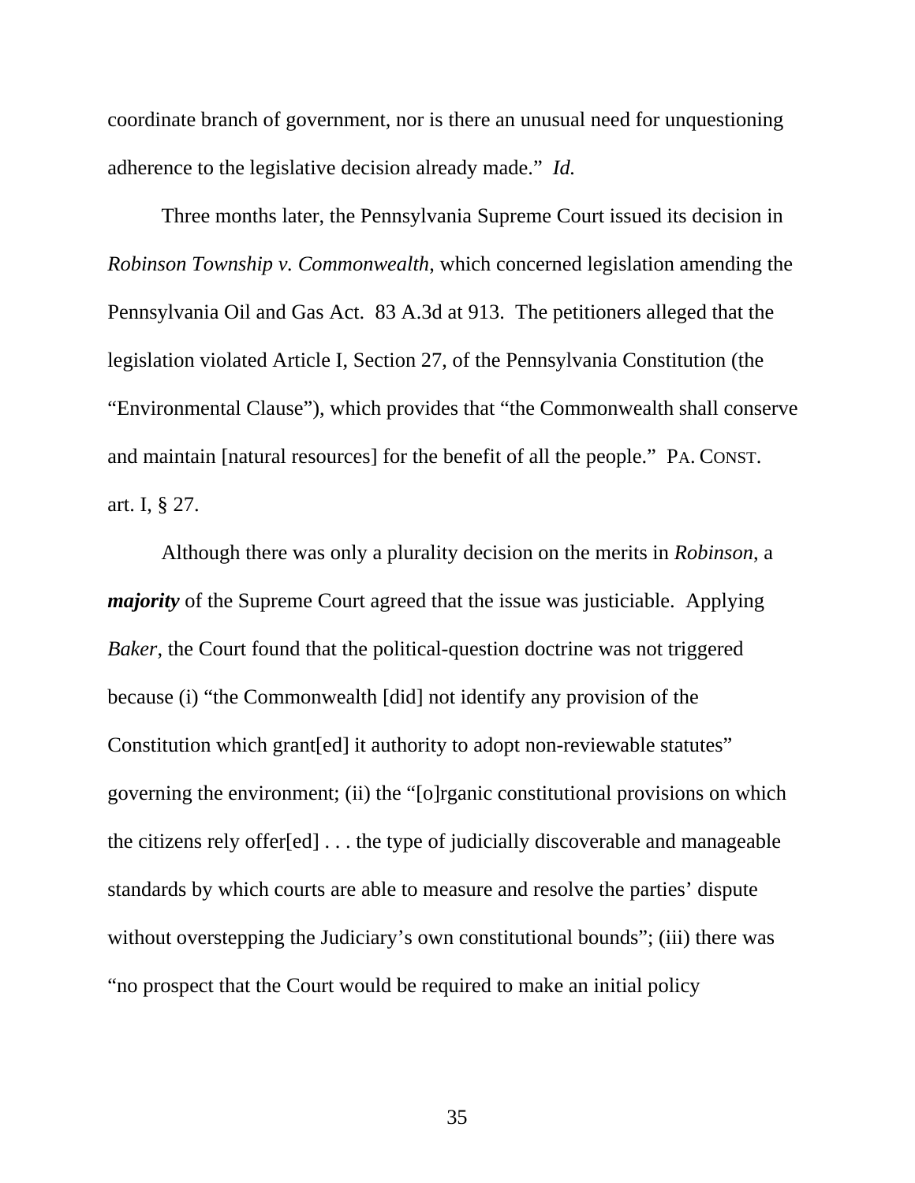coordinate branch of government, nor is there an unusual need for unquestioning adherence to the legislative decision already made." *Id.*

Three months later, the Pennsylvania Supreme Court issued its decision in *Robinson Township v. Commonwealth*, which concerned legislation amending the Pennsylvania Oil and Gas Act. 83 A.3d at 913. The petitioners alleged that the legislation violated Article I, Section 27, of the Pennsylvania Constitution (the "Environmental Clause"), which provides that "the Commonwealth shall conserve and maintain [natural resources] for the benefit of all the people." PA. CONST. art. I, § 27.

Although there was only a plurality decision on the merits in *Robinson*, a ***majority*** of the Supreme Court agreed that the issue was justiciable. Applying *Baker*, the Court found that the political-question doctrine was not triggered because (i) "the Commonwealth [did] not identify any provision of the Constitution which grant[ed] it authority to adopt non-reviewable statutes" governing the environment; (ii) the "[o]rganic constitutional provisions on which the citizens rely offer[ed] . . . the type of judicially discoverable and manageable standards by which courts are able to measure and resolve the parties' dispute without overstepping the Judiciary's own constitutional bounds"; (iii) there was "no prospect that the Court would be required to make an initial policy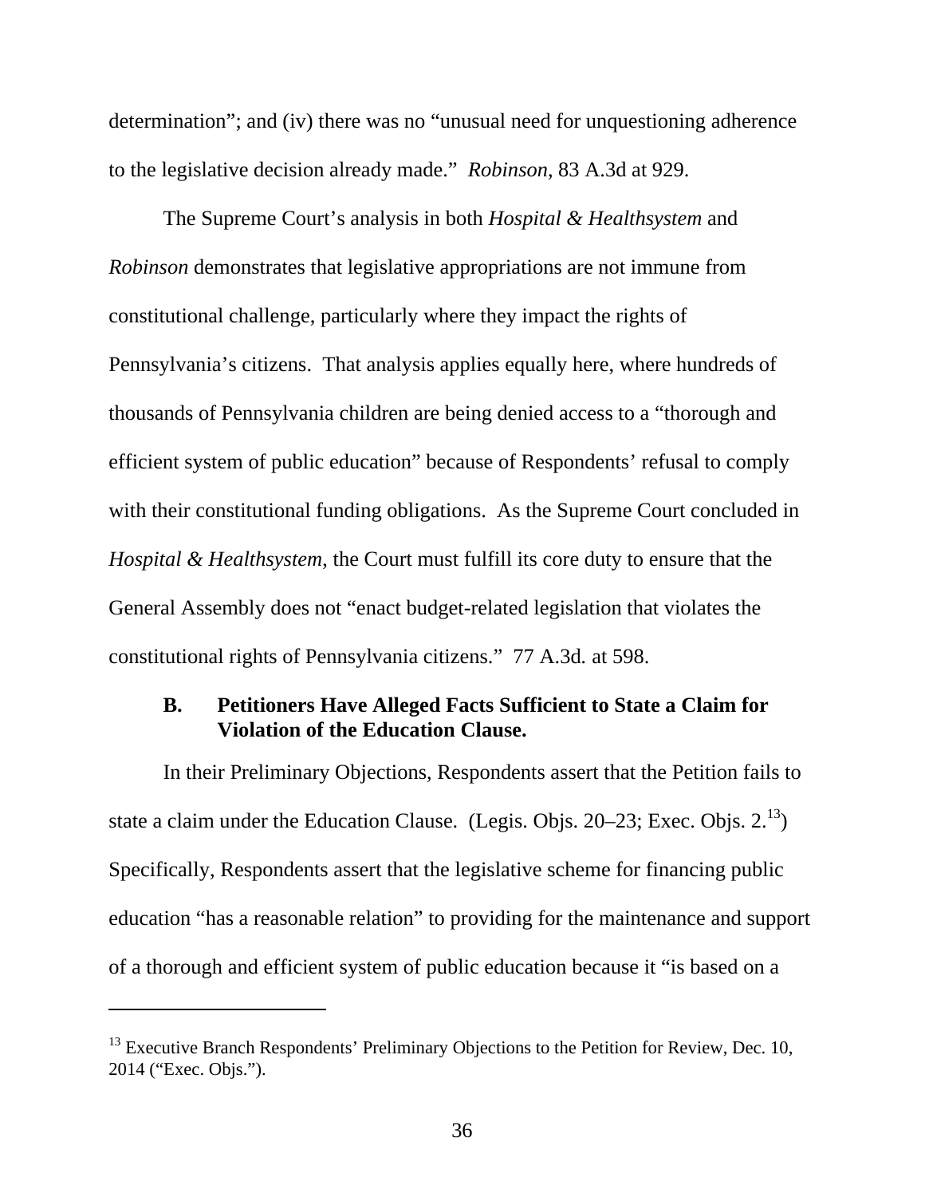determination"; and (iv) there was no "unusual need for unquestioning adherence to the legislative decision already made." *Robinson*, 83 A.3d at 929.

The Supreme Court's analysis in both *Hospital & Healthsystem* and *Robinson* demonstrates that legislative appropriations are not immune from constitutional challenge, particularly where they impact the rights of Pennsylvania's citizens. That analysis applies equally here, where hundreds of thousands of Pennsylvania children are being denied access to a "thorough and efficient system of public education" because of Respondents' refusal to comply with their constitutional funding obligations. As the Supreme Court concluded in *Hospital & Healthsystem*, the Court must fulfill its core duty to ensure that the General Assembly does not "enact budget-related legislation that violates the constitutional rights of Pennsylvania citizens." 77 A.3d. at 598.

### B. Petitioners Have Alleged Facts Sufficient to State a Claim for Violation of the Education Clause.

In their Preliminary Objections, Respondents assert that the Petition fails to state a claim under the Education Clause. (Legis. Objs. 20–23; Exec. Objs. 2.[13]) Specifically, Respondents assert that the legislative scheme for financing public education "has a reasonable relation" to providing for the maintenance and support of a thorough and efficient system of public education because it "is based on a

---

[13] Executive Branch Respondents' Preliminary Objections to the Petition for Review, Dec. 10, 2014 ("Exec. Objs.").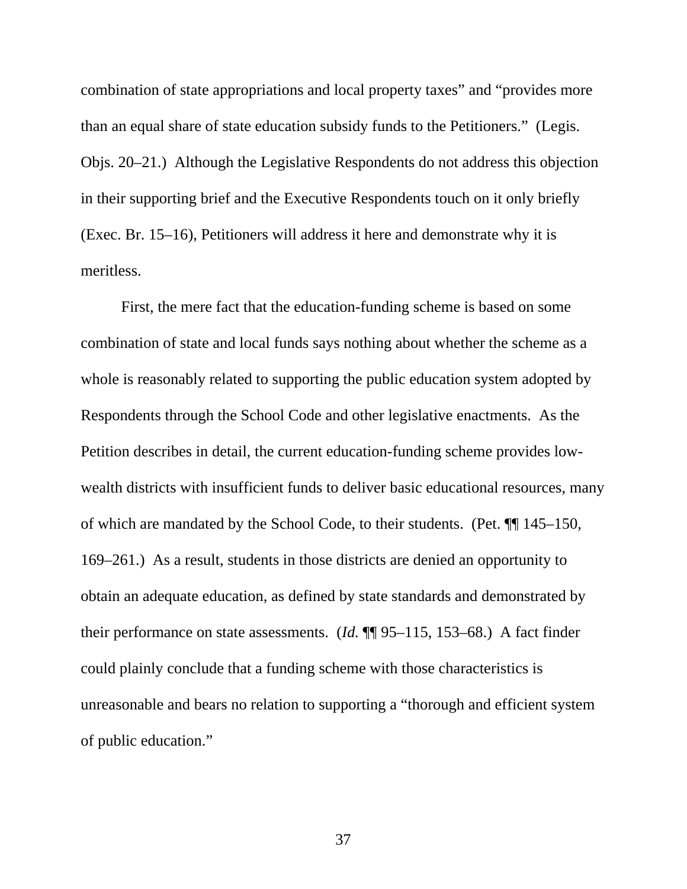combination of state appropriations and local property taxes" and "provides more than an equal share of state education subsidy funds to the Petitioners." (Legis. Objs. 20–21.) Although the Legislative Respondents do not address this objection in their supporting brief and the Executive Respondents touch on it only briefly (Exec. Br. 15–16), Petitioners will address it here and demonstrate why it is meritless.

First, the mere fact that the education-funding scheme is based on some combination of state and local funds says nothing about whether the scheme as a whole is reasonably related to supporting the public education system adopted by Respondents through the School Code and other legislative enactments. As the Petition describes in detail, the current education-funding scheme provides low-wealth districts with insufficient funds to deliver basic educational resources, many of which are mandated by the School Code, to their students. (Pet. ¶¶ 145–150, 169–261.) As a result, students in those districts are denied an opportunity to obtain an adequate education, as defined by state standards and demonstrated by their performance on state assessments. (*Id.* ¶¶ 95–115, 153–68.) A fact finder could plainly conclude that a funding scheme with those characteristics is unreasonable and bears no relation to supporting a "thorough and efficient system of public education."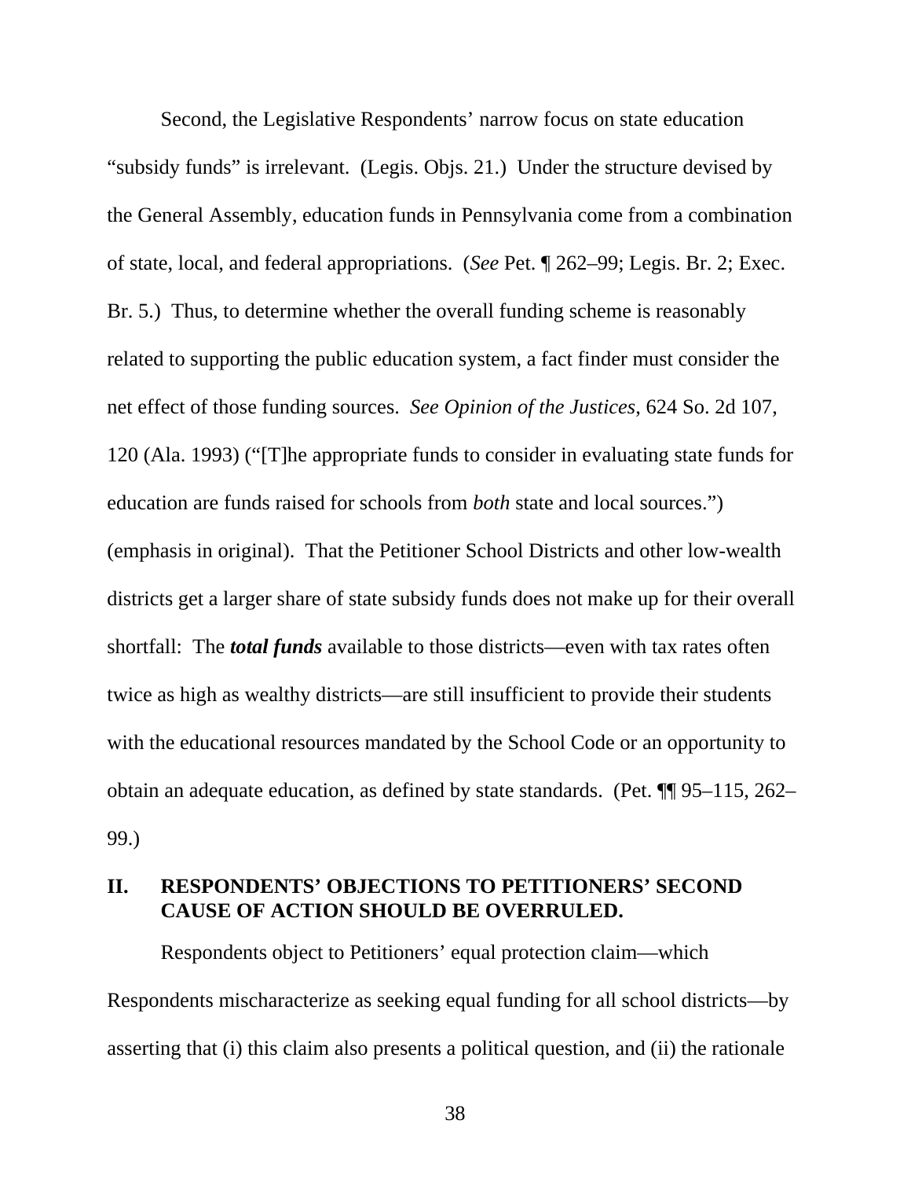Second, the Legislative Respondents' narrow focus on state education "subsidy funds" is irrelevant. (Legis. Objs. 21.) Under the structure devised by the General Assembly, education funds in Pennsylvania come from a combination of state, local, and federal appropriations. (*See* Pet. ¶ 262–99; Legis. Br. 2; Exec. Br. 5.) Thus, to determine whether the overall funding scheme is reasonably related to supporting the public education system, a fact finder must consider the net effect of those funding sources. *See Opinion of the Justices*, 624 So. 2d 107, 120 (Ala. 1993) ("[T]he appropriate funds to consider in evaluating state funds for education are funds raised for schools from *both* state and local sources.") (emphasis in original). That the Petitioner School Districts and other low-wealth districts get a larger share of state subsidy funds does not make up for their overall shortfall: The ***total funds*** available to those districts—even with tax rates often twice as high as wealthy districts—are still insufficient to provide their students with the educational resources mandated by the School Code or an opportunity to obtain an adequate education, as defined by state standards. (Pet. ¶¶ 95–115, 262–99.)

## II. RESPONDENTS' OBJECTIONS TO PETITIONERS' SECOND CAUSE OF ACTION SHOULD BE OVERRULED.

Respondents object to Petitioners' equal protection claim—which Respondents mischaracterize as seeking equal funding for all school districts—by asserting that (i) this claim also presents a political question, and (ii) the rationale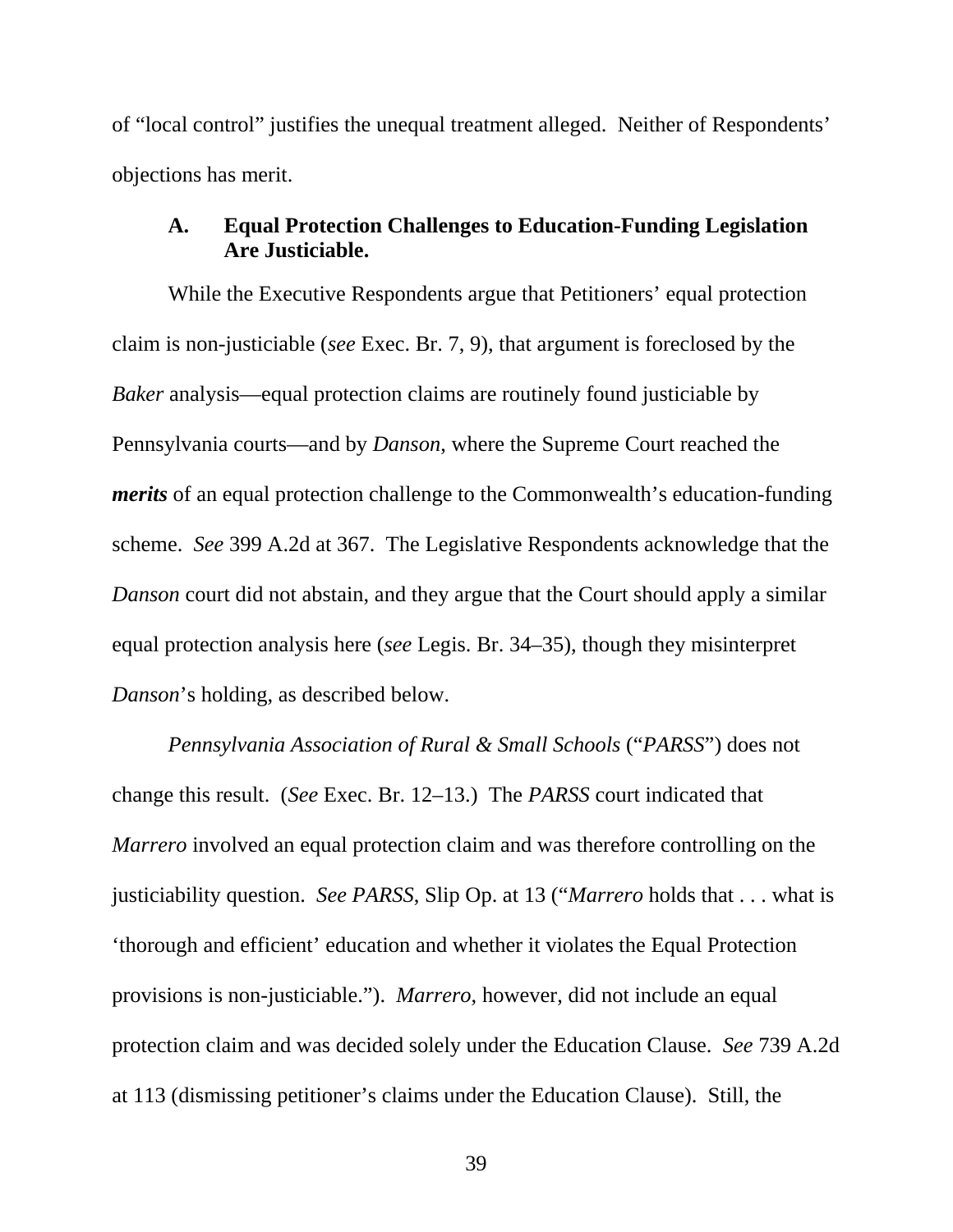of "local control" justifies the unequal treatment alleged. Neither of Respondents' objections has merit.

### A. Equal Protection Challenges to Education-Funding Legislation Are Justiciable.

While the Executive Respondents argue that Petitioners' equal protection claim is non-justiciable (*see* Exec. Br. 7, 9), that argument is foreclosed by the *Baker* analysis—equal protection claims are routinely found justiciable by Pennsylvania courts—and by *Danson*, where the Supreme Court reached the ***merits*** of an equal protection challenge to the Commonwealth's education-funding scheme. *See* 399 A.2d at 367. The Legislative Respondents acknowledge that the *Danson* court did not abstain, and they argue that the Court should apply a similar equal protection analysis here (*see* Legis. Br. 34–35), though they misinterpret *Danson*'s holding, as described below.

*Pennsylvania Association of Rural & Small Schools* ("*PARSS*") does not change this result. (*See* Exec. Br. 12–13.) The *PARSS* court indicated that *Marrero* involved an equal protection claim and was therefore controlling on the justiciability question. *See PARSS*, Slip Op. at 13 ("*Marrero* holds that . . . what is 'thorough and efficient' education and whether it violates the Equal Protection provisions is non-justiciable."). *Marrero*, however, did not include an equal protection claim and was decided solely under the Education Clause. *See* 739 A.2d at 113 (dismissing petitioner's claims under the Education Clause). Still, the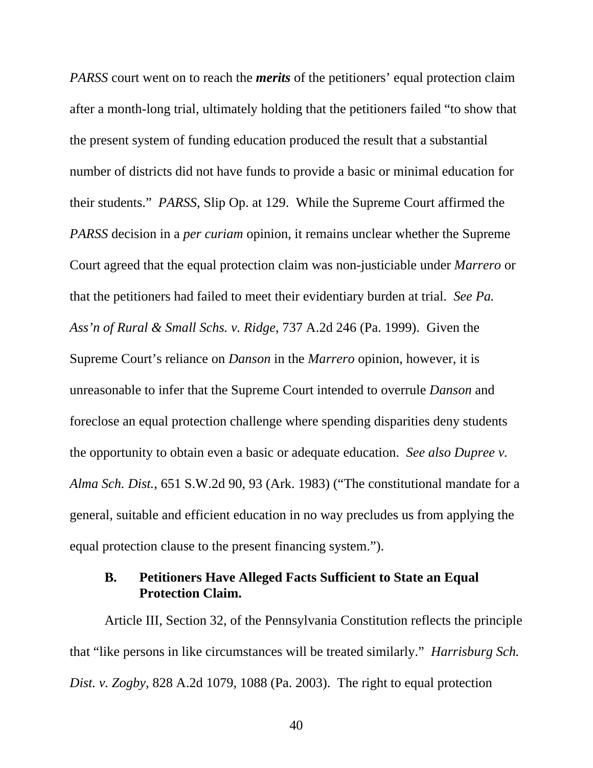*PARSS* court went on to reach the ***merits*** of the petitioners' equal protection claim after a month-long trial, ultimately holding that the petitioners failed "to show that the present system of funding education produced the result that a substantial number of districts did not have funds to provide a basic or minimal education for their students." *PARSS*, Slip Op. at 129. While the Supreme Court affirmed the *PARSS* decision in a *per curiam* opinion, it remains unclear whether the Supreme Court agreed that the equal protection claim was non-justiciable under *Marrero* or that the petitioners had failed to meet their evidentiary burden at trial. *See Pa. Ass'n of Rural & Small Schs. v. Ridge*, 737 A.2d 246 (Pa. 1999). Given the Supreme Court's reliance on *Danson* in the *Marrero* opinion, however, it is unreasonable to infer that the Supreme Court intended to overrule *Danson* and foreclose an equal protection challenge where spending disparities deny students the opportunity to obtain even a basic or adequate education. *See also Dupree v. Alma Sch. Dist.*, 651 S.W.2d 90, 93 (Ark. 1983) ("The constitutional mandate for a general, suitable and efficient education in no way precludes us from applying the equal protection clause to the present financing system.").

### B. Petitioners Have Alleged Facts Sufficient to State an Equal Protection Claim.

Article III, Section 32, of the Pennsylvania Constitution reflects the principle that "like persons in like circumstances will be treated similarly." *Harrisburg Sch. Dist. v. Zogby*, 828 A.2d 1079, 1088 (Pa. 2003). The right to equal protection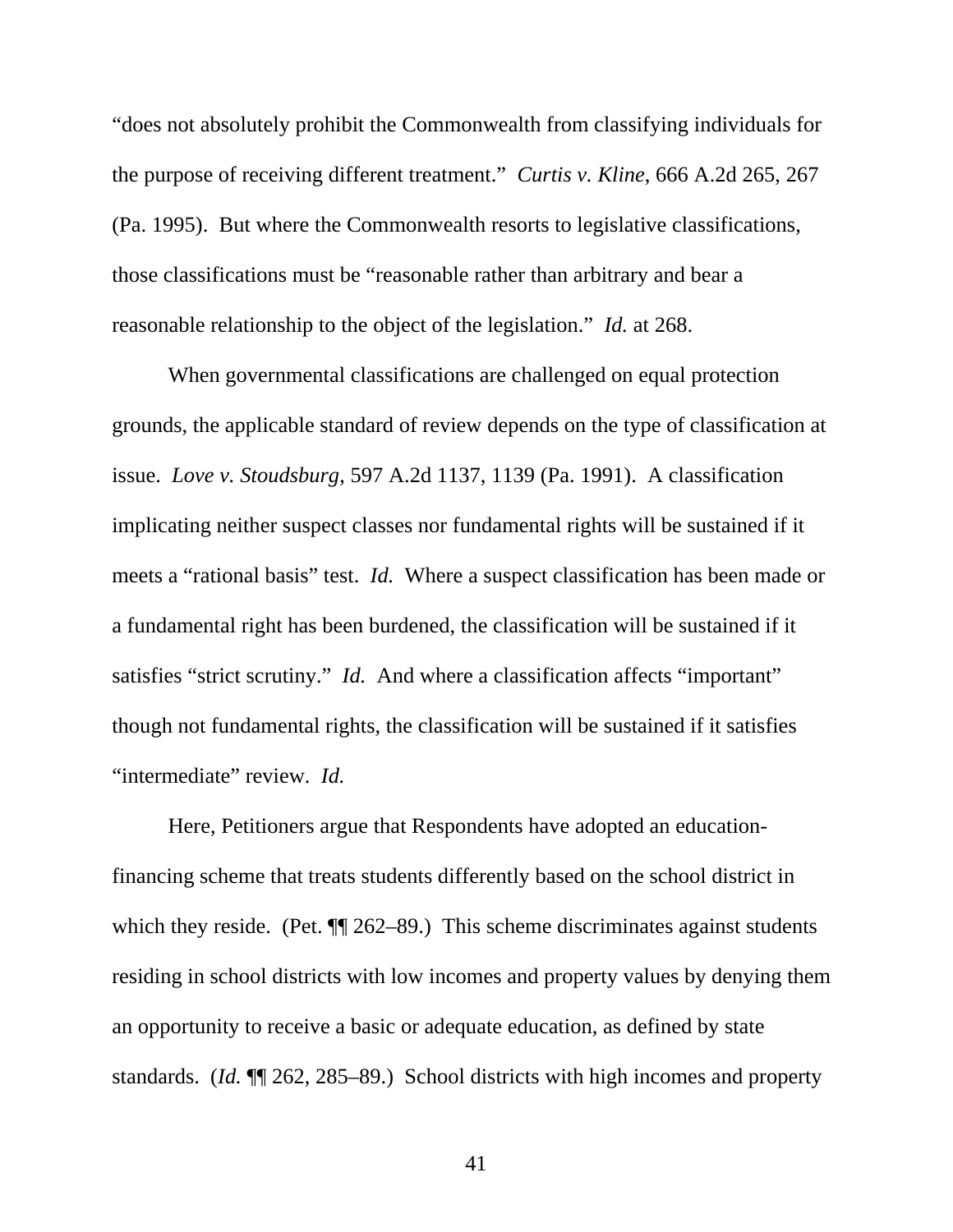"does not absolutely prohibit the Commonwealth from classifying individuals for the purpose of receiving different treatment." *Curtis v. Kline*, 666 A.2d 265, 267 (Pa. 1995). But where the Commonwealth resorts to legislative classifications, those classifications must be "reasonable rather than arbitrary and bear a reasonable relationship to the object of the legislation." *Id.* at 268.

When governmental classifications are challenged on equal protection grounds, the applicable standard of review depends on the type of classification at issue. *Love v. Stoudsburg*, 597 A.2d 1137, 1139 (Pa. 1991). A classification implicating neither suspect classes nor fundamental rights will be sustained if it meets a "rational basis" test. *Id.* Where a suspect classification has been made or a fundamental right has been burdened, the classification will be sustained if it satisfies "strict scrutiny." *Id.* And where a classification affects "important" though not fundamental rights, the classification will be sustained if it satisfies "intermediate" review. *Id.*

Here, Petitioners argue that Respondents have adopted an education-financing scheme that treats students differently based on the school district in which they reside. (Pet. ¶¶ 262–89.) This scheme discriminates against students residing in school districts with low incomes and property values by denying them an opportunity to receive a basic or adequate education, as defined by state standards. (*Id.* ¶¶ 262, 285–89.) School districts with high incomes and property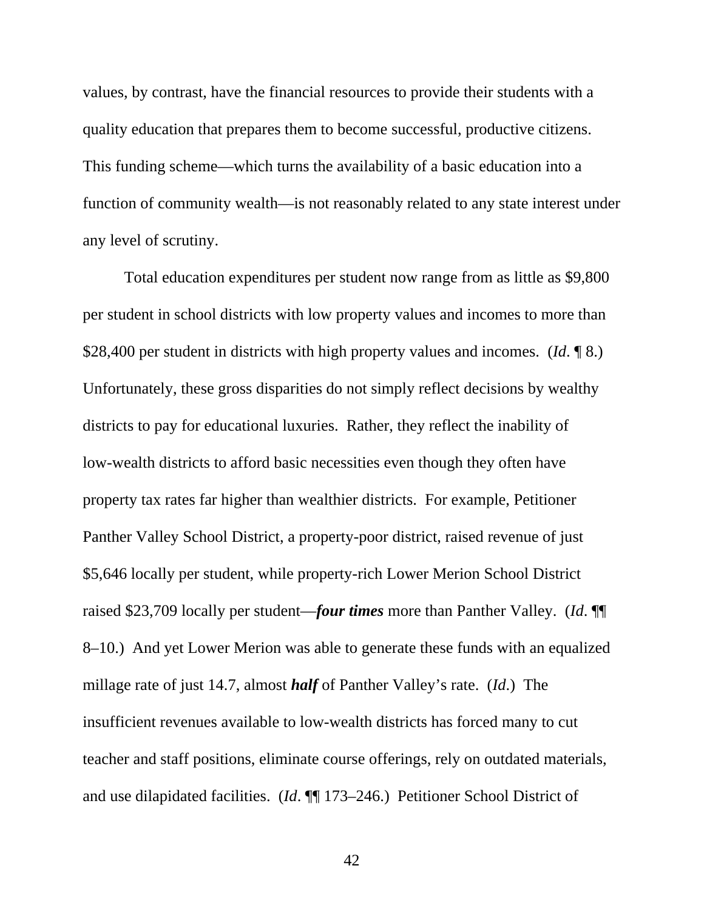values, by contrast, have the financial resources to provide their students with a quality education that prepares them to become successful, productive citizens. This funding scheme—which turns the availability of a basic education into a function of community wealth—is not reasonably related to any state interest under any level of scrutiny.

Total education expenditures per student now range from as little as $9,800 per student in school districts with low property values and incomes to more than $28,400 per student in districts with high property values and incomes. (*Id*. ¶ 8.) Unfortunately, these gross disparities do not simply reflect decisions by wealthy districts to pay for educational luxuries. Rather, they reflect the inability of low-wealth districts to afford basic necessities even though they often have property tax rates far higher than wealthier districts. For example, Petitioner Panther Valley School District, a property-poor district, raised revenue of just $5,646 locally per student, while property-rich Lower Merion School District raised $23,709 locally per student—***four times*** more than Panther Valley. (*Id*. ¶¶ 8–10.) And yet Lower Merion was able to generate these funds with an equalized millage rate of just 14.7, almost ***half*** of Panther Valley's rate. (*Id*.) The insufficient revenues available to low-wealth districts has forced many to cut teacher and staff positions, eliminate course offerings, rely on outdated materials, and use dilapidated facilities. (*Id*. ¶¶ 173–246.) Petitioner School District of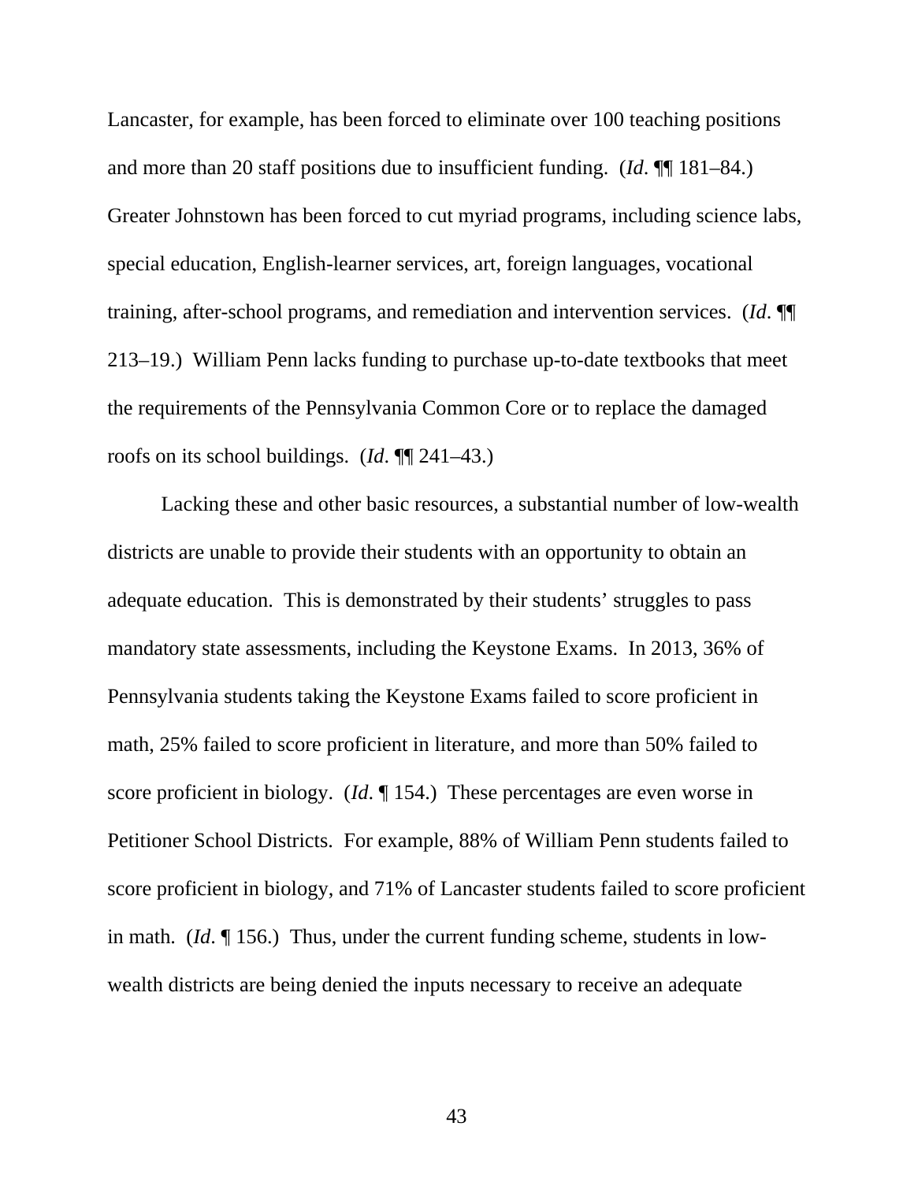Lancaster, for example, has been forced to eliminate over 100 teaching positions and more than 20 staff positions due to insufficient funding. (*Id*. ¶¶ 181–84.) Greater Johnstown has been forced to cut myriad programs, including science labs, special education, English-learner services, art, foreign languages, vocational training, after-school programs, and remediation and intervention services. (*Id*. ¶¶ 213–19.) William Penn lacks funding to purchase up-to-date textbooks that meet the requirements of the Pennsylvania Common Core or to replace the damaged roofs on its school buildings. (*Id*. ¶¶ 241–43.)

Lacking these and other basic resources, a substantial number of low-wealth districts are unable to provide their students with an opportunity to obtain an adequate education. This is demonstrated by their students' struggles to pass mandatory state assessments, including the Keystone Exams. In 2013, 36% of Pennsylvania students taking the Keystone Exams failed to score proficient in math, 25% failed to score proficient in literature, and more than 50% failed to score proficient in biology. (*Id*. ¶ 154.) These percentages are even worse in Petitioner School Districts. For example, 88% of William Penn students failed to score proficient in biology, and 71% of Lancaster students failed to score proficient in math. (*Id*. ¶ 156.) Thus, under the current funding scheme, students in low-wealth districts are being denied the inputs necessary to receive an adequate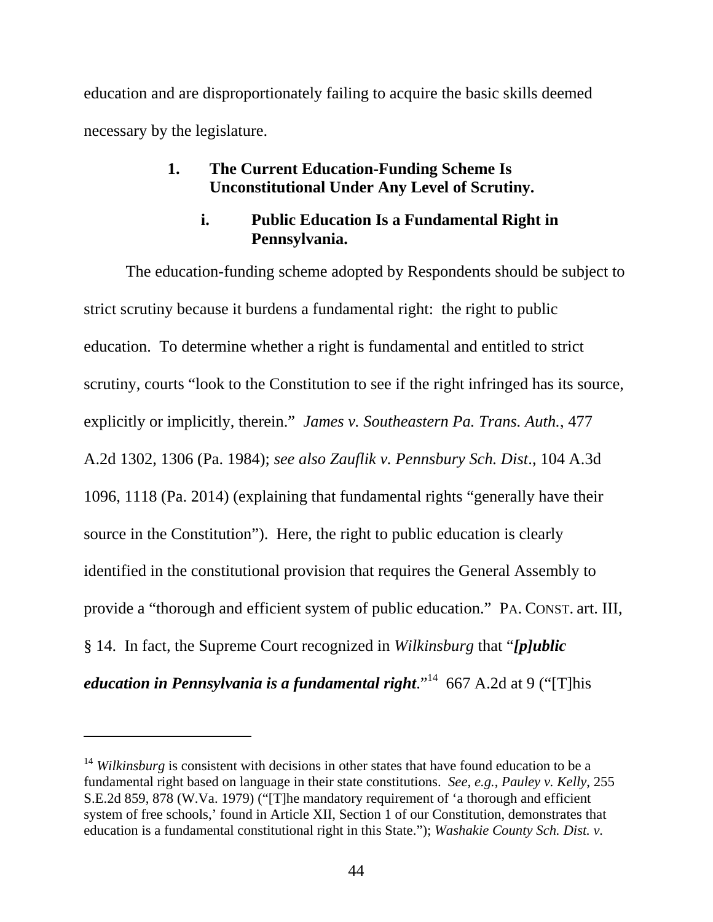education and are disproportionately failing to acquire the basic skills deemed necessary by the legislature.

### 1. The Current Education-Funding Scheme Is Unconstitutional Under Any Level of Scrutiny.

#### i. Public Education Is a Fundamental Right in Pennsylvania.

The education-funding scheme adopted by Respondents should be subject to strict scrutiny because it burdens a fundamental right: the right to public education. To determine whether a right is fundamental and entitled to strict scrutiny, courts "look to the Constitution to see if the right infringed has its source, explicitly or implicitly, therein." *James v. Southeastern Pa. Trans. Auth.*, 477 A.2d 1302, 1306 (Pa. 1984); *see also Zauflik v. Pennsbury Sch. Dist*., 104 A.3d 1096, 1118 (Pa. 2014) (explaining that fundamental rights "generally have their source in the Constitution"). Here, the right to public education is clearly identified in the constitutional provision that requires the General Assembly to provide a "thorough and efficient system of public education." PA. CONST. art. III, § 14. In fact, the Supreme Court recognized in *Wilkinsburg* that "***[p]ublic education in Pennsylvania is a fundamental right***."[14] 667 A.2d at 9 ("[T]his

[14] *Wilkinsburg* is consistent with decisions in other states that have found education to be a fundamental right based on language in their state constitutions. *See, e.g.*, *Pauley v. Kelly*, 255 S.E.2d 859, 878 (W.Va. 1979) ("[T]he mandatory requirement of 'a thorough and efficient system of free schools,' found in Article XII, Section 1 of our Constitution, demonstrates that education is a fundamental constitutional right in this State."); *Washakie County Sch. Dist. v.*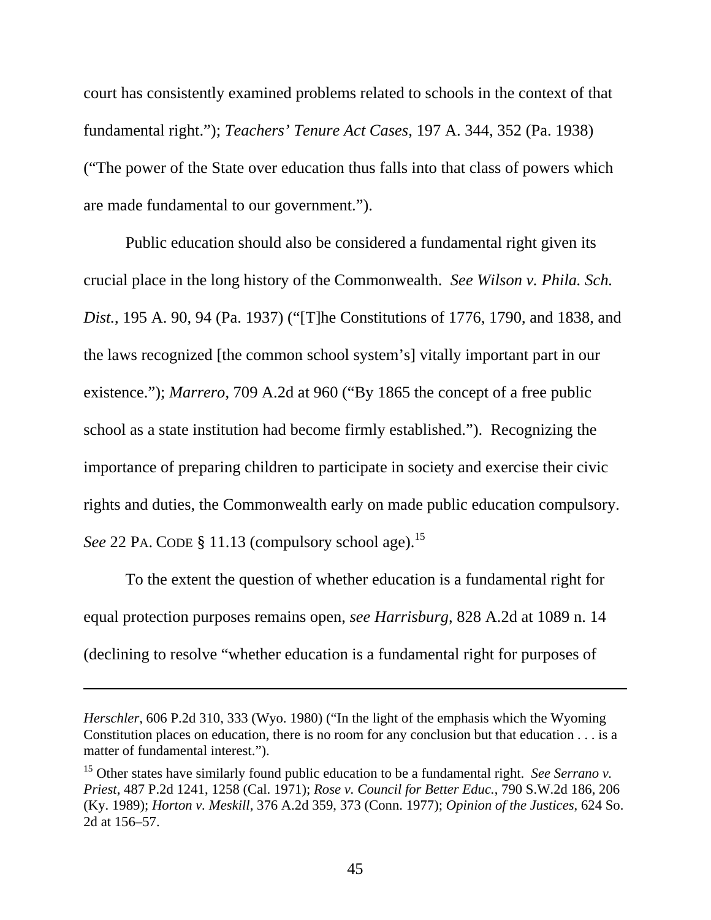court has consistently examined problems related to schools in the context of that fundamental right."); *Teachers' Tenure Act Cases*, 197 A. 344, 352 (Pa. 1938) ("The power of the State over education thus falls into that class of powers which are made fundamental to our government.").

Public education should also be considered a fundamental right given its crucial place in the long history of the Commonwealth. *See Wilson v. Phila. Sch. Dist.*, 195 A. 90, 94 (Pa. 1937) ("[T]he Constitutions of 1776, 1790, and 1838, and the laws recognized [the common school system's] vitally important part in our existence."); *Marrero*, 709 A.2d at 960 ("By 1865 the concept of a free public school as a state institution had become firmly established."). Recognizing the importance of preparing children to participate in society and exercise their civic rights and duties, the Commonwealth early on made public education compulsory. *See* 22 PA. CODE § 11.13 (compulsory school age).[15]

To the extent the question of whether education is a fundamental right for equal protection purposes remains open, *see Harrisburg*, 828 A.2d at 1089 n. 14 (declining to resolve "whether education is a fundamental right for purposes of

---

*Herschler*, 606 P.2d 310, 333 (Wyo. 1980) ("In the light of the emphasis which the Wyoming Constitution places on education, there is no room for any conclusion but that education . . . is a matter of fundamental interest.").

[15] Other states have similarly found public education to be a fundamental right. *See Serrano v. Priest*, 487 P.2d 1241, 1258 (Cal. 1971); *Rose v. Council for Better Educ.*, 790 S.W.2d 186, 206 (Ky. 1989); *Horton v. Meskill*, 376 A.2d 359, 373 (Conn. 1977); *Opinion of the Justices*, 624 So. 2d at 156–57.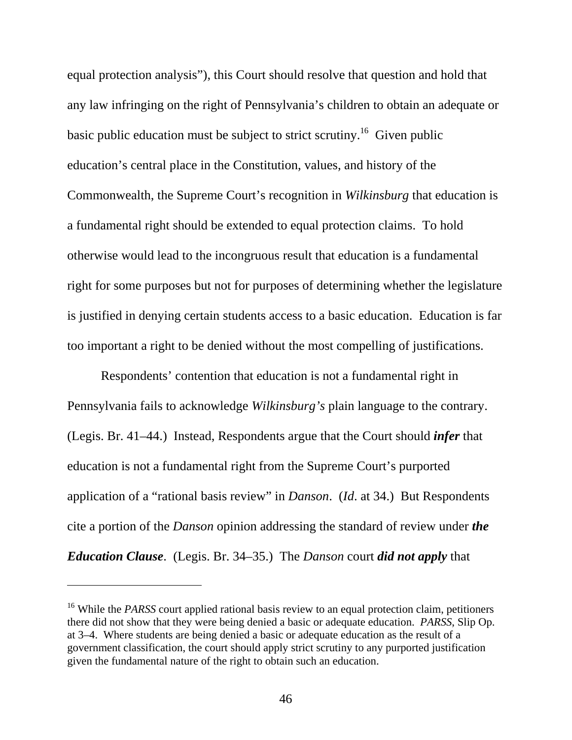equal protection analysis"), this Court should resolve that question and hold that any law infringing on the right of Pennsylvania's children to obtain an adequate or basic public education must be subject to strict scrutiny.[16] Given public education's central place in the Constitution, values, and history of the Commonwealth, the Supreme Court's recognition in *Wilkinsburg* that education is a fundamental right should be extended to equal protection claims. To hold otherwise would lead to the incongruous result that education is a fundamental right for some purposes but not for purposes of determining whether the legislature is justified in denying certain students access to a basic education. Education is far too important a right to be denied without the most compelling of justifications.

Respondents' contention that education is not a fundamental right in Pennsylvania fails to acknowledge *Wilkinsburg's* plain language to the contrary. (Legis. Br. 41–44.) Instead, Respondents argue that the Court should ***infer*** that education is not a fundamental right from the Supreme Court's purported application of a "rational basis review" in *Danson*. (*Id*. at 34.) But Respondents cite a portion of the *Danson* opinion addressing the standard of review under ***the Education Clause***. (Legis. Br. 34–35.) The *Danson* court ***did not apply*** that

---

[16] While the *PARSS* court applied rational basis review to an equal protection claim, petitioners there did not show that they were being denied a basic or adequate education. *PARSS*, Slip Op. at 3–4. Where students are being denied a basic or adequate education as the result of a government classification, the court should apply strict scrutiny to any purported justification given the fundamental nature of the right to obtain such an education.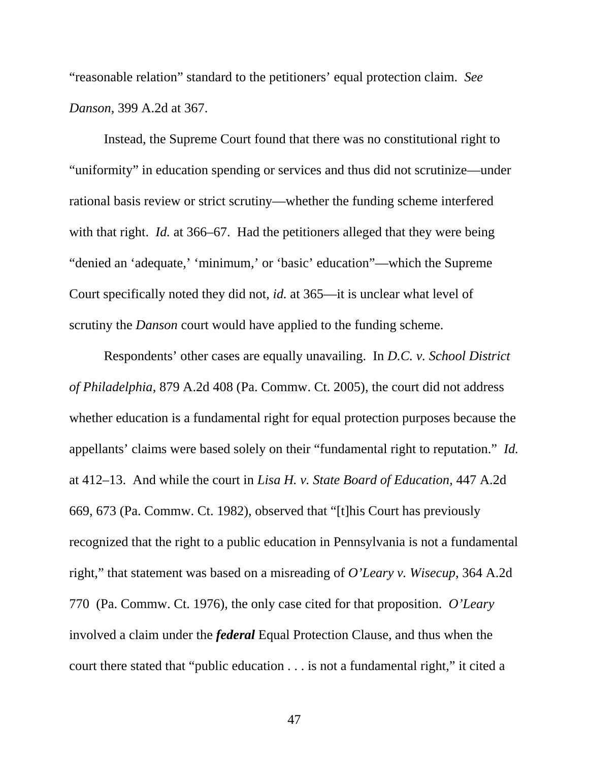"reasonable relation" standard to the petitioners' equal protection claim. *See Danson*, 399 A.2d at 367.

Instead, the Supreme Court found that there was no constitutional right to "uniformity" in education spending or services and thus did not scrutinize—under rational basis review or strict scrutiny—whether the funding scheme interfered with that right. *Id.* at 366–67. Had the petitioners alleged that they were being "denied an 'adequate,' 'minimum,' or 'basic' education"—which the Supreme Court specifically noted they did not, *id.* at 365—it is unclear what level of scrutiny the *Danson* court would have applied to the funding scheme.

Respondents' other cases are equally unavailing. In *D.C. v. School District of Philadelphia*, 879 A.2d 408 (Pa. Commw. Ct. 2005), the court did not address whether education is a fundamental right for equal protection purposes because the appellants' claims were based solely on their "fundamental right to reputation." *Id.* at 412–13. And while the court in *Lisa H. v. State Board of Education*, 447 A.2d 669, 673 (Pa. Commw. Ct. 1982), observed that "[t]his Court has previously recognized that the right to a public education in Pennsylvania is not a fundamental right," that statement was based on a misreading of *O'Leary v. Wisecup*, 364 A.2d 770 (Pa. Commw. Ct. 1976), the only case cited for that proposition. *O'Leary* involved a claim under the ***federal*** Equal Protection Clause, and thus when the court there stated that "public education . . . is not a fundamental right," it cited a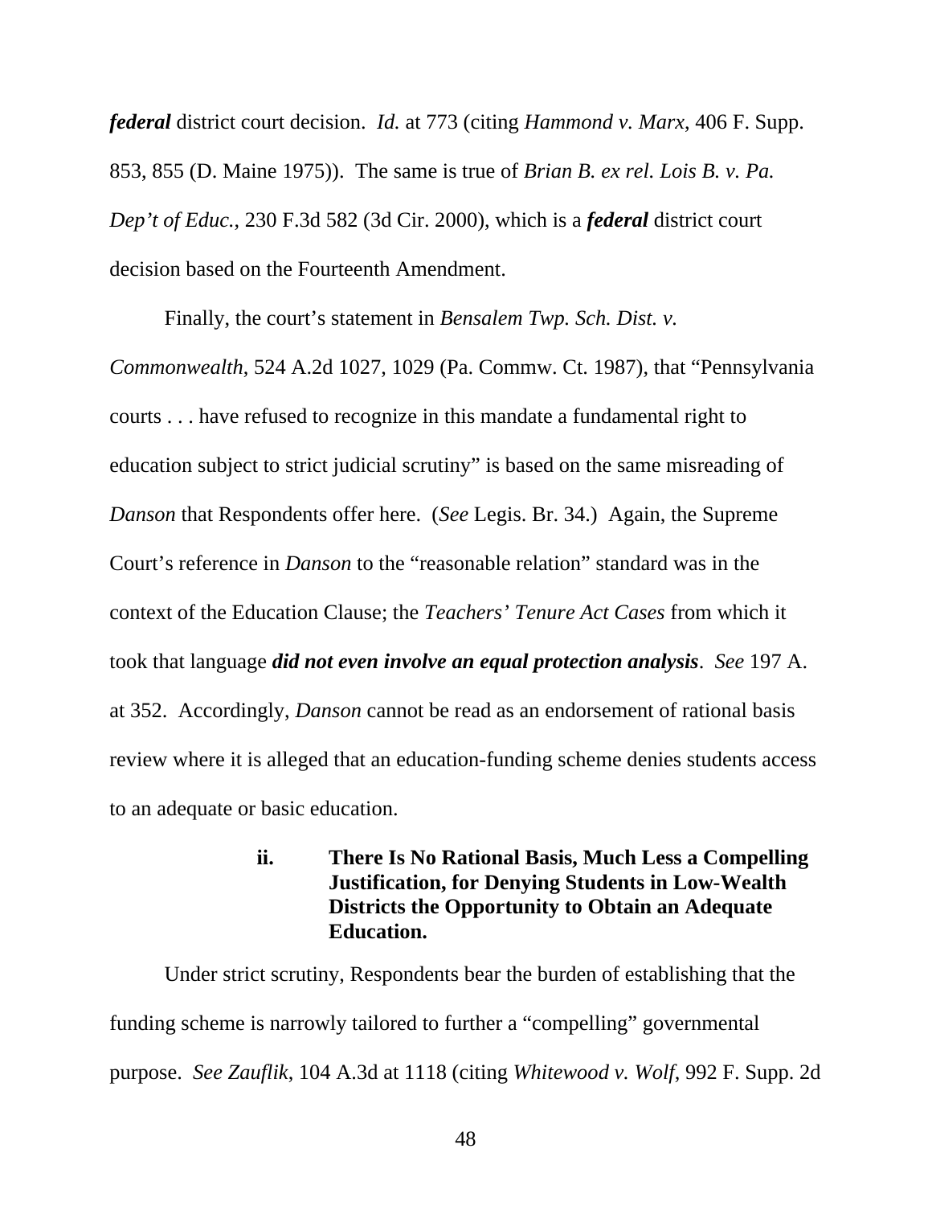***federal*** district court decision. *Id.* at 773 (citing *Hammond v. Marx*, 406 F. Supp. 853, 855 (D. Maine 1975)). The same is true of *Brian B. ex rel. Lois B. v. Pa. Dep't of Educ.*, 230 F.3d 582 (3d Cir. 2000), which is a ***federal*** district court decision based on the Fourteenth Amendment.

Finally, the court's statement in *Bensalem Twp. Sch. Dist. v. Commonwealth*, 524 A.2d 1027, 1029 (Pa. Commw. Ct. 1987), that "Pennsylvania courts . . . have refused to recognize in this mandate a fundamental right to education subject to strict judicial scrutiny" is based on the same misreading of *Danson* that Respondents offer here. (*See* Legis. Br. 34.) Again, the Supreme Court's reference in *Danson* to the "reasonable relation" standard was in the context of the Education Clause; the *Teachers' Tenure Act Cases* from which it took that language ***did not even involve an equal protection analysis***. *See* 197 A. at 352. Accordingly, *Danson* cannot be read as an endorsement of rational basis review where it is alleged that an education-funding scheme denies students access to an adequate or basic education.

#### ii. There Is No Rational Basis, Much Less a Compelling Justification, for Denying Students in Low-Wealth Districts the Opportunity to Obtain an Adequate Education.

Under strict scrutiny, Respondents bear the burden of establishing that the funding scheme is narrowly tailored to further a "compelling" governmental purpose. *See Zauflik*, 104 A.3d at 1118 (citing *Whitewood v. Wolf*, 992 F. Supp. 2d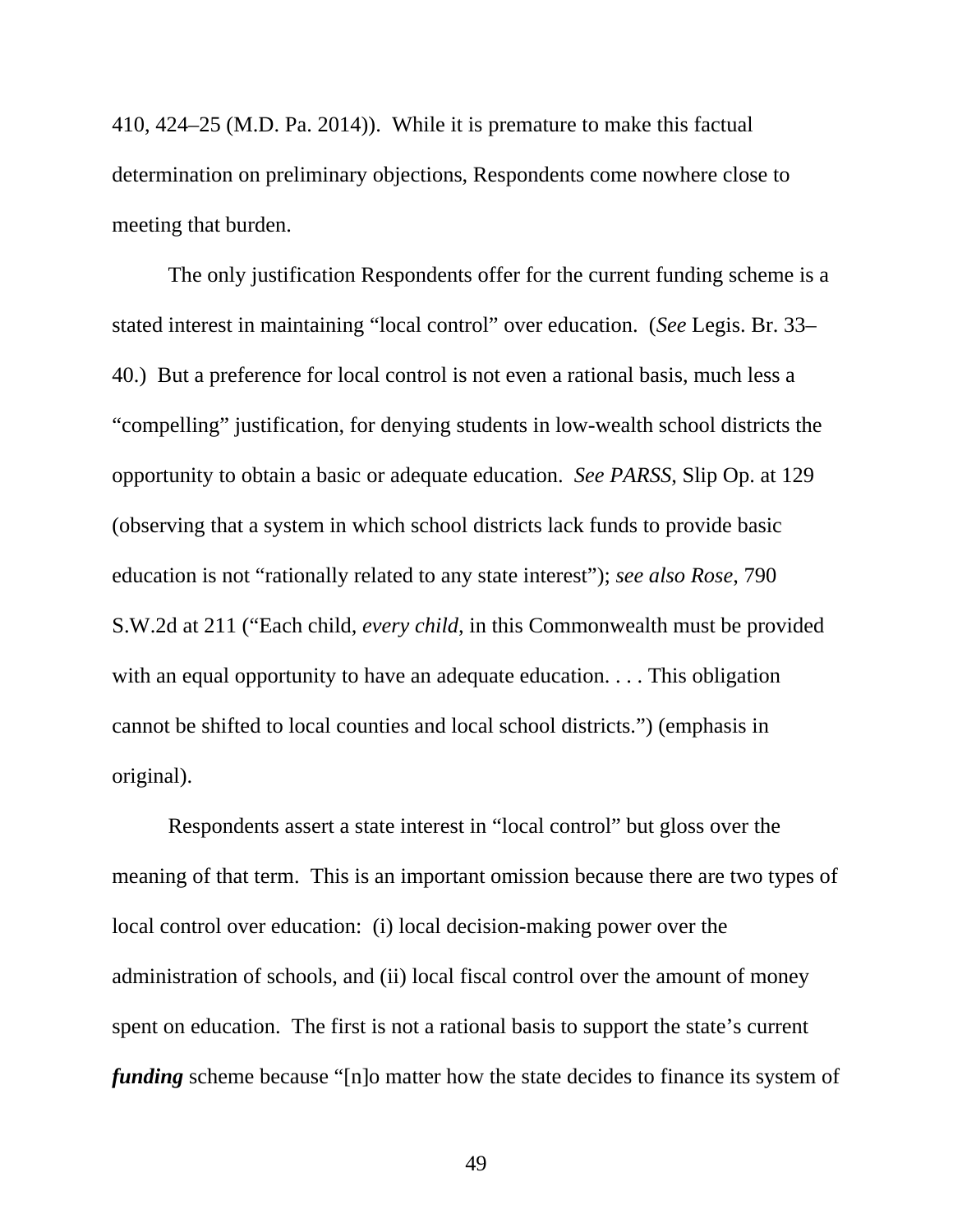410, 424–25 (M.D. Pa. 2014)). While it is premature to make this factual determination on preliminary objections, Respondents come nowhere close to meeting that burden.

The only justification Respondents offer for the current funding scheme is a stated interest in maintaining "local control" over education. (*See* Legis. Br. 33–40.) But a preference for local control is not even a rational basis, much less a "compelling" justification, for denying students in low-wealth school districts the opportunity to obtain a basic or adequate education. *See PARSS*, Slip Op. at 129 (observing that a system in which school districts lack funds to provide basic education is not "rationally related to any state interest"); *see also Rose*, 790 S.W.2d at 211 ("Each child, *every child*, in this Commonwealth must be provided with an equal opportunity to have an adequate education. . . . This obligation cannot be shifted to local counties and local school districts.") (emphasis in original).

Respondents assert a state interest in "local control" but gloss over the meaning of that term. This is an important omission because there are two types of local control over education: (i) local decision-making power over the administration of schools, and (ii) local fiscal control over the amount of money spent on education. The first is not a rational basis to support the state's current ***funding*** scheme because "[n]o matter how the state decides to finance its system of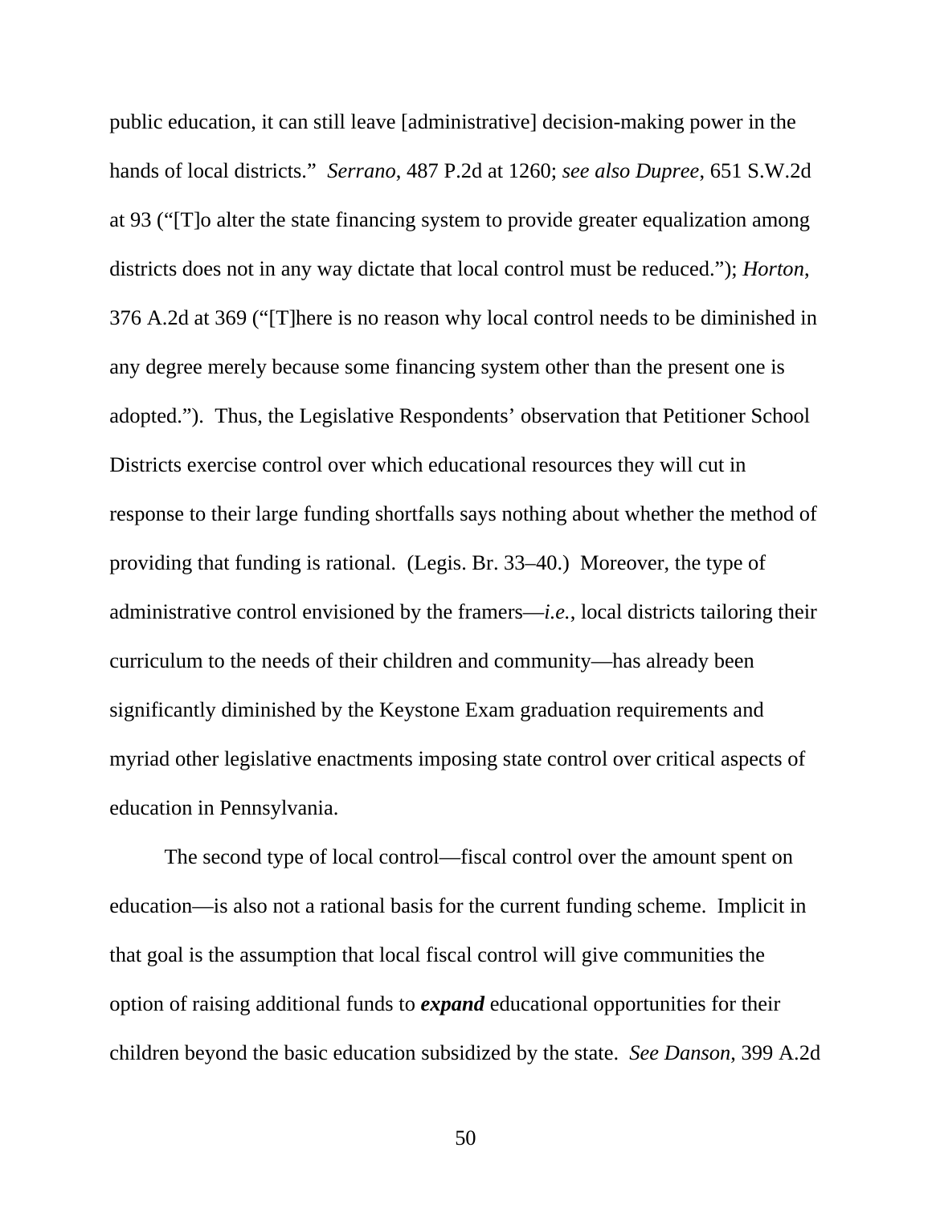public education, it can still leave [administrative] decision-making power in the hands of local districts." *Serrano*, 487 P.2d at 1260; *see also Dupree*, 651 S.W.2d at 93 ("[T]o alter the state financing system to provide greater equalization among districts does not in any way dictate that local control must be reduced."); *Horton*, 376 A.2d at 369 ("[T]here is no reason why local control needs to be diminished in any degree merely because some financing system other than the present one is adopted."). Thus, the Legislative Respondents' observation that Petitioner School Districts exercise control over which educational resources they will cut in response to their large funding shortfalls says nothing about whether the method of providing that funding is rational. (Legis. Br. 33–40.) Moreover, the type of administrative control envisioned by the framers—*i.e.*, local districts tailoring their curriculum to the needs of their children and community—has already been significantly diminished by the Keystone Exam graduation requirements and myriad other legislative enactments imposing state control over critical aspects of education in Pennsylvania.

The second type of local control—fiscal control over the amount spent on education—is also not a rational basis for the current funding scheme. Implicit in that goal is the assumption that local fiscal control will give communities the option of raising additional funds to ***expand*** educational opportunities for their children beyond the basic education subsidized by the state. *See Danson*, 399 A.2d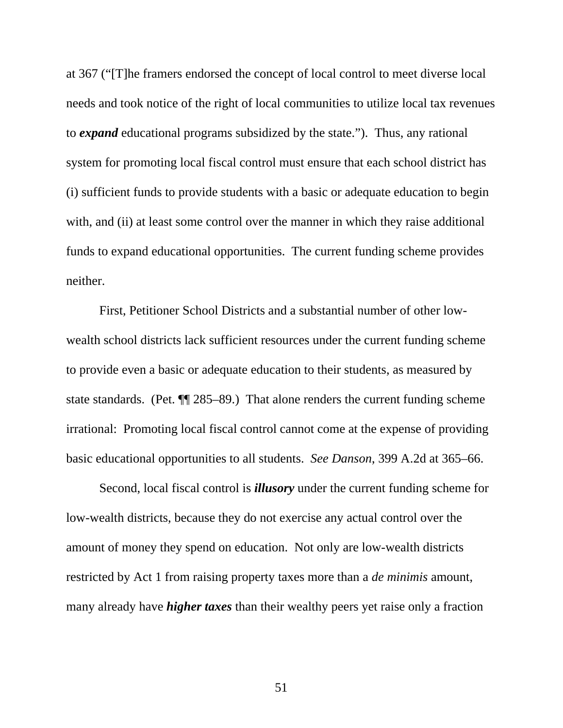at 367 ("[T]he framers endorsed the concept of local control to meet diverse local needs and took notice of the right of local communities to utilize local tax revenues to ***expand*** educational programs subsidized by the state."). Thus, any rational system for promoting local fiscal control must ensure that each school district has (i) sufficient funds to provide students with a basic or adequate education to begin with, and (ii) at least some control over the manner in which they raise additional funds to expand educational opportunities. The current funding scheme provides neither.

First, Petitioner School Districts and a substantial number of other low-wealth school districts lack sufficient resources under the current funding scheme to provide even a basic or adequate education to their students, as measured by state standards. (Pet. ¶¶ 285–89.) That alone renders the current funding scheme irrational: Promoting local fiscal control cannot come at the expense of providing basic educational opportunities to all students. *See Danson*, 399 A.2d at 365–66.

Second, local fiscal control is ***illusory*** under the current funding scheme for low-wealth districts, because they do not exercise any actual control over the amount of money they spend on education. Not only are low-wealth districts restricted by Act 1 from raising property taxes more than a *de minimis* amount, many already have ***higher taxes*** than their wealthy peers yet raise only a fraction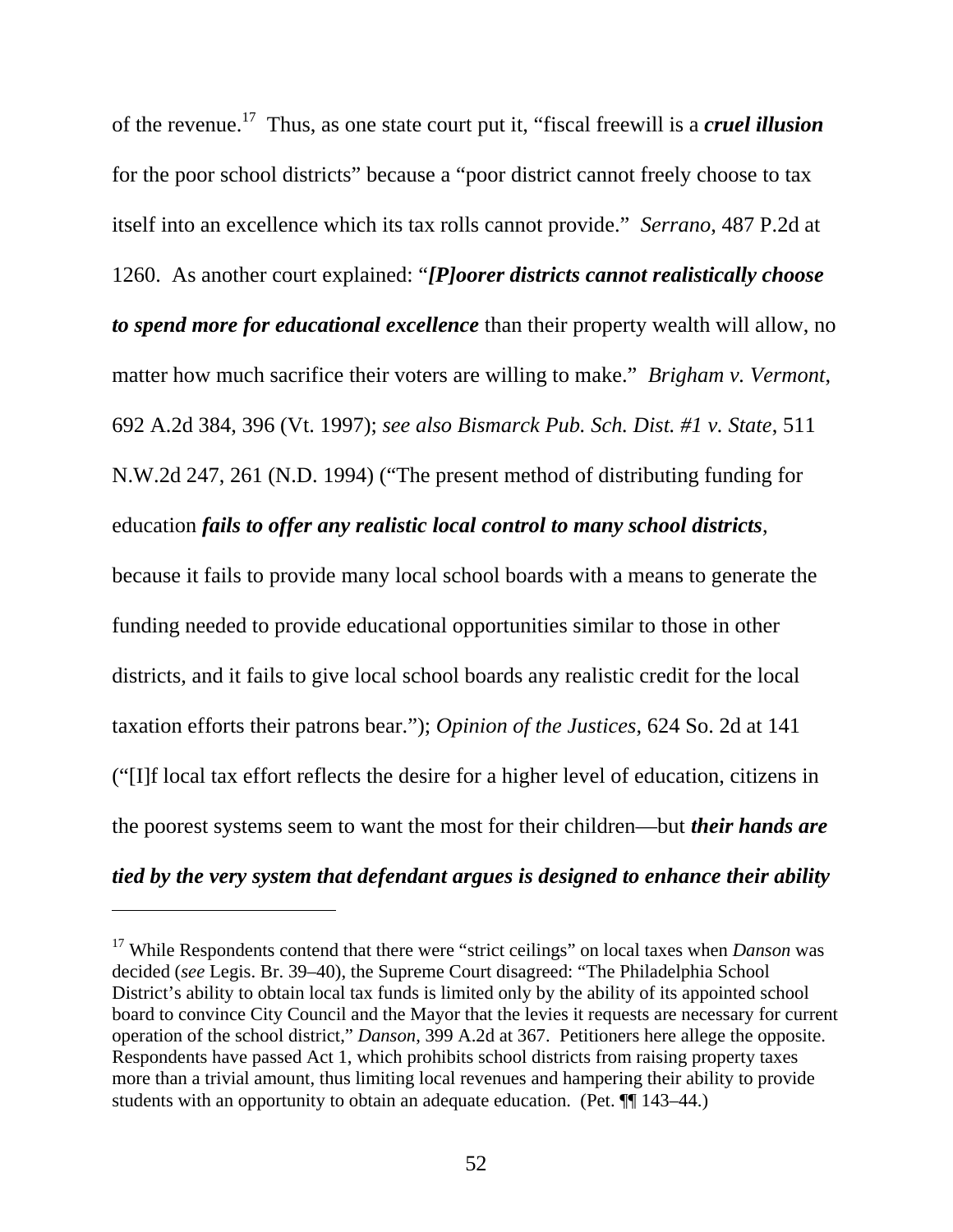of the revenue.[17] Thus, as one state court put it, "fiscal freewill is a ***cruel illusion*** for the poor school districts" because a "poor district cannot freely choose to tax itself into an excellence which its tax rolls cannot provide." *Serrano*, 487 P.2d at 1260. As another court explained: "***[P]oorer districts cannot realistically choose to spend more for educational excellence*** than their property wealth will allow, no matter how much sacrifice their voters are willing to make." *Brigham v. Vermont*, 692 A.2d 384, 396 (Vt. 1997); *see also Bismarck Pub. Sch. Dist. #1 v. State*, 511 N.W.2d 247, 261 (N.D. 1994) ("The present method of distributing funding for education ***fails to offer any realistic local control to many school districts***, because it fails to provide many local school boards with a means to generate the funding needed to provide educational opportunities similar to those in other districts, and it fails to give local school boards any realistic credit for the local taxation efforts their patrons bear."); *Opinion of the Justices*, 624 So. 2d at 141 ("[I]f local tax effort reflects the desire for a higher level of education, citizens in the poorest systems seem to want the most for their children—but ***their hands are tied by the very system that defendant argues is designed to enhance their ability***

---

[17] While Respondents contend that there were "strict ceilings" on local taxes when *Danson* was decided (*see* Legis. Br. 39–40), the Supreme Court disagreed: "The Philadelphia School District's ability to obtain local tax funds is limited only by the ability of its appointed school board to convince City Council and the Mayor that the levies it requests are necessary for current operation of the school district," *Danson*, 399 A.2d at 367. Petitioners here allege the opposite. Respondents have passed Act 1, which prohibits school districts from raising property taxes more than a trivial amount, thus limiting local revenues and hampering their ability to provide students with an opportunity to obtain an adequate education. (Pet. ¶¶ 143–44.)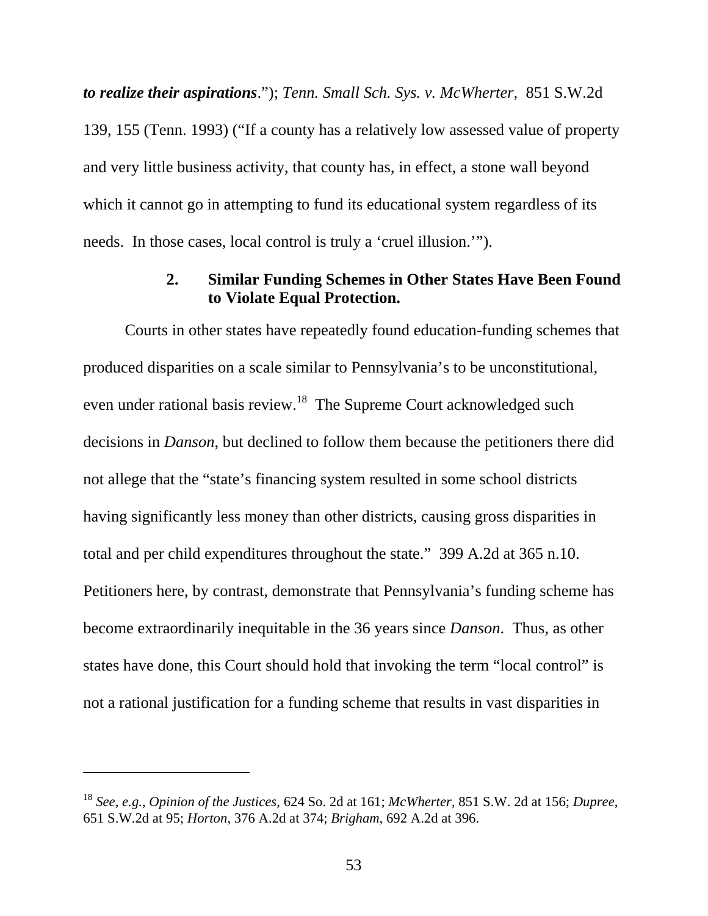***to realize their aspirations*.”); *Tenn. Small Sch. Sys. v. McWherter,* 851 S.W.2d 139, 155 (Tenn. 1993) (“If a county has a relatively low assessed value of property and very little business activity, that county has, in effect, a stone wall beyond which it cannot go in attempting to fund its educational system regardless of its needs. In those cases, local control is truly a ‘cruel illusion.’”).

#### 2. Similar Funding Schemes in Other States Have Been Found to Violate Equal Protection.

Courts in other states have repeatedly found education-funding schemes that produced disparities on a scale similar to Pennsylvania’s to be unconstitutional, even under rational basis review.[18] The Supreme Court acknowledged such decisions in *Danson*, but declined to follow them because the petitioners there did not allege that the “state’s financing system resulted in some school districts having significantly less money than other districts, causing gross disparities in total and per child expenditures throughout the state.” 399 A.2d at 365 n.10. Petitioners here, by contrast, demonstrate that Pennsylvania’s funding scheme has become extraordinarily inequitable in the 36 years since *Danson*. Thus, as other states have done, this Court should hold that invoking the term “local control” is not a rational justification for a funding scheme that results in vast disparities in

---

[18] *See, e.g.*, *Opinion of the Justices*, 624 So. 2d at 161; *McWherter*, 851 S.W. 2d at 156; *Dupree*, 651 S.W.2d at 95; *Horton*, 376 A.2d at 374; *Brigham*, 692 A.2d at 396.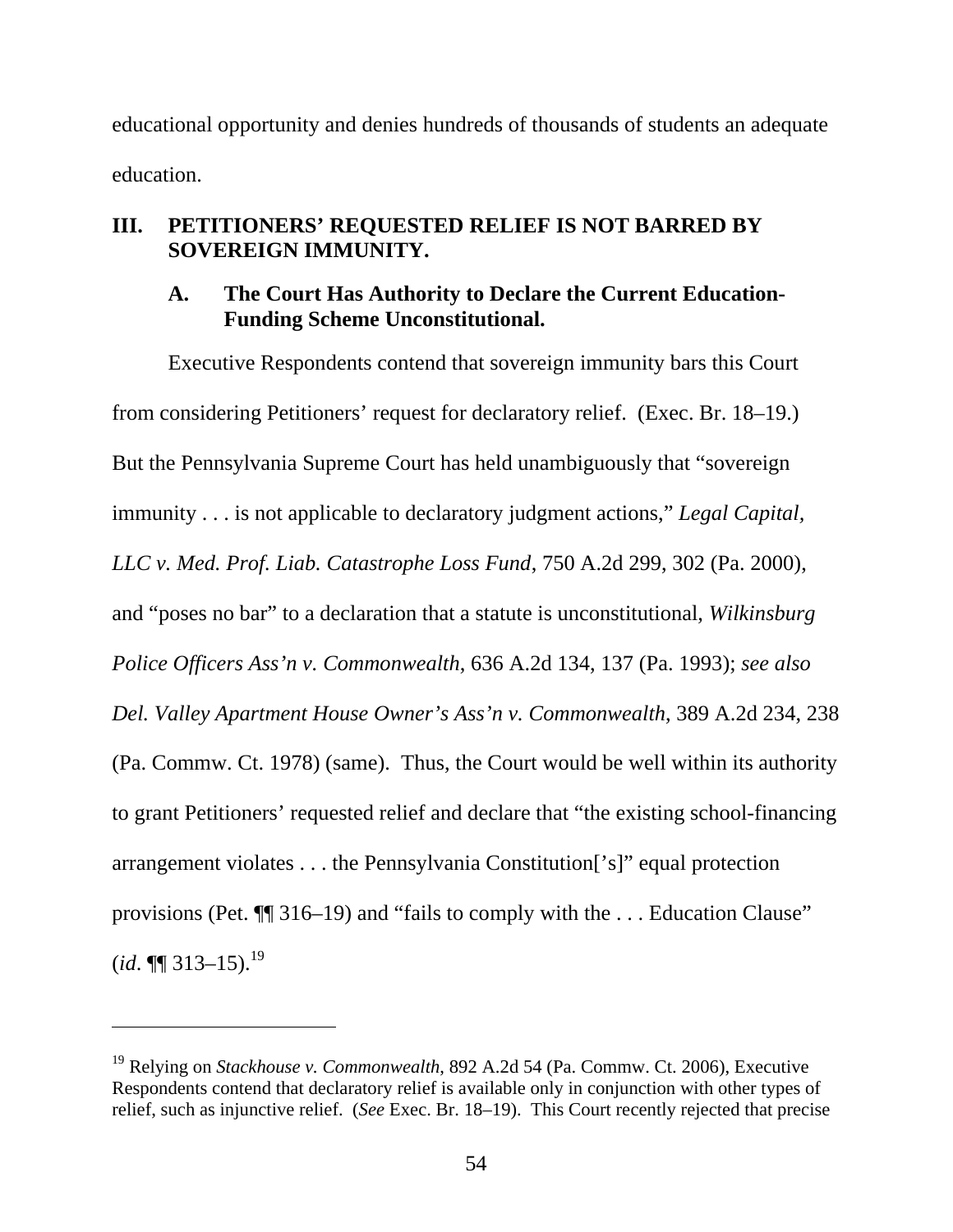educational opportunity and denies hundreds of thousands of students an adequate education.

## III. PETITIONERS' REQUESTED RELIEF IS NOT BARRED BY SOVEREIGN IMMUNITY.

### A. The Court Has Authority to Declare the Current Education-Funding Scheme Unconstitutional.

Executive Respondents contend that sovereign immunity bars this Court from considering Petitioners' request for declaratory relief. (Exec. Br. 18–19.) But the Pennsylvania Supreme Court has held unambiguously that "sovereign immunity . . . is not applicable to declaratory judgment actions," *Legal Capital, LLC v. Med. Prof. Liab. Catastrophe Loss Fund*, 750 A.2d 299, 302 (Pa. 2000), and "poses no bar" to a declaration that a statute is unconstitutional, *Wilkinsburg Police Officers Ass'n v. Commonwealth*, 636 A.2d 134, 137 (Pa. 1993); *see also Del. Valley Apartment House Owner's Ass'n v. Commonwealth*, 389 A.2d 234, 238 (Pa. Commw. Ct. 1978) (same). Thus, the Court would be well within its authority to grant Petitioners' requested relief and declare that "the existing school-financing arrangement violates . . . the Pennsylvania Constitution['s]" equal protection provisions (Pet. ¶¶ 316–19) and "fails to comply with the . . . Education Clause" (*id*. ¶¶ 313–15).[19]

---

[19] Relying on *Stackhouse v. Commonwealth*, 892 A.2d 54 (Pa. Commw. Ct. 2006), Executive Respondents contend that declaratory relief is available only in conjunction with other types of relief, such as injunctive relief. (*See* Exec. Br. 18–19). This Court recently rejected that precise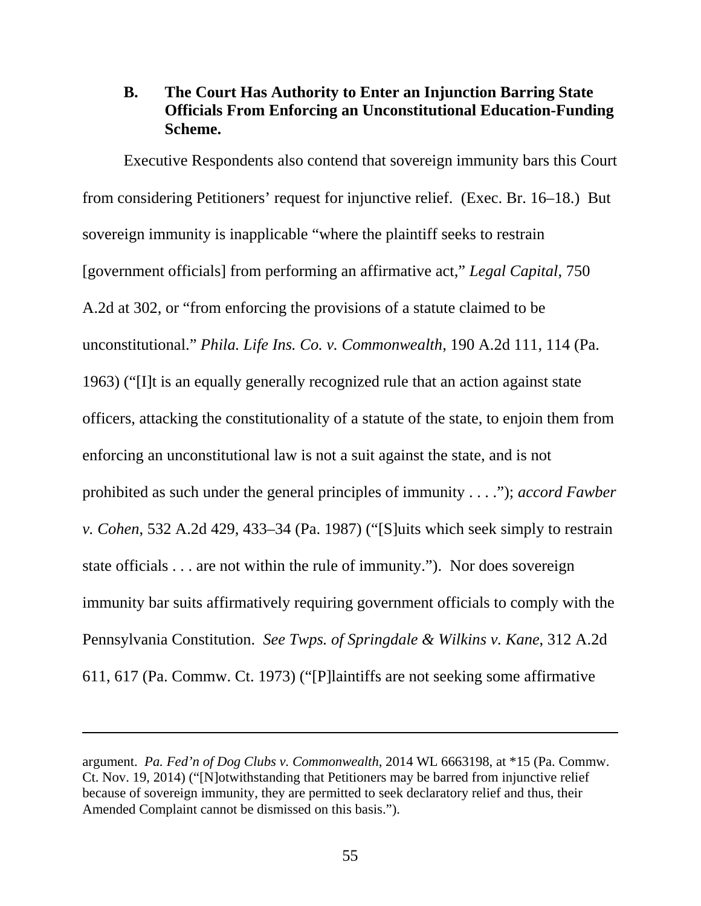### B. The Court Has Authority to Enter an Injunction Barring State Officials From Enforcing an Unconstitutional Education-Funding Scheme.

Executive Respondents also contend that sovereign immunity bars this Court from considering Petitioners' request for injunctive relief. (Exec. Br. 16–18.) But sovereign immunity is inapplicable "where the plaintiff seeks to restrain [government officials] from performing an affirmative act," *Legal Capital*, 750 A.2d at 302, or "from enforcing the provisions of a statute claimed to be unconstitutional." *Phila. Life Ins. Co. v. Commonwealth*, 190 A.2d 111, 114 (Pa. 1963) ("[I]t is an equally generally recognized rule that an action against state officers, attacking the constitutionality of a statute of the state, to enjoin them from enforcing an unconstitutional law is not a suit against the state, and is not prohibited as such under the general principles of immunity . . . ."); *accord Fawber v. Cohen*, 532 A.2d 429, 433–34 (Pa. 1987) ("[S]uits which seek simply to restrain state officials . . . are not within the rule of immunity."). Nor does sovereign immunity bar suits affirmatively requiring government officials to comply with the Pennsylvania Constitution. *See Twps. of Springdale & Wilkins v. Kane*, 312 A.2d 611, 617 (Pa. Commw. Ct. 1973) ("[P]laintiffs are not seeking some affirmative

---

argument. *Pa. Fed'n of Dog Clubs v. Commonwealth*, 2014 WL 6663198, at *15 (Pa. Commw. Ct. Nov. 19, 2014) ("[N]otwithstanding that Petitioners may be barred from injunctive relief because of sovereign immunity, they are permitted to seek declaratory relief and thus, their Amended Complaint cannot be dismissed on this basis.").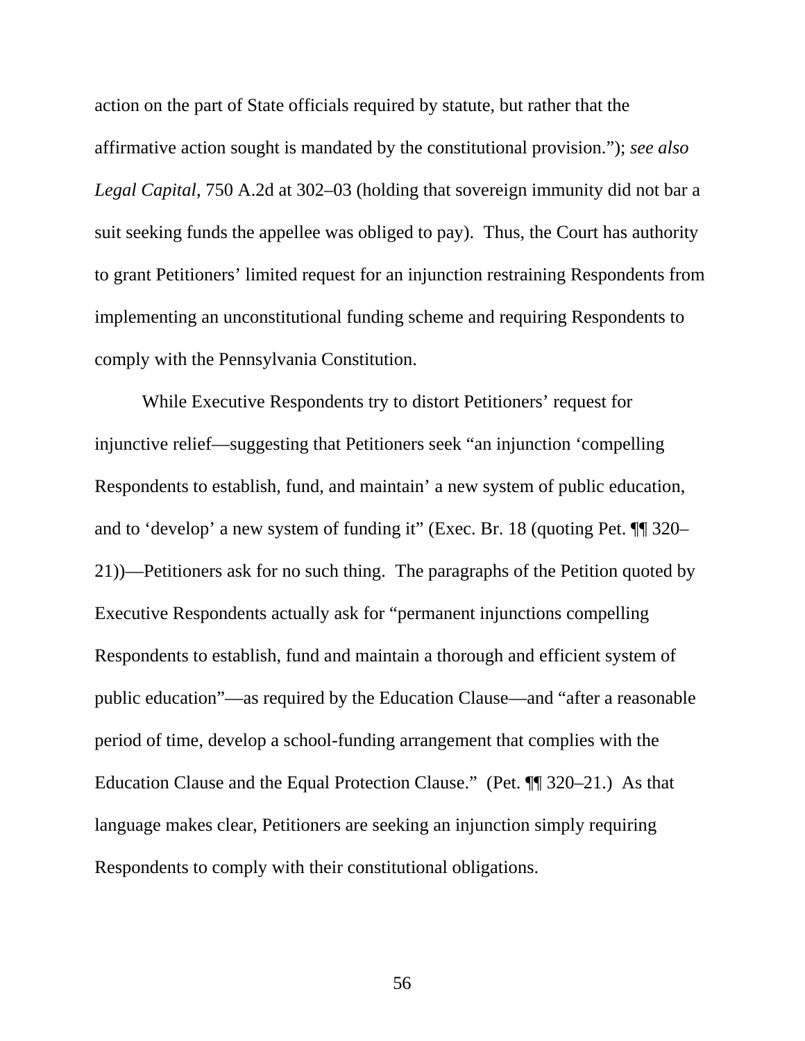action on the part of State officials required by statute, but rather that the affirmative action sought is mandated by the constitutional provision."); *see also Legal Capital*, 750 A.2d at 302–03 (holding that sovereign immunity did not bar a suit seeking funds the appellee was obliged to pay). Thus, the Court has authority to grant Petitioners' limited request for an injunction restraining Respondents from implementing an unconstitutional funding scheme and requiring Respondents to comply with the Pennsylvania Constitution.

While Executive Respondents try to distort Petitioners' request for injunctive relief—suggesting that Petitioners seek "an injunction 'compelling Respondents to establish, fund, and maintain' a new system of public education, and to 'develop' a new system of funding it" (Exec. Br. 18 (quoting Pet. ¶¶ 320–21))—Petitioners ask for no such thing. The paragraphs of the Petition quoted by Executive Respondents actually ask for "permanent injunctions compelling Respondents to establish, fund and maintain a thorough and efficient system of public education"—as required by the Education Clause—and "after a reasonable period of time, develop a school-funding arrangement that complies with the Education Clause and the Equal Protection Clause." (Pet. ¶¶ 320–21.) As that language makes clear, Petitioners are seeking an injunction simply requiring Respondents to comply with their constitutional obligations.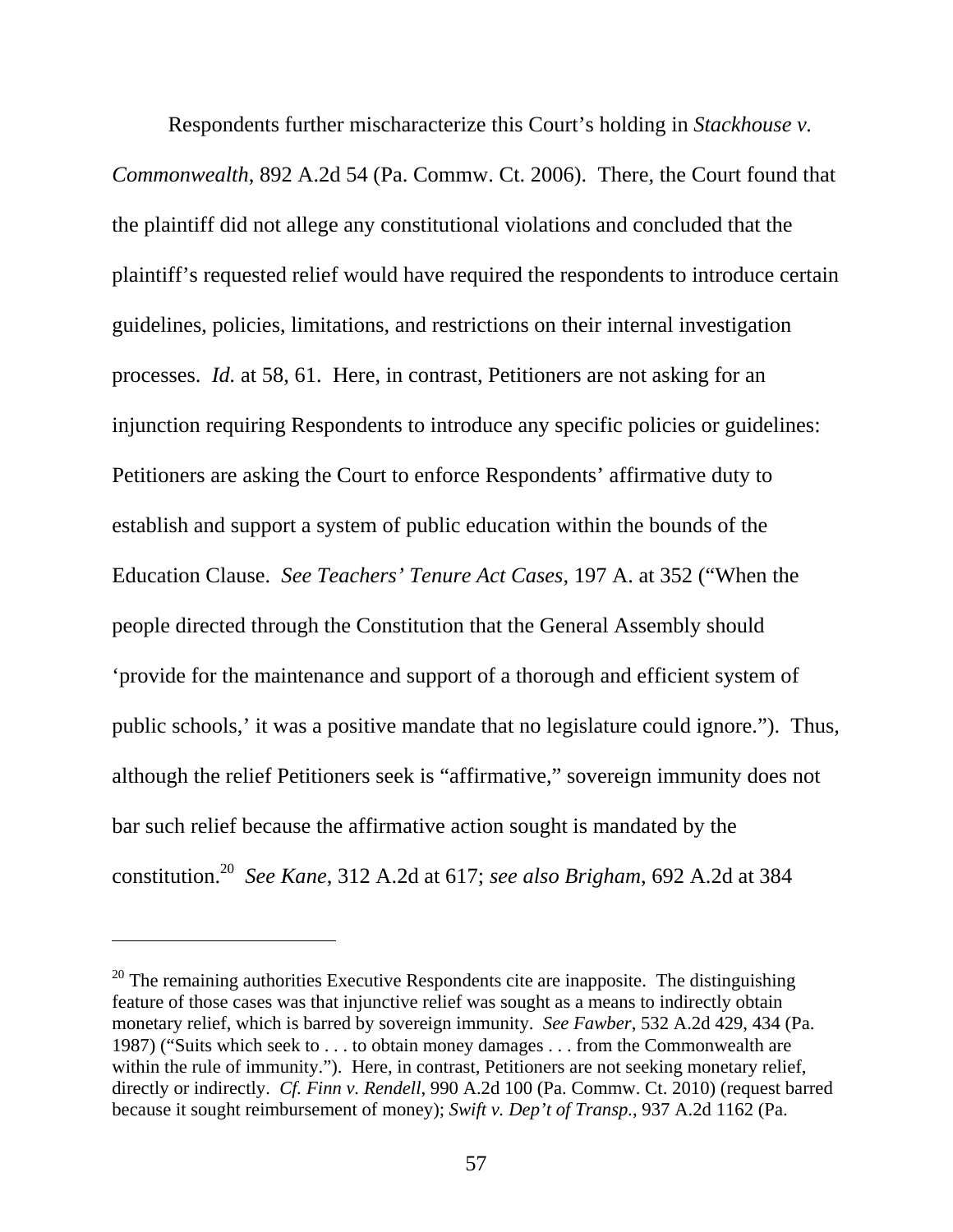Respondents further mischaracterize this Court's holding in *Stackhouse v. Commonwealth*, 892 A.2d 54 (Pa. Commw. Ct. 2006). There, the Court found that the plaintiff did not allege any constitutional violations and concluded that the plaintiff's requested relief would have required the respondents to introduce certain guidelines, policies, limitations, and restrictions on their internal investigation processes. *Id.* at 58, 61. Here, in contrast, Petitioners are not asking for an injunction requiring Respondents to introduce any specific policies or guidelines: Petitioners are asking the Court to enforce Respondents' affirmative duty to establish and support a system of public education within the bounds of the Education Clause. *See Teachers' Tenure Act Cases*, 197 A. at 352 ("When the people directed through the Constitution that the General Assembly should 'provide for the maintenance and support of a thorough and efficient system of public schools,' it was a positive mandate that no legislature could ignore."). Thus, although the relief Petitioners seek is "affirmative," sovereign immunity does not bar such relief because the affirmative action sought is mandated by the constitution.[20] *See Kane*, 312 A.2d at 617; *see also Brigham*, 692 A.2d at 384

---

[20] The remaining authorities Executive Respondents cite are inapposite. The distinguishing feature of those cases was that injunctive relief was sought as a means to indirectly obtain monetary relief, which is barred by sovereign immunity. *See Fawber*, 532 A.2d 429, 434 (Pa. 1987) ("Suits which seek to . . . to obtain money damages . . . from the Commonwealth are within the rule of immunity."). Here, in contrast, Petitioners are not seeking monetary relief, directly or indirectly. *Cf. Finn v. Rendell*, 990 A.2d 100 (Pa. Commw. Ct. 2010) (request barred because it sought reimbursement of money); *Swift v. Dep't of Transp.*, 937 A.2d 1162 (Pa.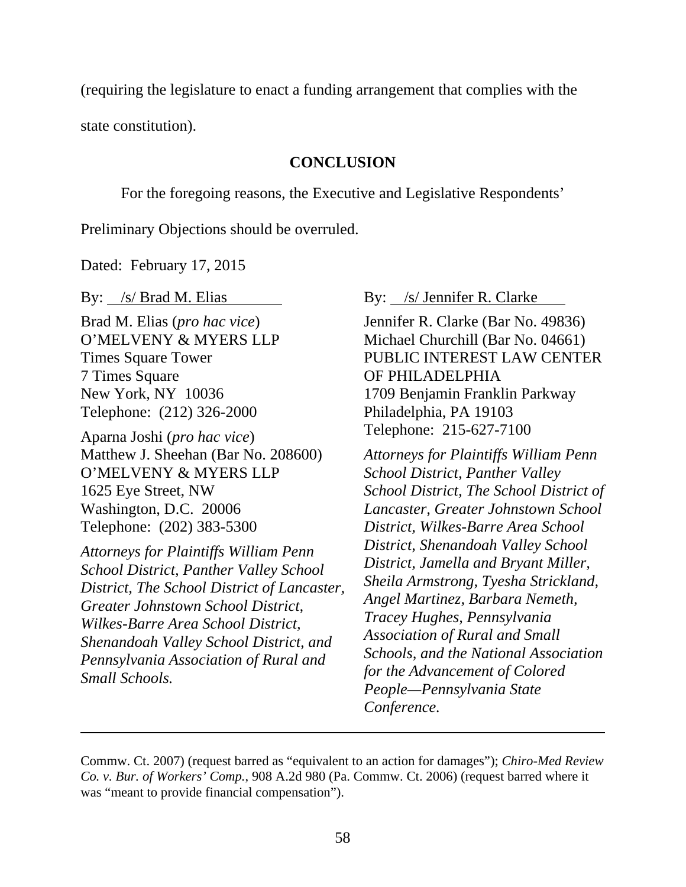(requiring the legislature to enact a funding arrangement that complies with the state constitution).

## CONCLUSION

For the foregoing reasons, the Executive and Legislative Respondents' Preliminary Objections should be overruled.

Dated: February 17, 2015

By: /s/ Brad M. Elias

Brad M. Elias (*pro hac vice*)
O'MELVENY & MYERS LLP
Times Square Tower
7 Times Square
New York, NY 10036
Telephone: (212) 326-2000

Aparna Joshi (*pro hac vice*)
Matthew J. Sheehan (Bar No. 208600)
O'MELVENY & MYERS LLP
1625 Eye Street, NW
Washington, D.C. 20006
Telephone: (202) 383-5300

*Attorneys for Plaintiffs William Penn School District, Panther Valley School District, The School District of Lancaster, Greater Johnstown School District, Wilkes-Barre Area School District, Shenandoah Valley School District, and Pennsylvania Association of Rural and Small Schools.*

By: /s/ Jennifer R. Clarke

Jennifer R. Clarke (Bar No. 49836)
Michael Churchill (Bar No. 04661)
PUBLIC INTEREST LAW CENTER OF PHILADELPHIA
1709 Benjamin Franklin Parkway
Philadelphia, PA 19103
Telephone: 215-627-7100

*Attorneys for Plaintiffs William Penn School District, Panther Valley School District, The School District of Lancaster, Greater Johnstown School District, Wilkes-Barre Area School District, Shenandoah Valley School District, Jamella and Bryant Miller, Sheila Armstrong, Tyesha Strickland, Angel Martinez, Barbara Nemeth, Tracey Hughes, Pennsylvania Association of Rural and Small Schools, and the National Association for the Advancement of Colored People—Pennsylvania State Conference.*

---

Commw. Ct. 2007) (request barred as "equivalent to an action for damages"); *Chiro-Med Review Co. v. Bur. of Workers' Comp.*, 908 A.2d 980 (Pa. Commw. Ct. 2006) (request barred where it was "meant to provide financial compensation").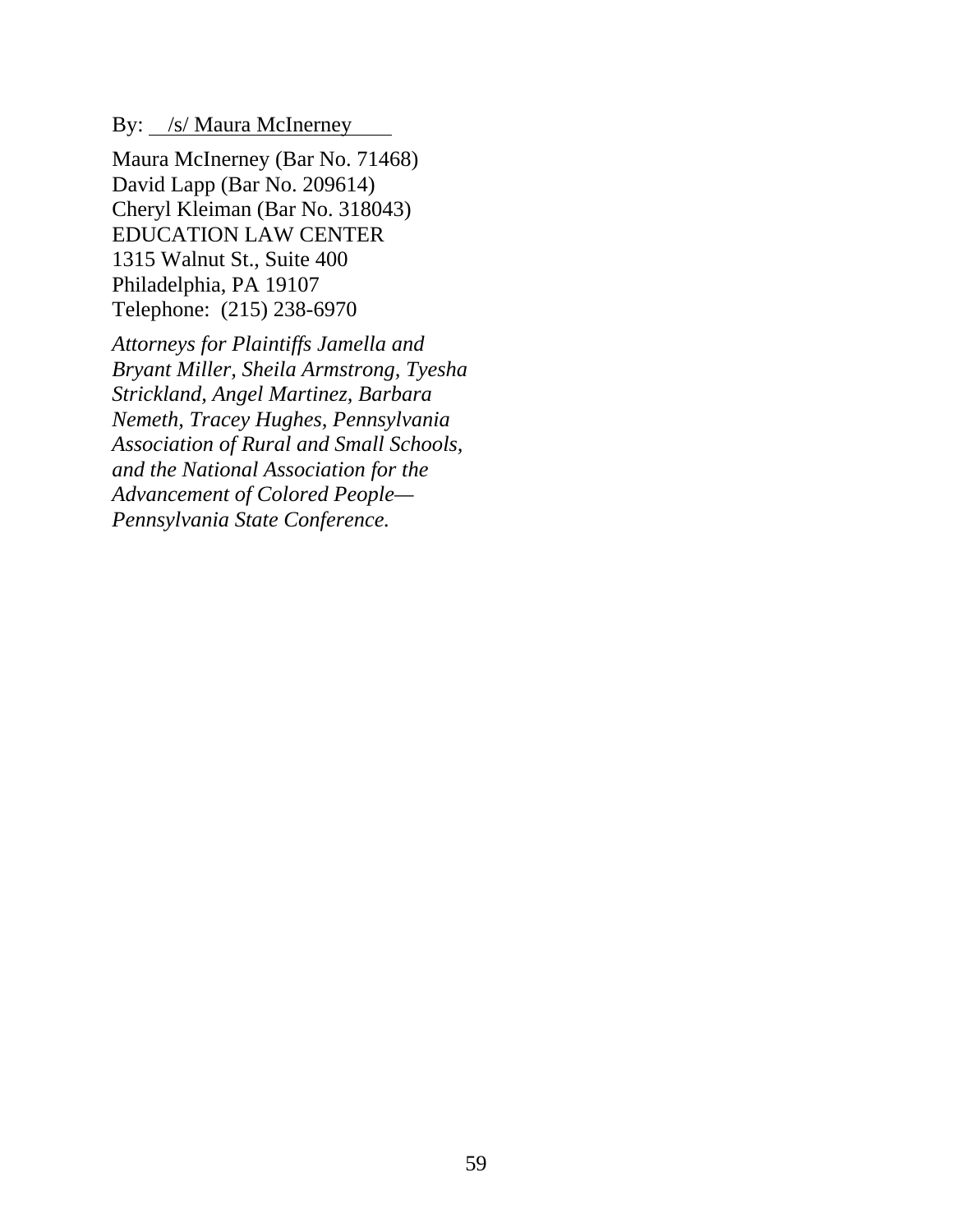By: /s/ Maura McInerney

Maura McInerney (Bar No. 71468)
David Lapp (Bar No. 209614)
Cheryl Kleiman (Bar No. 318043)
EDUCATION LAW CENTER
1315 Walnut St., Suite 400
Philadelphia, PA 19107
Telephone: (215) 238-6970

*Attorneys for Plaintiffs Jamella and Bryant Miller, Sheila Armstrong, Tyesha Strickland, Angel Martinez, Barbara Nemeth, Tracey Hughes, Pennsylvania Association of Rural and Small Schools, and the National Association for the Advancement of Colored People—Pennsylvania State Conference.*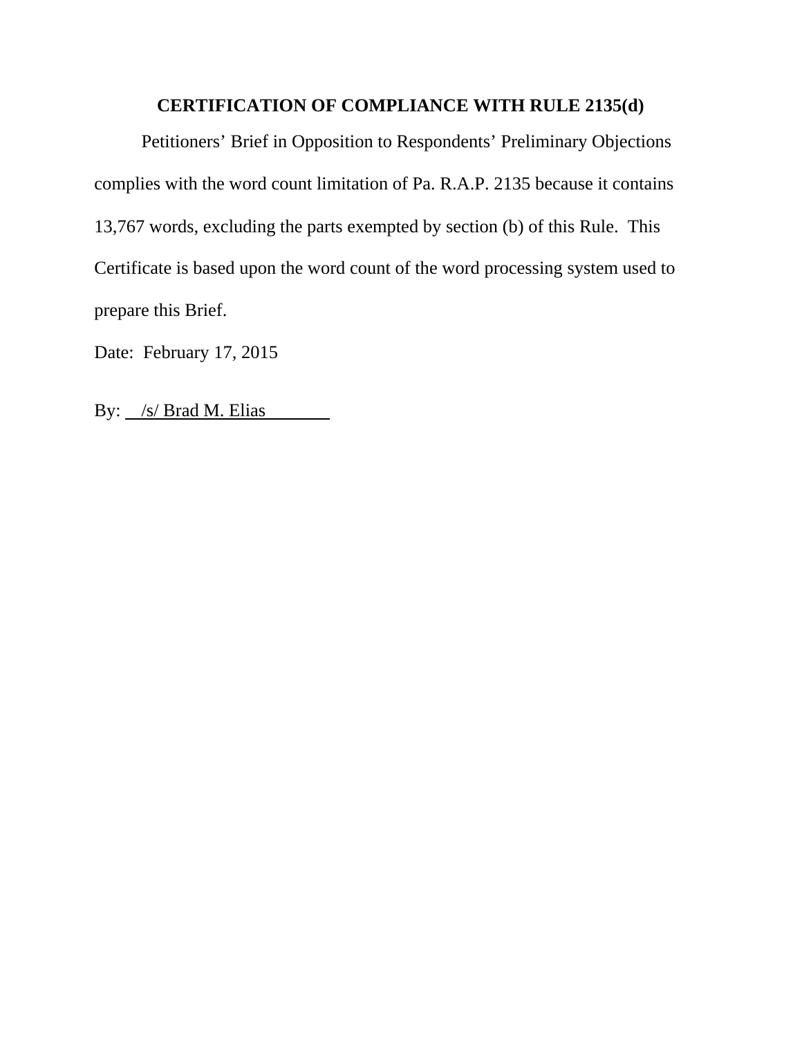## CERTIFICATION OF COMPLIANCE WITH RULE 2135(d)

Petitioners' Brief in Opposition to Respondents' Preliminary Objections complies with the word count limitation of Pa. R.A.P. 2135 because it contains 13,767 words, excluding the parts exempted by section (b) of this Rule. This Certificate is based upon the word count of the word processing system used to prepare this Brief.

Date: February 17, 2015

By: /s/ Brad M. Elias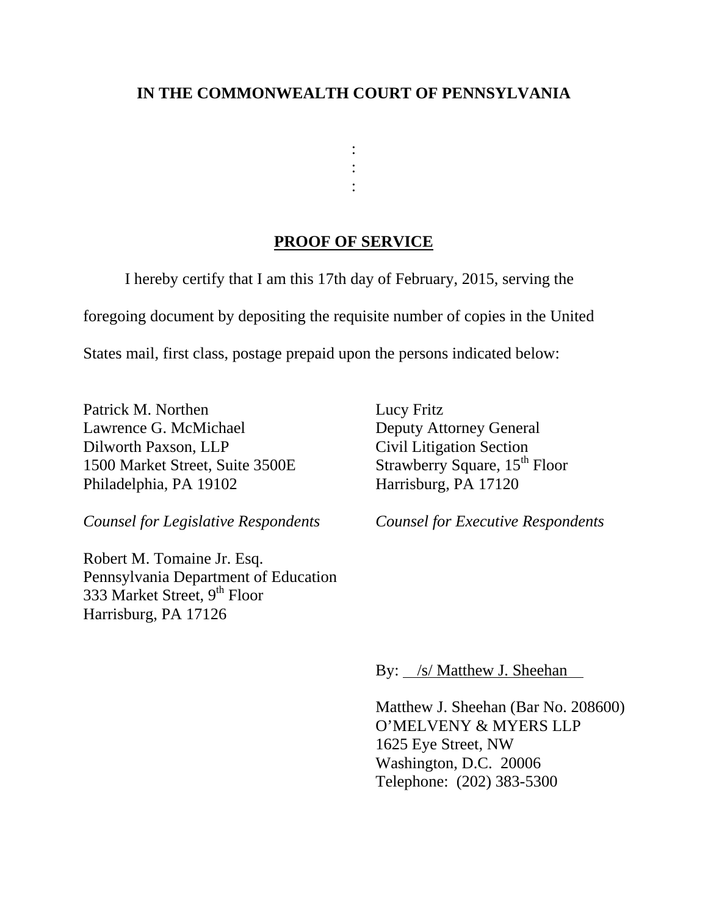**IN THE COMMONWEALTH COURT OF PENNSYLVANIA**

:
:
:

**PROOF OF SERVICE**

I hereby certify that I am this 17th day of February, 2015, serving the foregoing document by depositing the requisite number of copies in the United States mail, first class, postage prepaid upon the persons indicated below:

Patrick M. Northen
Lawrence G. McMichael
Dilworth Paxson, LLP
1500 Market Street, Suite 3500E
Philadelphia, PA 19102

*Counsel for Legislative Respondents*

Lucy Fritz
Deputy Attorney General
Civil Litigation Section
Strawberry Square, 15th Floor
Harrisburg, PA 17120

*Counsel for Executive Respondents*

Robert M. Tomaine Jr. Esq.
Pennsylvania Department of Education
333 Market Street, 9th Floor
Harrisburg, PA 17126

By: /s/ Matthew J. Sheehan

Matthew J. Sheehan (Bar No. 208600)
O'MELVENY & MYERS LLP
1625 Eye Street, NW
Washington, D.C. 20006
Telephone: (202) 383-5300